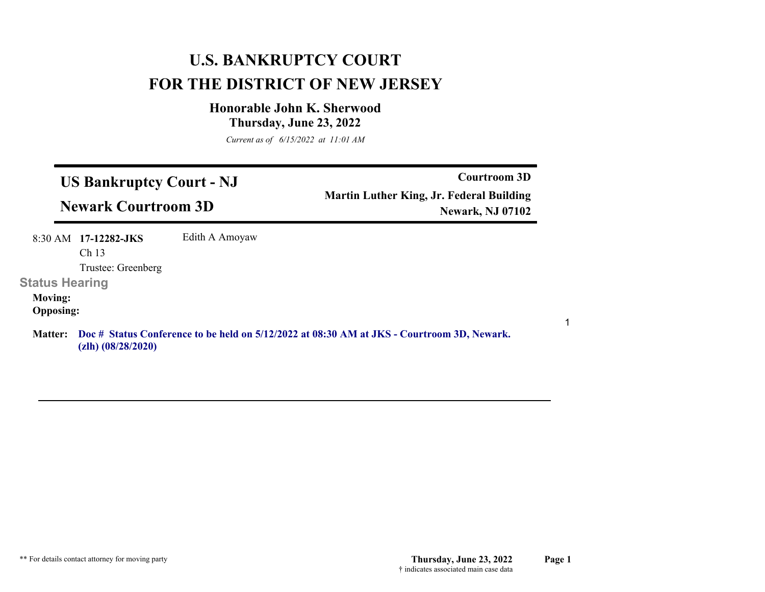# U.S. BANKRUPTCY COURT
# FOR THE DISTRICT OF NEW JERSEY

### Honorable John K. Sherwood
### Thursday, June 23, 2022

*Current as of 6/15/2022 at 11:01 AM*

---

## US Bankruptcy Court - NJ
## Newark Courtroom 3D

**Courtroom 3D**
**Martin Luther King, Jr. Federal Building**
**Newark, NJ 07102**

---

8:30 AM **17-12282-JKS** Edith A Amoyaw
Ch 13
Trustee: Greenberg

**Status Hearing**

**Moving:**
**Opposing:**

1

**Matter:** **Doc # Status Conference to be held on 5/12/2022 at 08:30 AM at JKS - Courtroom 3D, Newark. (zlh) (08/28/2020)**

---

** For details contact attorney for moving party

† indicates associated main case data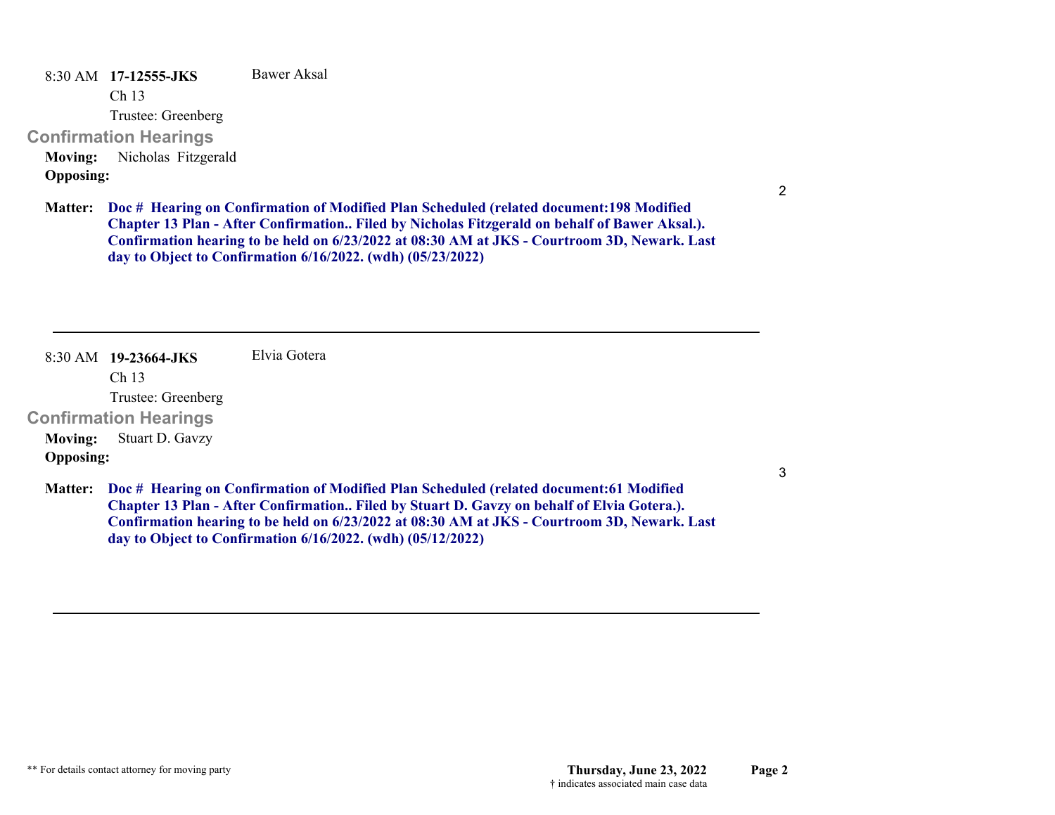8:30 AM **17-12555-JKS** Bawer Aksal

Ch 13

Trustee: Greenberg

## Confirmation Hearings

**Moving:** Nicholas Fitzgerald

**Opposing:**

2

**Matter:** **Doc # Hearing on Confirmation of Modified Plan Scheduled (related document:198 Modified Chapter 13 Plan - After Confirmation.. Filed by Nicholas Fitzgerald on behalf of Bawer Aksal.). Confirmation hearing to be held on 6/23/2022 at 08:30 AM at JKS - Courtroom 3D, Newark. Last day to Object to Confirmation 6/16/2022. (wdh) (05/23/2022)**

---

8:30 AM **19-23664-JKS** Elvia Gotera

Ch 13

Trustee: Greenberg

## Confirmation Hearings

**Moving:** Stuart D. Gavzy

**Opposing:**

3

**Matter:** **Doc # Hearing on Confirmation of Modified Plan Scheduled (related document:61 Modified Chapter 13 Plan - After Confirmation.. Filed by Stuart D. Gavzy on behalf of Elvia Gotera.). Confirmation hearing to be held on 6/23/2022 at 08:30 AM at JKS - Courtroom 3D, Newark. Last day to Object to Confirmation 6/16/2022. (wdh) (05/12/2022)**

---

** For details contact attorney for moving party

**Thursday, June 23, 2022**

† indicates associated main case data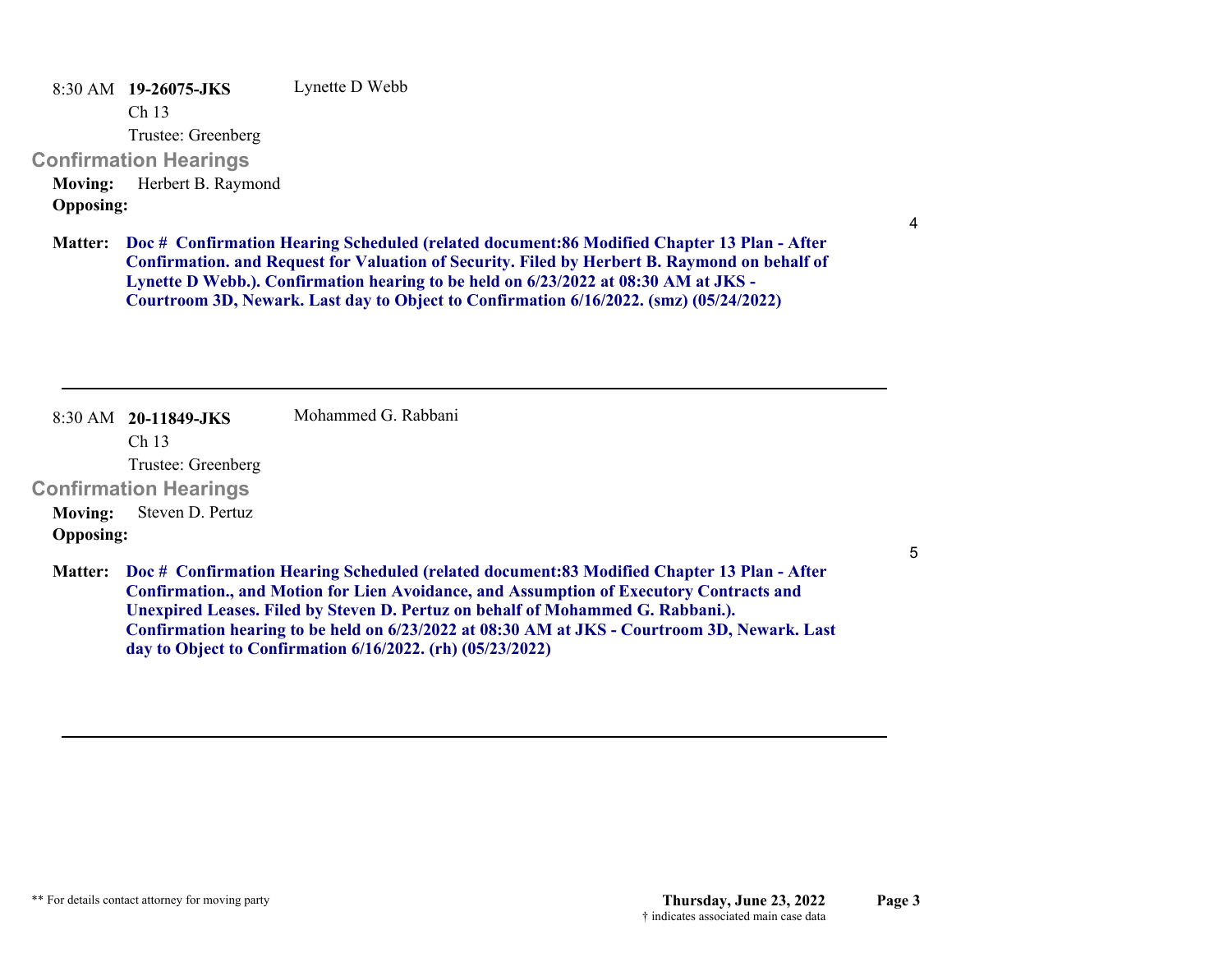8:30 AM **19-26075-JKS** Lynette D Webb

Ch 13

Trustee: Greenberg

## Confirmation Hearings

**Moving:** Herbert B. Raymond

**Opposing:**

4

**Matter:** **Doc # Confirmation Hearing Scheduled (related document:86 Modified Chapter 13 Plan - After Confirmation. and Request for Valuation of Security. Filed by Herbert B. Raymond on behalf of Lynette D Webb.). Confirmation hearing to be held on 6/23/2022 at 08:30 AM at JKS - Courtroom 3D, Newark. Last day to Object to Confirmation 6/16/2022. (smz) (05/24/2022)**

---

8:30 AM **20-11849-JKS** Mohammed G. Rabbani

Ch 13

Trustee: Greenberg

## Confirmation Hearings

**Moving:** Steven D. Pertuz

**Opposing:**

5

**Matter:** **Doc # Confirmation Hearing Scheduled (related document:83 Modified Chapter 13 Plan - After Confirmation., and Motion for Lien Avoidance, and Assumption of Executory Contracts and Unexpired Leases. Filed by Steven D. Pertuz on behalf of Mohammed G. Rabbani.). Confirmation hearing to be held on 6/23/2022 at 08:30 AM at JKS - Courtroom 3D, Newark. Last day to Object to Confirmation 6/16/2022. (rh) (05/23/2022)**

---

** For details contact attorney for moving party

Thursday, June 23, 2022

† indicates associated main case data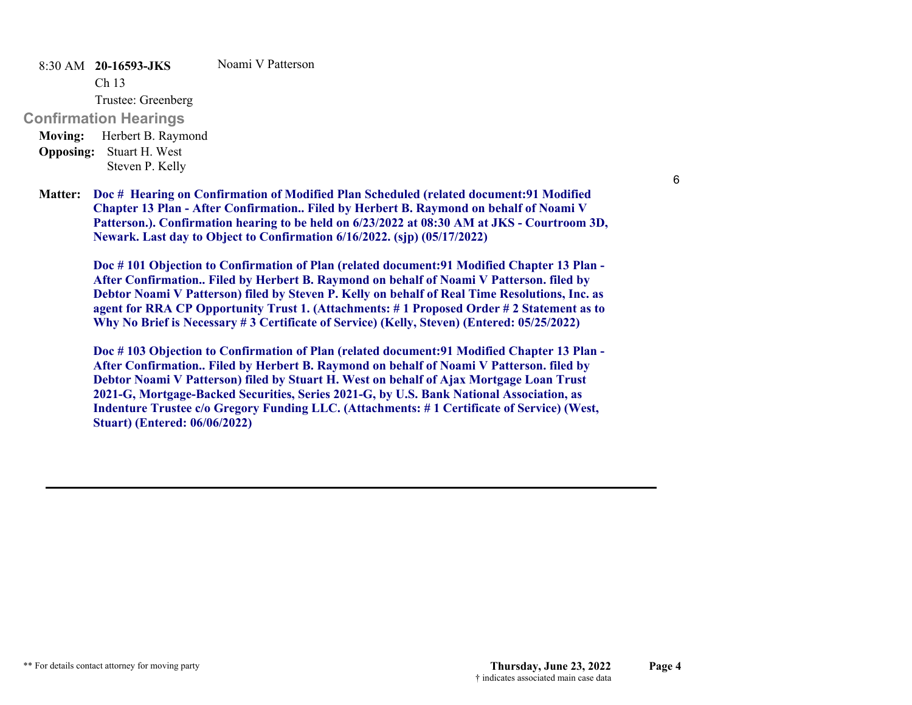8:30 AM **20-16593-JKS** Noami V Patterson

Ch 13

Trustee: Greenberg

## Confirmation Hearings

**Moving:** Herbert B. Raymond

**Opposing:** Stuart H. West
Steven P. Kelly

6

**Matter:** **Doc # Hearing on Confirmation of Modified Plan Scheduled (related document:91 Modified Chapter 13 Plan - After Confirmation.. Filed by Herbert B. Raymond on behalf of Noami V Patterson.). Confirmation hearing to be held on 6/23/2022 at 08:30 AM at JKS - Courtroom 3D, Newark. Last day to Object to Confirmation 6/16/2022. (sjp) (05/17/2022)**

**Doc # 101 Objection to Confirmation of Plan (related document:91 Modified Chapter 13 Plan - After Confirmation.. Filed by Herbert B. Raymond on behalf of Noami V Patterson. filed by Debtor Noami V Patterson) filed by Steven P. Kelly on behalf of Real Time Resolutions, Inc. as agent for RRA CP Opportunity Trust 1. (Attachments: # 1 Proposed Order # 2 Statement as to Why No Brief is Necessary # 3 Certificate of Service) (Kelly, Steven) (Entered: 05/25/2022)**

**Doc # 103 Objection to Confirmation of Plan (related document:91 Modified Chapter 13 Plan - After Confirmation.. Filed by Herbert B. Raymond on behalf of Noami V Patterson. filed by Debtor Noami V Patterson) filed by Stuart H. West on behalf of Ajax Mortgage Loan Trust 2021-G, Mortgage-Backed Securities, Series 2021-G, by U.S. Bank National Association, as Indenture Trustee c/o Gregory Funding LLC. (Attachments: # 1 Certificate of Service) (West, Stuart) (Entered: 06/06/2022)**

---

** For details contact attorney for moving party

† indicates associated main case data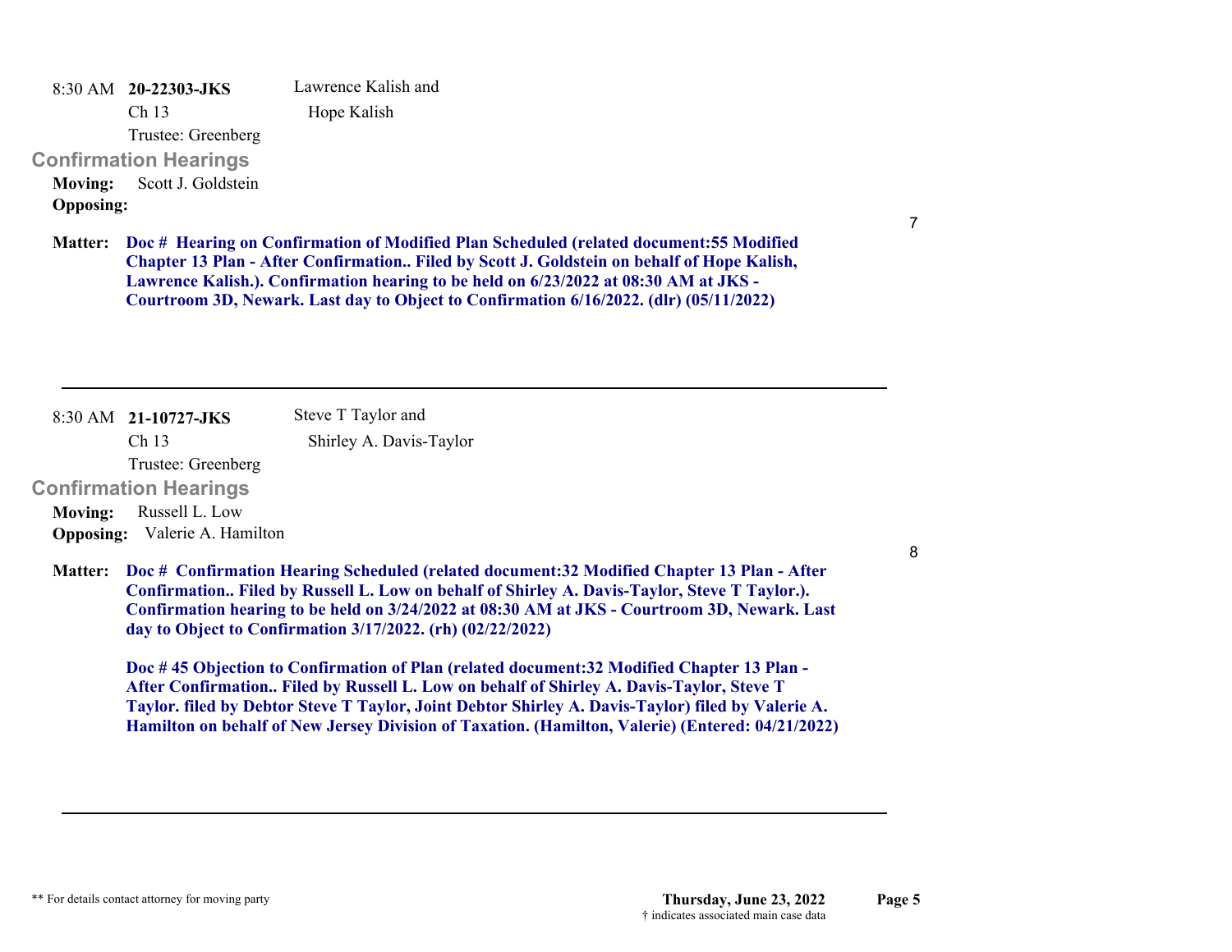8:30 AM **20-22303-JKS** Lawrence Kalish and Hope Kalish

Ch 13

Trustee: Greenberg

## Confirmation Hearings

**Moving:** Scott J. Goldstein

**Opposing:**

7

**Matter:** **Doc # Hearing on Confirmation of Modified Plan Scheduled (related document:55 Modified Chapter 13 Plan - After Confirmation.. Filed by Scott J. Goldstein on behalf of Hope Kalish, Lawrence Kalish.). Confirmation hearing to be held on 6/23/2022 at 08:30 AM at JKS - Courtroom 3D, Newark. Last day to Object to Confirmation 6/16/2022. (dlr) (05/11/2022)**

---

8:30 AM **21-10727-JKS** Steve T Taylor and Shirley A. Davis-Taylor

Ch 13

Trustee: Greenberg

## Confirmation Hearings

**Moving:** Russell L. Low

**Opposing:** Valerie A. Hamilton

8

**Matter:** **Doc # Confirmation Hearing Scheduled (related document:32 Modified Chapter 13 Plan - After Confirmation.. Filed by Russell L. Low on behalf of Shirley A. Davis-Taylor, Steve T Taylor.). Confirmation hearing to be held on 3/24/2022 at 08:30 AM at JKS - Courtroom 3D, Newark. Last day to Object to Confirmation 3/17/2022. (rh) (02/22/2022)**

**Doc # 45 Objection to Confirmation of Plan (related document:32 Modified Chapter 13 Plan - After Confirmation.. Filed by Russell L. Low on behalf of Shirley A. Davis-Taylor, Steve T Taylor. filed by Debtor Steve T Taylor, Joint Debtor Shirley A. Davis-Taylor) filed by Valerie A. Hamilton on behalf of New Jersey Division of Taxation. (Hamilton, Valerie) (Entered: 04/21/2022)**

---

** For details contact attorney for moving party

**Thursday, June 23, 2022**

† indicates associated main case data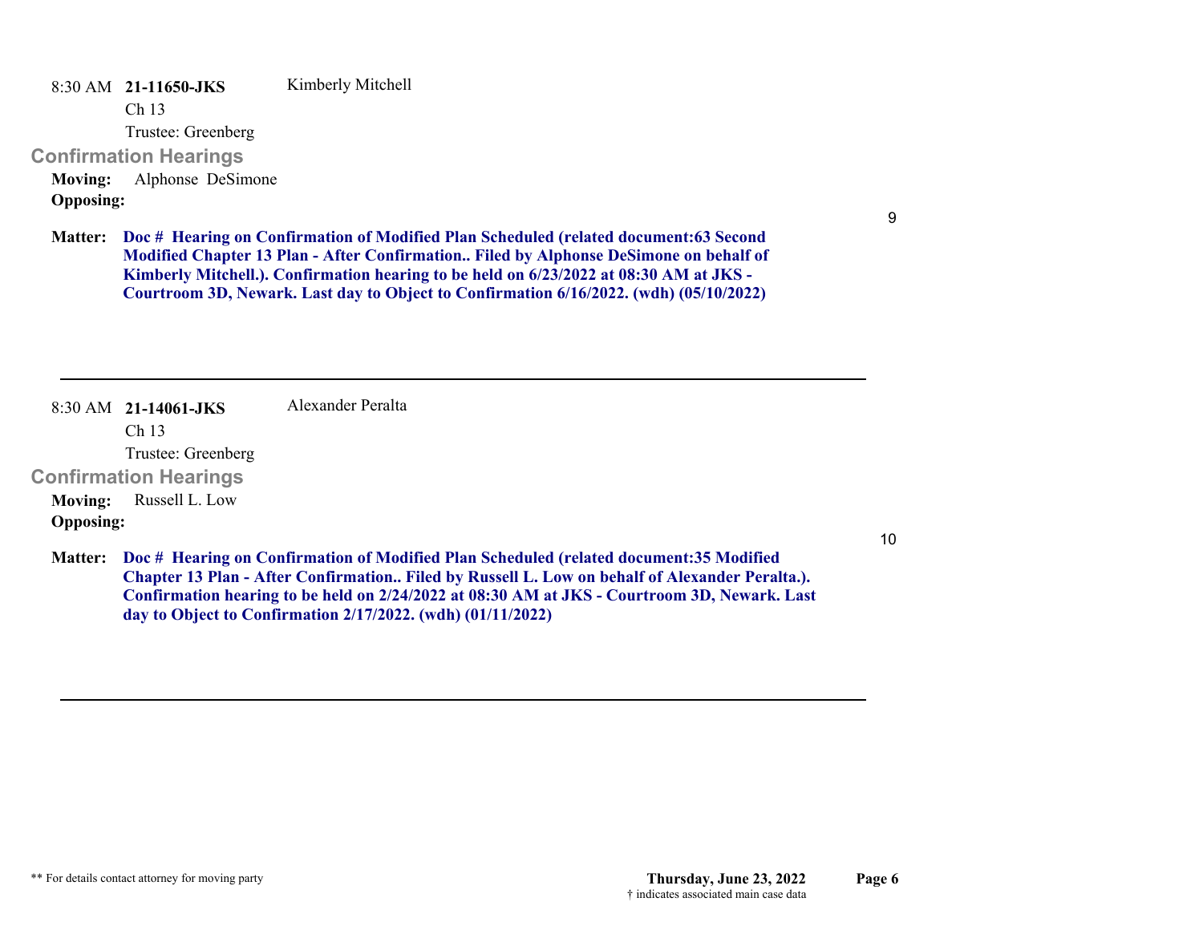8:30 AM **21-11650-JKS** Kimberly Mitchell

Ch 13

Trustee: Greenberg

## Confirmation Hearings

**Moving:** Alphonse DeSimone

**Opposing:**

9

**Matter:** **Doc # Hearing on Confirmation of Modified Plan Scheduled (related document:63 Second Modified Chapter 13 Plan - After Confirmation.. Filed by Alphonse DeSimone on behalf of Kimberly Mitchell.). Confirmation hearing to be held on 6/23/2022 at 08:30 AM at JKS - Courtroom 3D, Newark. Last day to Object to Confirmation 6/16/2022. (wdh) (05/10/2022)**

---

8:30 AM **21-14061-JKS** Alexander Peralta

Ch 13

Trustee: Greenberg

## Confirmation Hearings

**Moving:** Russell L. Low

**Opposing:**

10

**Matter:** **Doc # Hearing on Confirmation of Modified Plan Scheduled (related document:35 Modified Chapter 13 Plan - After Confirmation.. Filed by Russell L. Low on behalf of Alexander Peralta.). Confirmation hearing to be held on 2/24/2022 at 08:30 AM at JKS - Courtroom 3D, Newark. Last day to Object to Confirmation 2/17/2022. (wdh) (01/11/2022)**

---

** For details contact attorney for moving party

**Thursday, June 23, 2022**

† indicates associated main case data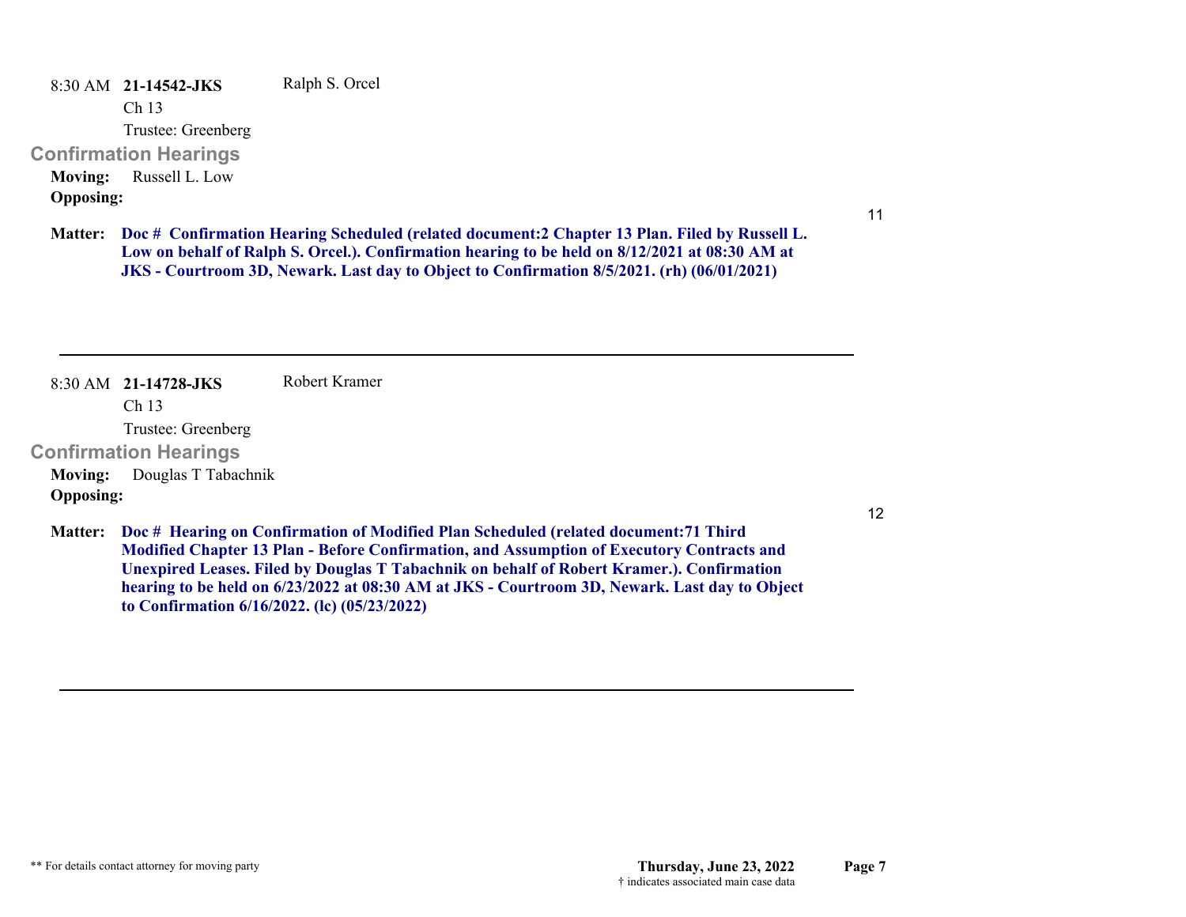8:30 AM **21-14542-JKS** Ralph S. Orcel

Ch 13

Trustee: Greenberg

## Confirmation Hearings

**Moving:** Russell L. Low

**Opposing:**

11

**Matter:** **Doc # Confirmation Hearing Scheduled (related document:2 Chapter 13 Plan. Filed by Russell L. Low on behalf of Ralph S. Orcel.). Confirmation hearing to be held on 8/12/2021 at 08:30 AM at JKS - Courtroom 3D, Newark. Last day to Object to Confirmation 8/5/2021. (rh) (06/01/2021)**

---

8:30 AM **21-14728-JKS** Robert Kramer

Ch 13

Trustee: Greenberg

## Confirmation Hearings

**Moving:** Douglas T Tabachnik

**Opposing:**

12

**Matter:** **Doc # Hearing on Confirmation of Modified Plan Scheduled (related document:71 Third Modified Chapter 13 Plan - Before Confirmation, and Assumption of Executory Contracts and Unexpired Leases. Filed by Douglas T Tabachnik on behalf of Robert Kramer.). Confirmation hearing to be held on 6/23/2022 at 08:30 AM at JKS - Courtroom 3D, Newark. Last day to Object to Confirmation 6/16/2022. (lc) (05/23/2022)**

---

** For details contact attorney for moving party

† indicates associated main case data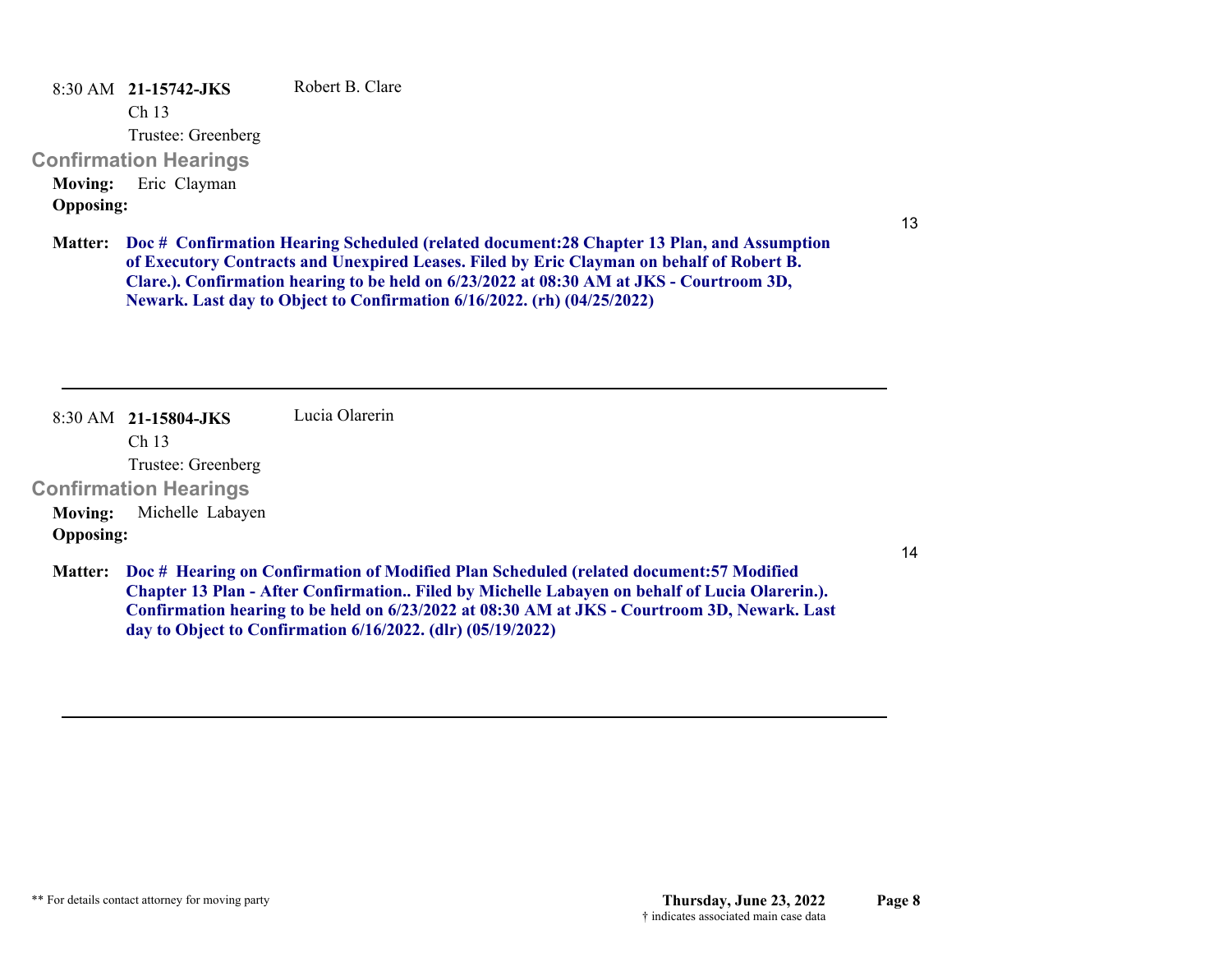8:30 AM **21-15742-JKS** Robert B. Clare

Ch 13

Trustee: Greenberg

### Confirmation Hearings

**Moving:** Eric Clayman

**Opposing:**

13

**Matter:** **Doc # Confirmation Hearing Scheduled (related document:28 Chapter 13 Plan, and Assumption of Executory Contracts and Unexpired Leases. Filed by Eric Clayman on behalf of Robert B. Clare.). Confirmation hearing to be held on 6/23/2022 at 08:30 AM at JKS - Courtroom 3D, Newark. Last day to Object to Confirmation 6/16/2022. (rh) (04/25/2022)**

---

8:30 AM **21-15804-JKS** Lucia Olarerin

Ch 13

Trustee: Greenberg

### Confirmation Hearings

**Moving:** Michelle Labayen

**Opposing:**

14

**Matter:** **Doc # Hearing on Confirmation of Modified Plan Scheduled (related document:57 Modified Chapter 13 Plan - After Confirmation.. Filed by Michelle Labayen on behalf of Lucia Olarerin.). Confirmation hearing to be held on 6/23/2022 at 08:30 AM at JKS - Courtroom 3D, Newark. Last day to Object to Confirmation 6/16/2022. (dlr) (05/19/2022)**

---

** For details contact attorney for moving party

**Thursday, June 23, 2022**

† indicates associated main case data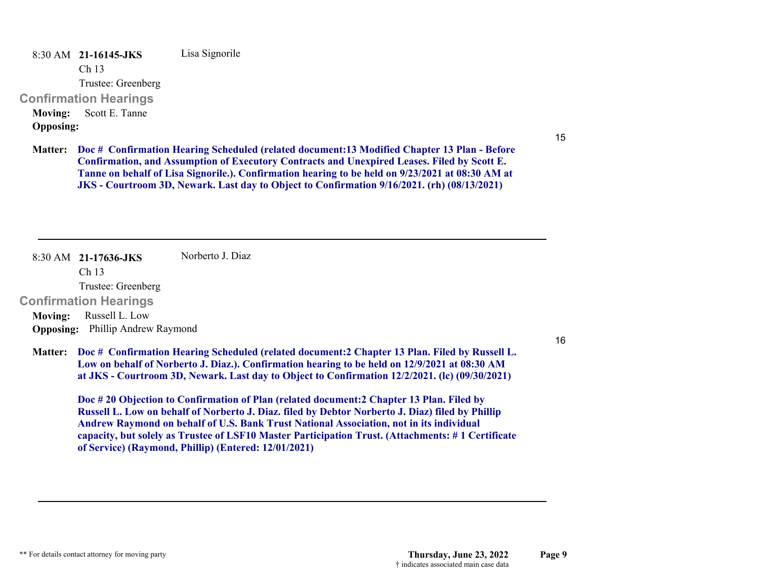8:30 AM **21-16145-JKS** Lisa Signorile

Ch 13

Trustee: Greenberg

## Confirmation Hearings

**Moving:** Scott E. Tanne

**Opposing:**

15

**Matter:** **Doc # Confirmation Hearing Scheduled (related document:13 Modified Chapter 13 Plan - Before Confirmation, and Assumption of Executory Contracts and Unexpired Leases. Filed by Scott E. Tanne on behalf of Lisa Signorile.). Confirmation hearing to be held on 9/23/2021 at 08:30 AM at JKS - Courtroom 3D, Newark. Last day to Object to Confirmation 9/16/2021. (rh) (08/13/2021)**

---

8:30 AM **21-17636-JKS** Norberto J. Diaz

Ch 13

Trustee: Greenberg

## Confirmation Hearings

**Moving:** Russell L. Low

**Opposing:** Phillip Andrew Raymond

16

**Matter:** **Doc # Confirmation Hearing Scheduled (related document:2 Chapter 13 Plan. Filed by Russell L. Low on behalf of Norberto J. Diaz.). Confirmation hearing to be held on 12/9/2021 at 08:30 AM at JKS - Courtroom 3D, Newark. Last day to Object to Confirmation 12/2/2021. (lc) (09/30/2021)**

**Doc # 20 Objection to Confirmation of Plan (related document:2 Chapter 13 Plan. Filed by Russell L. Low on behalf of Norberto J. Diaz. filed by Debtor Norberto J. Diaz) filed by Phillip Andrew Raymond on behalf of U.S. Bank Trust National Association, not in its individual capacity, but solely as Trustee of LSF10 Master Participation Trust. (Attachments: # 1 Certificate of Service) (Raymond, Phillip) (Entered: 12/01/2021)**

---

** For details contact attorney for moving party

† indicates associated main case data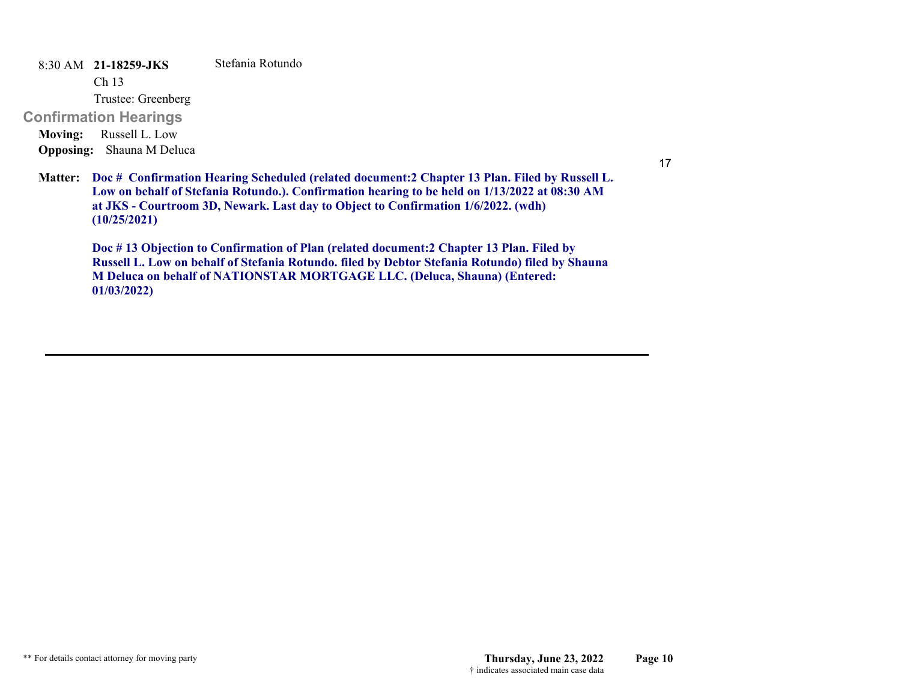8:30 AM **21-18259-JKS** Stefania Rotundo

Ch 13

Trustee: Greenberg

## Confirmation Hearings

**Moving:** Russell L. Low

**Opposing:** Shauna M Deluca

17

**Matter:** **Doc # Confirmation Hearing Scheduled (related document:2 Chapter 13 Plan. Filed by Russell L. Low on behalf of Stefania Rotundo.). Confirmation hearing to be held on 1/13/2022 at 08:30 AM at JKS - Courtroom 3D, Newark. Last day to Object to Confirmation 1/6/2022. (wdh) (10/25/2021)**

**Doc # 13 Objection to Confirmation of Plan (related document:2 Chapter 13 Plan. Filed by Russell L. Low on behalf of Stefania Rotundo. filed by Debtor Stefania Rotundo) filed by Shauna M Deluca on behalf of NATIONSTAR MORTGAGE LLC. (Deluca, Shauna) (Entered: 01/03/2022)**

---

** For details contact attorney for moving party

**Thursday, June 23, 2022**

† indicates associated main case data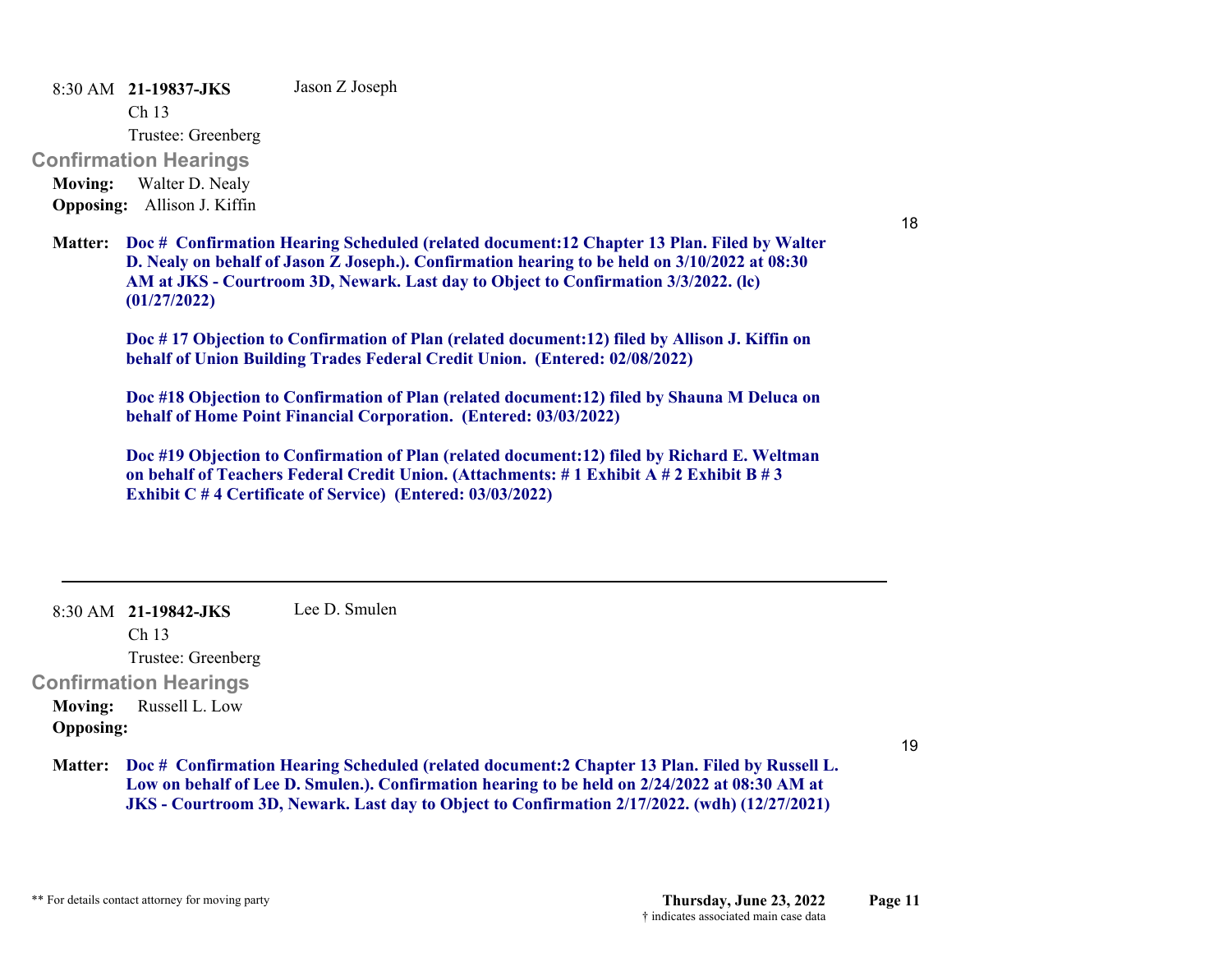8:30 AM **21-19837-JKS** Jason Z Joseph
Ch 13
Trustee: Greenberg

### Confirmation Hearings

**Moving:** Walter D. Nealy
**Opposing:** Allison J. Kiffin

18

**Matter:** **Doc # Confirmation Hearing Scheduled (related document:12 Chapter 13 Plan. Filed by Walter D. Nealy on behalf of Jason Z Joseph.). Confirmation hearing to be held on 3/10/2022 at 08:30 AM at JKS - Courtroom 3D, Newark. Last day to Object to Confirmation 3/3/2022. (lc) (01/27/2022)**

**Doc # 17 Objection to Confirmation of Plan (related document:12) filed by Allison J. Kiffin on behalf of Union Building Trades Federal Credit Union. (Entered: 02/08/2022)**

**Doc #18 Objection to Confirmation of Plan (related document:12) filed by Shauna M Deluca on behalf of Home Point Financial Corporation. (Entered: 03/03/2022)**

**Doc #19 Objection to Confirmation of Plan (related document:12) filed by Richard E. Weltman on behalf of Teachers Federal Credit Union. (Attachments: # 1 Exhibit A # 2 Exhibit B # 3 Exhibit C # 4 Certificate of Service) (Entered: 03/03/2022)**

---

8:30 AM **21-19842-JKS** Lee D. Smulen
Ch 13
Trustee: Greenberg

### Confirmation Hearings

**Moving:** Russell L. Low
**Opposing:**

19

**Matter:** **Doc # Confirmation Hearing Scheduled (related document:2 Chapter 13 Plan. Filed by Russell L. Low on behalf of Lee D. Smulen.). Confirmation hearing to be held on 2/24/2022 at 08:30 AM at JKS - Courtroom 3D, Newark. Last day to Object to Confirmation 2/17/2022. (wdh) (12/27/2021)**

** For details contact attorney for moving party

**Thursday, June 23, 2022**
† indicates associated main case data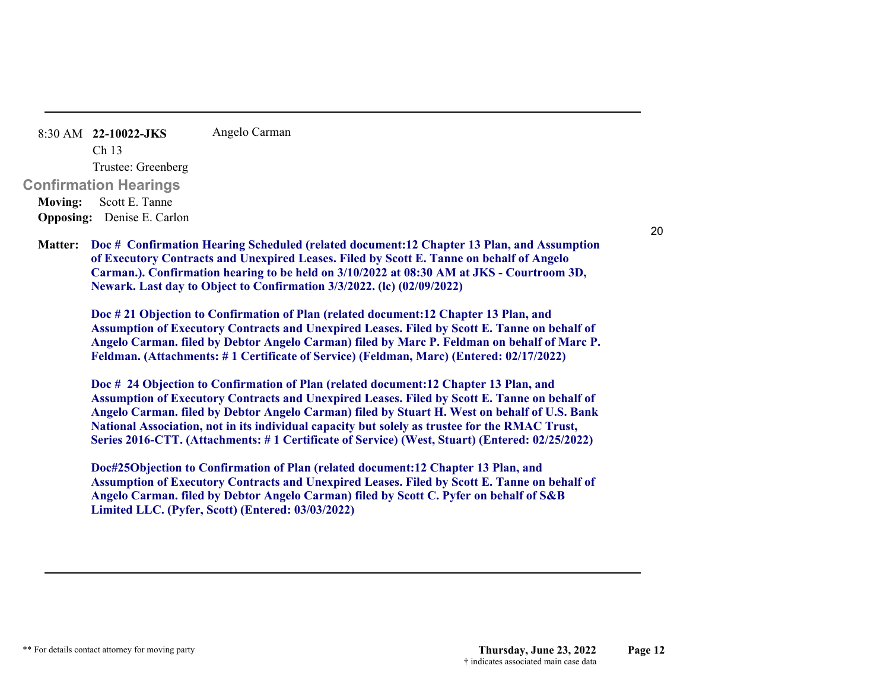8:30 AM **22-10022-JKS** Angelo Carman

Ch 13

Trustee: Greenberg

## Confirmation Hearings

**Moving:** Scott E. Tanne

**Opposing:** Denise E. Carlon

20

**Matter:** **Doc # Confirmation Hearing Scheduled (related document:12 Chapter 13 Plan, and Assumption of Executory Contracts and Unexpired Leases. Filed by Scott E. Tanne on behalf of Angelo Carman.). Confirmation hearing to be held on 3/10/2022 at 08:30 AM at JKS - Courtroom 3D, Newark. Last day to Object to Confirmation 3/3/2022. (lc) (02/09/2022)**

**Doc # 21 Objection to Confirmation of Plan (related document:12 Chapter 13 Plan, and Assumption of Executory Contracts and Unexpired Leases. Filed by Scott E. Tanne on behalf of Angelo Carman. filed by Debtor Angelo Carman) filed by Marc P. Feldman on behalf of Marc P. Feldman. (Attachments: # 1 Certificate of Service) (Feldman, Marc) (Entered: 02/17/2022)**

**Doc # 24 Objection to Confirmation of Plan (related document:12 Chapter 13 Plan, and Assumption of Executory Contracts and Unexpired Leases. Filed by Scott E. Tanne on behalf of Angelo Carman. filed by Debtor Angelo Carman) filed by Stuart H. West on behalf of U.S. Bank National Association, not in its individual capacity but solely as trustee for the RMAC Trust, Series 2016-CTT. (Attachments: # 1 Certificate of Service) (West, Stuart) (Entered: 02/25/2022)**

**Doc#25Objection to Confirmation of Plan (related document:12 Chapter 13 Plan, and Assumption of Executory Contracts and Unexpired Leases. Filed by Scott E. Tanne on behalf of Angelo Carman. filed by Debtor Angelo Carman) filed by Scott C. Pyfer on behalf of S&B Limited LLC. (Pyfer, Scott) (Entered: 03/03/2022)**

** For details contact attorney for moving party

**Thursday, June 23, 2022**

† indicates associated main case data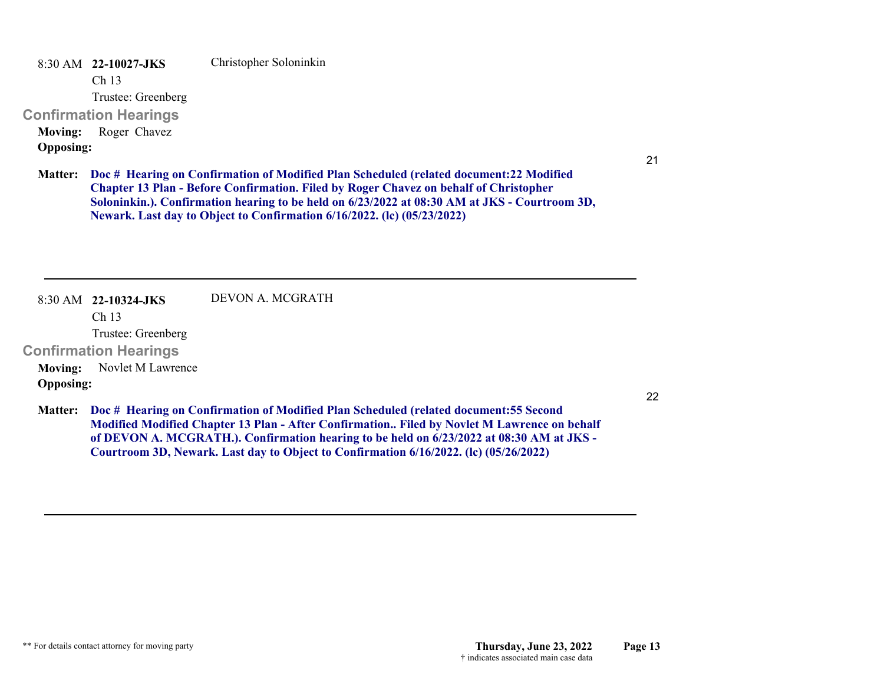8:30 AM **22-10027-JKS** Christopher Soloninkin

Ch 13

Trustee: Greenberg

## Confirmation Hearings

**Moving:** Roger Chavez

**Opposing:**

21

**Matter:** **Doc # Hearing on Confirmation of Modified Plan Scheduled (related document:22 Modified Chapter 13 Plan - Before Confirmation. Filed by Roger Chavez on behalf of Christopher Soloninkin.). Confirmation hearing to be held on 6/23/2022 at 08:30 AM at JKS - Courtroom 3D, Newark. Last day to Object to Confirmation 6/16/2022. (lc) (05/23/2022)**

---

8:30 AM **22-10324-JKS** DEVON A. MCGRATH

Ch 13

Trustee: Greenberg

## Confirmation Hearings

**Moving:** Novlet M Lawrence

**Opposing:**

22

**Matter:** **Doc # Hearing on Confirmation of Modified Plan Scheduled (related document:55 Second Modified Modified Chapter 13 Plan - After Confirmation.. Filed by Novlet M Lawrence on behalf of DEVON A. MCGRATH.). Confirmation hearing to be held on 6/23/2022 at 08:30 AM at JKS - Courtroom 3D, Newark. Last day to Object to Confirmation 6/16/2022. (lc) (05/26/2022)**

---

** For details contact attorney for moving party

† indicates associated main case data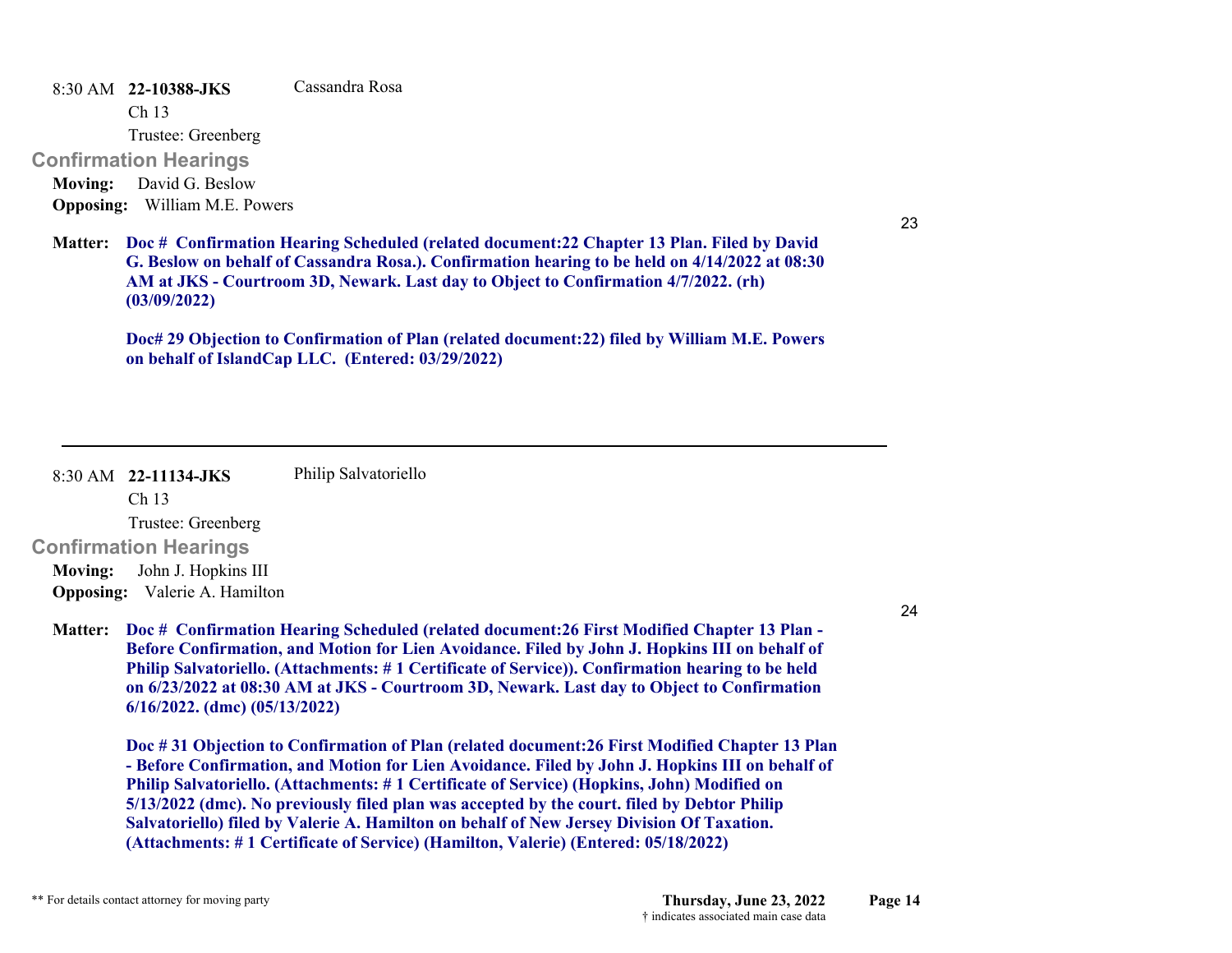8:30 AM **22-10388-JKS** Cassandra Rosa

Ch 13

Trustee: Greenberg

## Confirmation Hearings

**Moving:** David G. Beslow

**Opposing:** William M.E. Powers

23

**Matter:** **Doc # Confirmation Hearing Scheduled (related document:22 Chapter 13 Plan. Filed by David G. Beslow on behalf of Cassandra Rosa.). Confirmation hearing to be held on 4/14/2022 at 08:30 AM at JKS - Courtroom 3D, Newark. Last day to Object to Confirmation 4/7/2022. (rh) (03/09/2022)**

**Doc# 29 Objection to Confirmation of Plan (related document:22) filed by William M.E. Powers on behalf of IslandCap LLC. (Entered: 03/29/2022)**

---

8:30 AM **22-11134-JKS** Philip Salvatoriello

Ch 13

Trustee: Greenberg

## Confirmation Hearings

**Moving:** John J. Hopkins III

**Opposing:** Valerie A. Hamilton

24

**Matter:** **Doc # Confirmation Hearing Scheduled (related document:26 First Modified Chapter 13 Plan - Before Confirmation, and Motion for Lien Avoidance. Filed by John J. Hopkins III on behalf of Philip Salvatoriello. (Attachments: # 1 Certificate of Service)). Confirmation hearing to be held on 6/23/2022 at 08:30 AM at JKS - Courtroom 3D, Newark. Last day to Object to Confirmation 6/16/2022. (dmc) (05/13/2022)**

**Doc # 31 Objection to Confirmation of Plan (related document:26 First Modified Chapter 13 Plan - Before Confirmation, and Motion for Lien Avoidance. Filed by John J. Hopkins III on behalf of Philip Salvatoriello. (Attachments: # 1 Certificate of Service) (Hopkins, John) Modified on 5/13/2022 (dmc). No previously filed plan was accepted by the court. filed by Debtor Philip Salvatoriello) filed by Valerie A. Hamilton on behalf of New Jersey Division Of Taxation. (Attachments: # 1 Certificate of Service) (Hamilton, Valerie) (Entered: 05/18/2022)**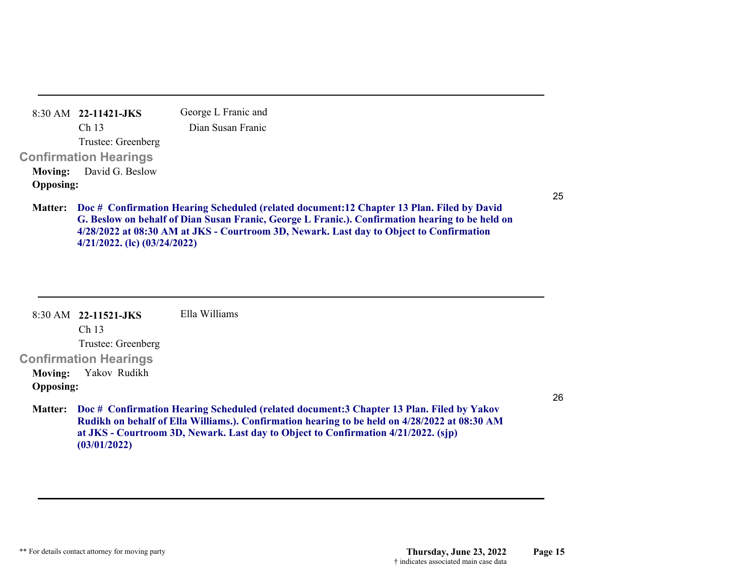---

8:30 AM **22-11421-JKS** George L Franic and
Ch 13 Dian Susan Franic
Trustee: Greenberg

### Confirmation Hearings

**Moving:** David G. Beslow
**Opposing:**

25

**Matter:** **Doc # Confirmation Hearing Scheduled (related document:12 Chapter 13 Plan. Filed by David G. Beslow on behalf of Dian Susan Franic, George L Franic.). Confirmation hearing to be held on 4/28/2022 at 08:30 AM at JKS - Courtroom 3D, Newark. Last day to Object to Confirmation 4/21/2022. (lc) (03/24/2022)**

---

8:30 AM **22-11521-JKS** Ella Williams
Ch 13
Trustee: Greenberg

### Confirmation Hearings

**Moving:** Yakov Rudikh
**Opposing:**

26

**Matter:** **Doc # Confirmation Hearing Scheduled (related document:3 Chapter 13 Plan. Filed by Yakov Rudikh on behalf of Ella Williams.). Confirmation hearing to be held on 4/28/2022 at 08:30 AM at JKS - Courtroom 3D, Newark. Last day to Object to Confirmation 4/21/2022. (sjp) (03/01/2022)**

---

** For details contact attorney for moving party

† indicates associated main case data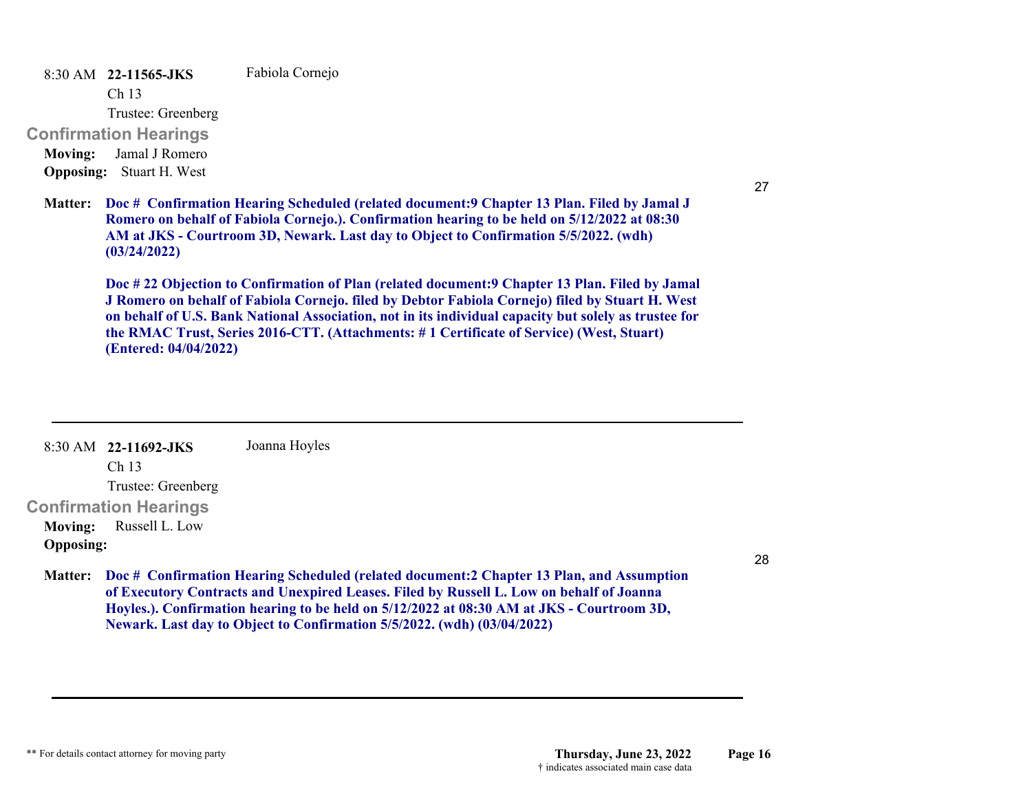8:30 AM **22-11565-JKS** Fabiola Cornejo

Ch 13

Trustee: Greenberg

## Confirmation Hearings

**Moving:** Jamal J Romero

**Opposing:** Stuart H. West

27

**Matter:** **Doc # Confirmation Hearing Scheduled (related document:9 Chapter 13 Plan. Filed by Jamal J Romero on behalf of Fabiola Cornejo.). Confirmation hearing to be held on 5/12/2022 at 08:30 AM at JKS - Courtroom 3D, Newark. Last day to Object to Confirmation 5/5/2022. (wdh) (03/24/2022)**

**Doc # 22 Objection to Confirmation of Plan (related document:9 Chapter 13 Plan. Filed by Jamal J Romero on behalf of Fabiola Cornejo. filed by Debtor Fabiola Cornejo) filed by Stuart H. West on behalf of U.S. Bank National Association, not in its individual capacity but solely as trustee for the RMAC Trust, Series 2016-CTT. (Attachments: # 1 Certificate of Service) (West, Stuart) (Entered: 04/04/2022)**

---

8:30 AM **22-11692-JKS** Joanna Hoyles

Ch 13

Trustee: Greenberg

## Confirmation Hearings

**Moving:** Russell L. Low

**Opposing:**

28

**Matter:** **Doc # Confirmation Hearing Scheduled (related document:2 Chapter 13 Plan, and Assumption of Executory Contracts and Unexpired Leases. Filed by Russell L. Low on behalf of Joanna Hoyles.). Confirmation hearing to be held on 5/12/2022 at 08:30 AM at JKS - Courtroom 3D, Newark. Last day to Object to Confirmation 5/5/2022. (wdh) (03/04/2022)**

---

** For details contact attorney for moving party

† indicates associated main case data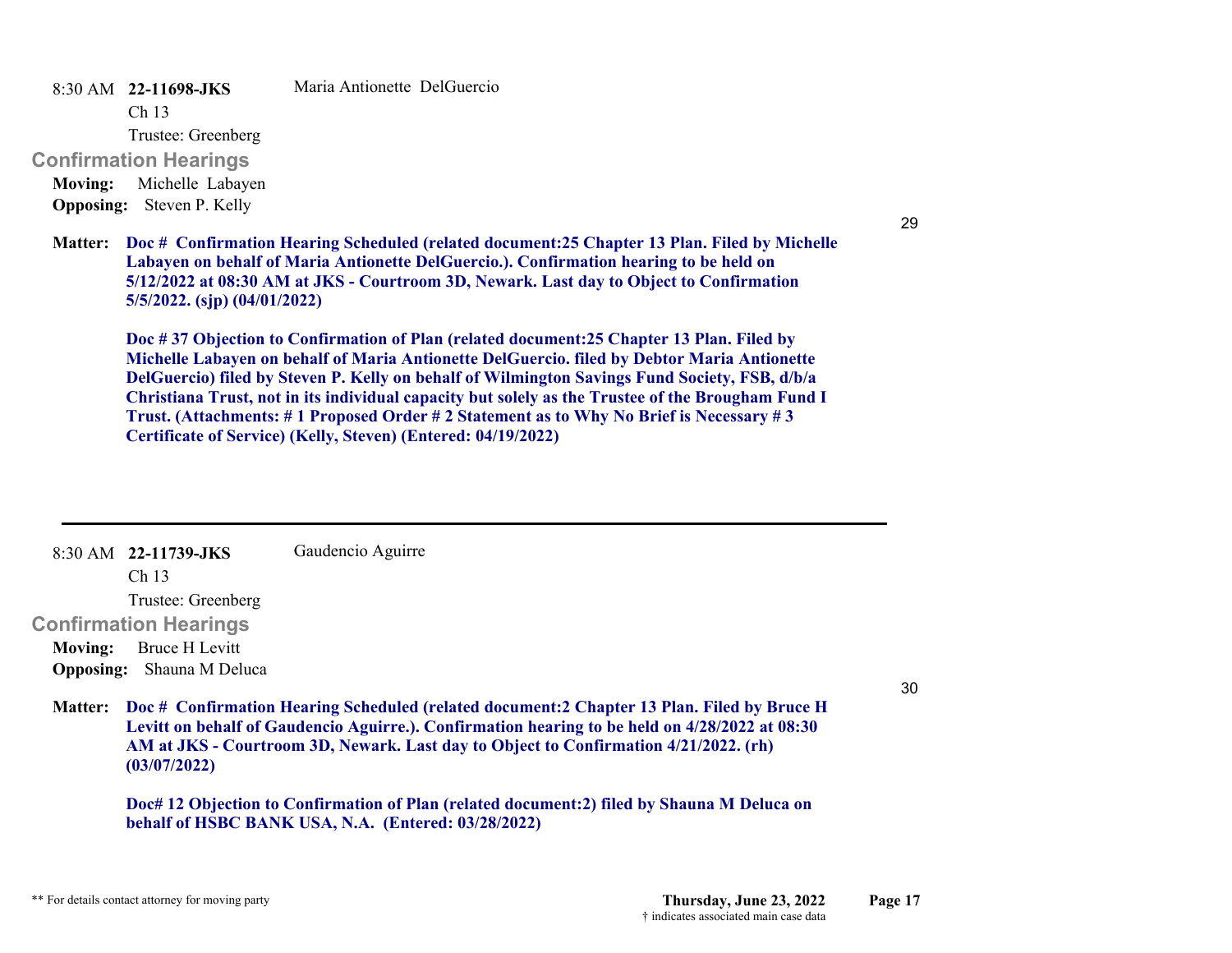8:30 AM **22-11698-JKS** Maria Antionette DelGuercio

Ch 13

Trustee: Greenberg

### Confirmation Hearings

**Moving:** Michelle Labayen

**Opposing:** Steven P. Kelly

29

**Matter:** **Doc # Confirmation Hearing Scheduled (related document:25 Chapter 13 Plan. Filed by Michelle Labayen on behalf of Maria Antionette DelGuercio.). Confirmation hearing to be held on 5/12/2022 at 08:30 AM at JKS - Courtroom 3D, Newark. Last day to Object to Confirmation 5/5/2022. (sjp) (04/01/2022)**

**Doc # 37 Objection to Confirmation of Plan (related document:25 Chapter 13 Plan. Filed by Michelle Labayen on behalf of Maria Antionette DelGuercio. filed by Debtor Maria Antionette DelGuercio) filed by Steven P. Kelly on behalf of Wilmington Savings Fund Society, FSB, d/b/a Christiana Trust, not in its individual capacity but solely as the Trustee of the Brougham Fund I Trust. (Attachments: # 1 Proposed Order # 2 Statement as to Why No Brief is Necessary # 3 Certificate of Service) (Kelly, Steven) (Entered: 04/19/2022)**

---

8:30 AM **22-11739-JKS** Gaudencio Aguirre

Ch 13

Trustee: Greenberg

### Confirmation Hearings

**Moving:** Bruce H Levitt

**Opposing:** Shauna M Deluca

30

**Matter:** **Doc # Confirmation Hearing Scheduled (related document:2 Chapter 13 Plan. Filed by Bruce H Levitt on behalf of Gaudencio Aguirre.). Confirmation hearing to be held on 4/28/2022 at 08:30 AM at JKS - Courtroom 3D, Newark. Last day to Object to Confirmation 4/21/2022. (rh) (03/07/2022)**

**Doc# 12 Objection to Confirmation of Plan (related document:2) filed by Shauna M Deluca on behalf of HSBC BANK USA, N.A. (Entered: 03/28/2022)**

** For details contact attorney for moving party

**Thursday, June 23, 2022**
† indicates associated main case data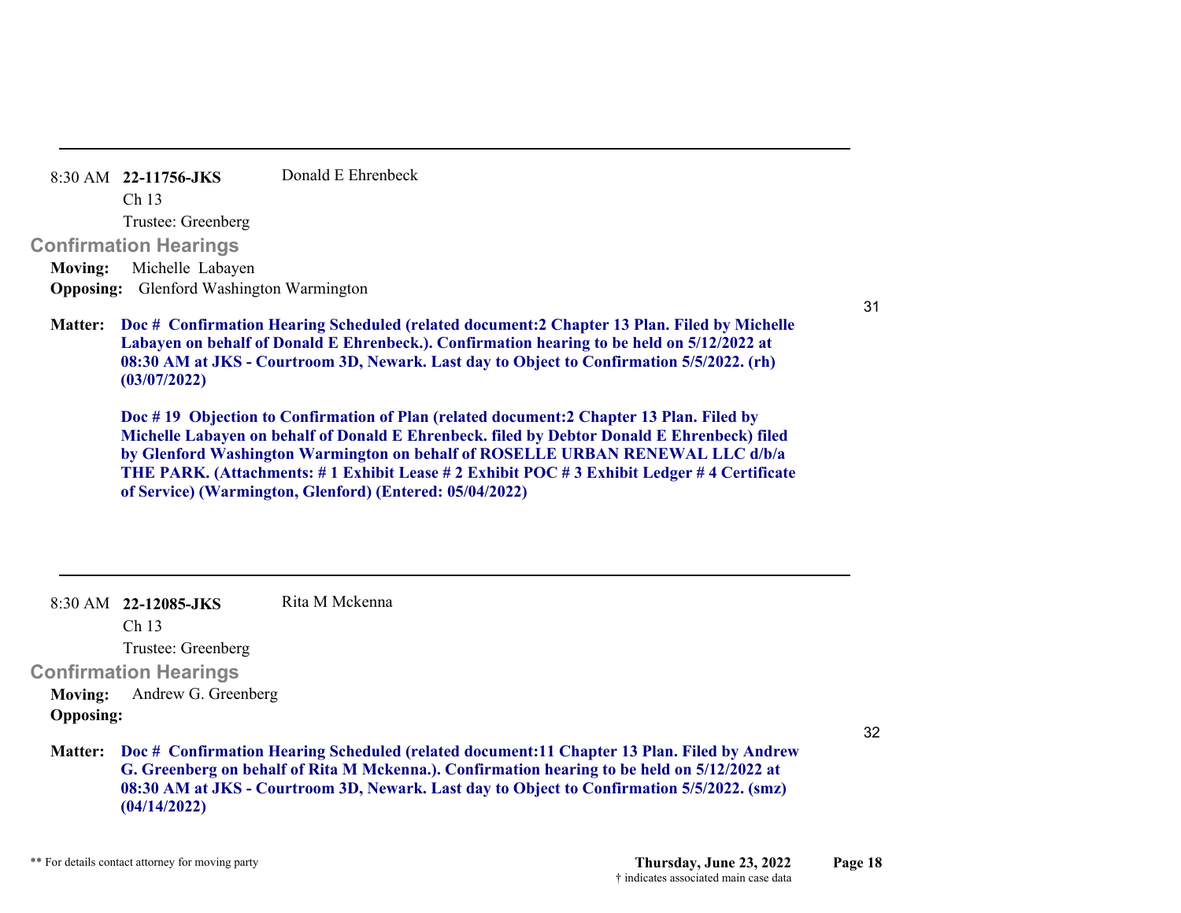---

8:30 AM **22-11756-JKS** Donald E Ehrenbeck

Ch 13

Trustee: Greenberg

## Confirmation Hearings

**Moving:** Michelle Labayen

**Opposing:** Glenford Washington Warmington

31

**Matter:** **Doc # Confirmation Hearing Scheduled (related document:2 Chapter 13 Plan. Filed by Michelle Labayen on behalf of Donald E Ehrenbeck.). Confirmation hearing to be held on 5/12/2022 at 08:30 AM at JKS - Courtroom 3D, Newark. Last day to Object to Confirmation 5/5/2022. (rh) (03/07/2022)**

**Doc # 19 Objection to Confirmation of Plan (related document:2 Chapter 13 Plan. Filed by Michelle Labayen on behalf of Donald E Ehrenbeck. filed by Debtor Donald E Ehrenbeck) filed by Glenford Washington Warmington on behalf of ROSELLE URBAN RENEWAL LLC d/b/a THE PARK. (Attachments: # 1 Exhibit Lease # 2 Exhibit POC # 3 Exhibit Ledger # 4 Certificate of Service) (Warmington, Glenford) (Entered: 05/04/2022)**

---

8:30 AM **22-12085-JKS** Rita M Mckenna

Ch 13

Trustee: Greenberg

## Confirmation Hearings

**Moving:** Andrew G. Greenberg

**Opposing:**

32

**Matter:** **Doc # Confirmation Hearing Scheduled (related document:11 Chapter 13 Plan. Filed by Andrew G. Greenberg on behalf of Rita M Mckenna.). Confirmation hearing to be held on 5/12/2022 at 08:30 AM at JKS - Courtroom 3D, Newark. Last day to Object to Confirmation 5/5/2022. (smz) (04/14/2022)**

** For details contact attorney for moving party

† indicates associated main case data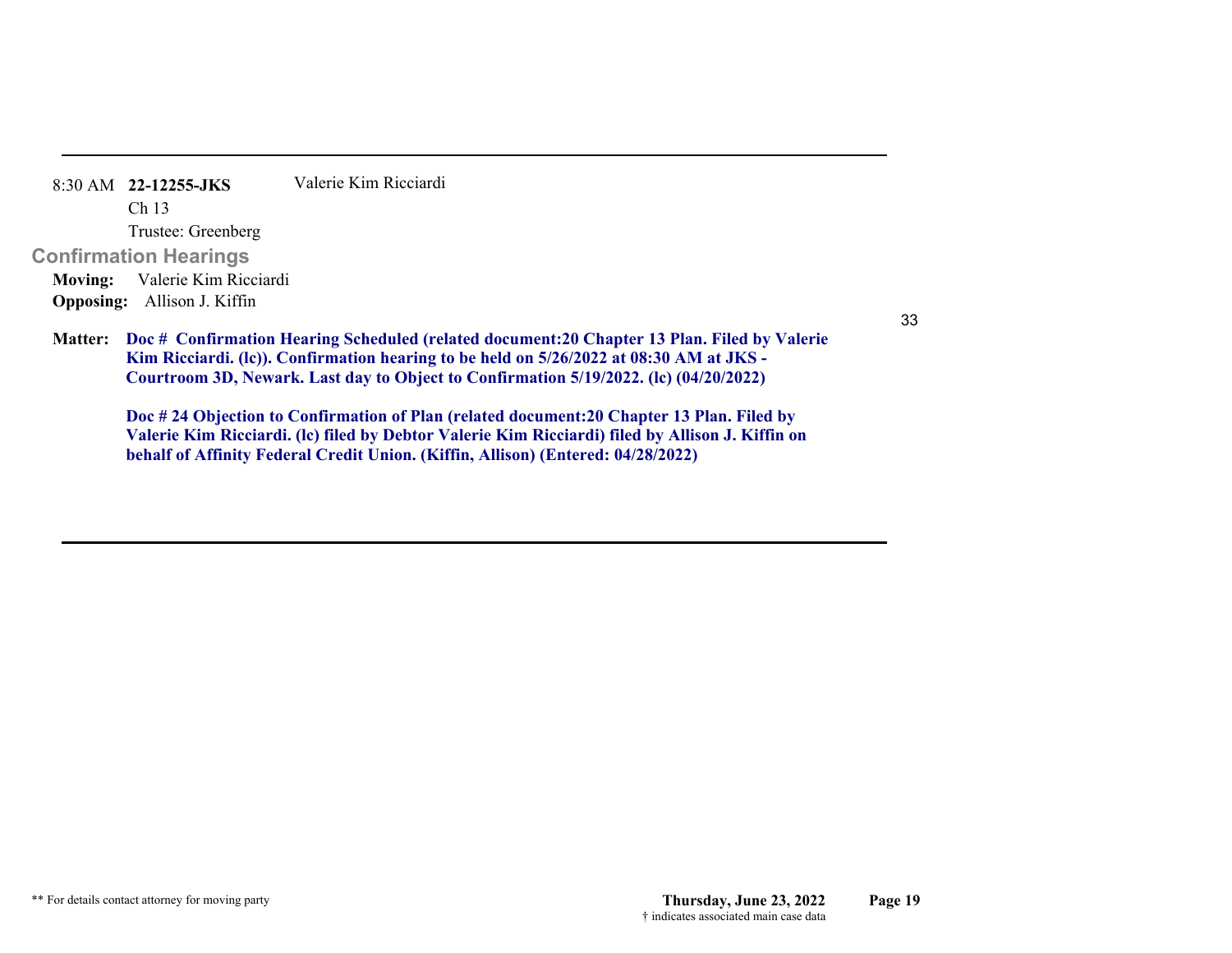8:30 AM **22-12255-JKS** Valerie Kim Ricciardi

Ch 13

Trustee: Greenberg

## Confirmation Hearings

**Moving:** Valerie Kim Ricciardi

**Opposing:** Allison J. Kiffin

33

**Matter:** **Doc # Confirmation Hearing Scheduled (related document:20 Chapter 13 Plan. Filed by Valerie Kim Ricciardi. (lc)). Confirmation hearing to be held on 5/26/2022 at 08:30 AM at JKS - Courtroom 3D, Newark. Last day to Object to Confirmation 5/19/2022. (lc) (04/20/2022)**

**Doc # 24 Objection to Confirmation of Plan (related document:20 Chapter 13 Plan. Filed by Valerie Kim Ricciardi. (lc) filed by Debtor Valerie Kim Ricciardi) filed by Allison J. Kiffin on behalf of Affinity Federal Credit Union. (Kiffin, Allison) (Entered: 04/28/2022)**

** For details contact attorney for moving party

**Thursday, June 23, 2022**

† indicates associated main case data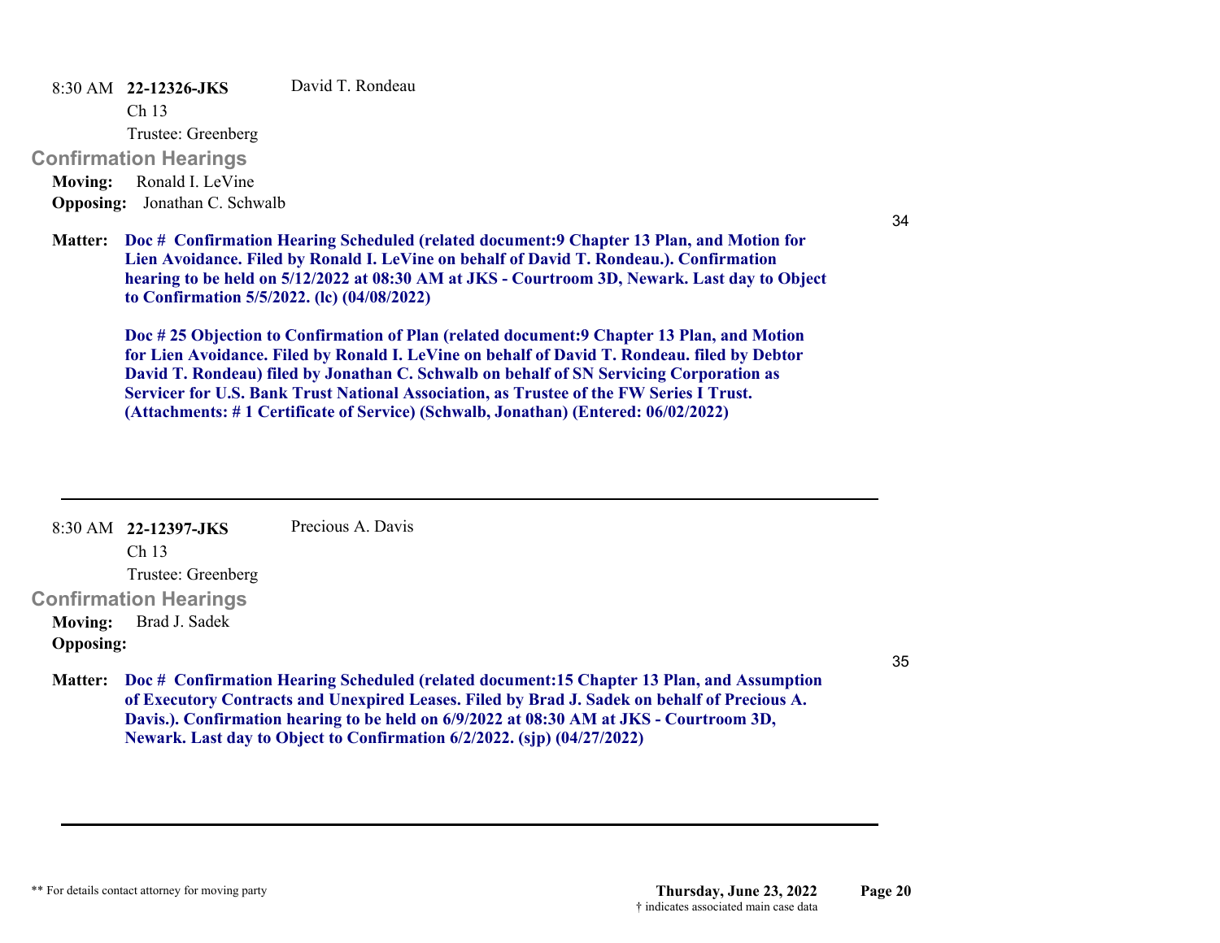8:30 AM **22-12326-JKS** David T. Rondeau

Ch 13

Trustee: Greenberg

## Confirmation Hearings

**Moving:** Ronald I. LeVine

**Opposing:** Jonathan C. Schwalb

34

**Matter:** **Doc # Confirmation Hearing Scheduled (related document:9 Chapter 13 Plan, and Motion for Lien Avoidance. Filed by Ronald I. LeVine on behalf of David T. Rondeau.). Confirmation hearing to be held on 5/12/2022 at 08:30 AM at JKS - Courtroom 3D, Newark. Last day to Object to Confirmation 5/5/2022. (lc) (04/08/2022)**

**Doc # 25 Objection to Confirmation of Plan (related document:9 Chapter 13 Plan, and Motion for Lien Avoidance. Filed by Ronald I. LeVine on behalf of David T. Rondeau. filed by Debtor David T. Rondeau) filed by Jonathan C. Schwalb on behalf of SN Servicing Corporation as Servicer for U.S. Bank Trust National Association, as Trustee of the FW Series I Trust. (Attachments: # 1 Certificate of Service) (Schwalb, Jonathan) (Entered: 06/02/2022)**

---

8:30 AM **22-12397-JKS** Precious A. Davis

Ch 13

Trustee: Greenberg

## Confirmation Hearings

**Moving:** Brad J. Sadek

**Opposing:**

35

**Matter:** **Doc # Confirmation Hearing Scheduled (related document:15 Chapter 13 Plan, and Assumption of Executory Contracts and Unexpired Leases. Filed by Brad J. Sadek on behalf of Precious A. Davis.). Confirmation hearing to be held on 6/9/2022 at 08:30 AM at JKS - Courtroom 3D, Newark. Last day to Object to Confirmation 6/2/2022. (sjp) (04/27/2022)**

---

** For details contact attorney for moving party

**Thursday, June 23, 2022**

† indicates associated main case data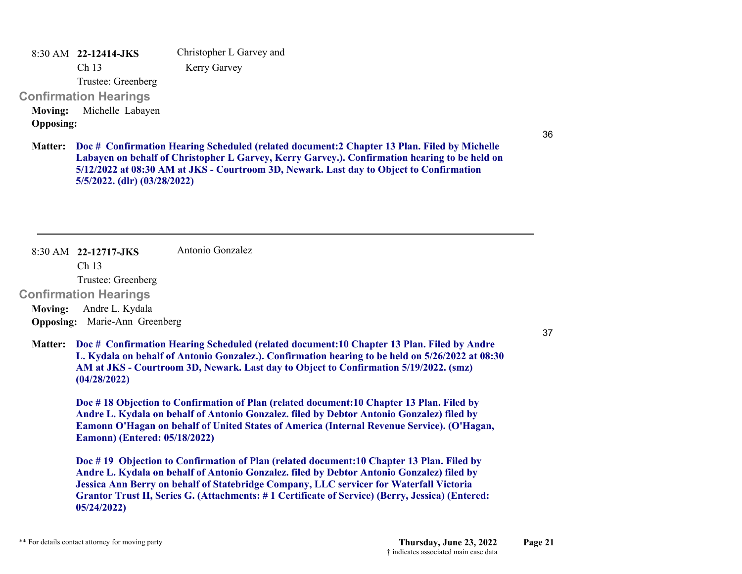8:30 AM **22-12414-JKS** Christopher L Garvey and Kerry Garvey

Ch 13

Trustee: Greenberg

## Confirmation Hearings

**Moving:** Michelle Labayen

**Opposing:**

36

**Matter:** **Doc # Confirmation Hearing Scheduled (related document:2 Chapter 13 Plan. Filed by Michelle Labayen on behalf of Christopher L Garvey, Kerry Garvey.). Confirmation hearing to be held on 5/12/2022 at 08:30 AM at JKS - Courtroom 3D, Newark. Last day to Object to Confirmation 5/5/2022. (dlr) (03/28/2022)**

---

8:30 AM **22-12717-JKS** Antonio Gonzalez

Ch 13

Trustee: Greenberg

## Confirmation Hearings

**Moving:** Andre L. Kydala

**Opposing:** Marie-Ann Greenberg

37

**Matter:** **Doc # Confirmation Hearing Scheduled (related document:10 Chapter 13 Plan. Filed by Andre L. Kydala on behalf of Antonio Gonzalez.). Confirmation hearing to be held on 5/26/2022 at 08:30 AM at JKS - Courtroom 3D, Newark. Last day to Object to Confirmation 5/19/2022. (smz) (04/28/2022)**

**Doc # 18 Objection to Confirmation of Plan (related document:10 Chapter 13 Plan. Filed by Andre L. Kydala on behalf of Antonio Gonzalez. filed by Debtor Antonio Gonzalez) filed by Eamonn O'Hagan on behalf of United States of America (Internal Revenue Service). (O'Hagan, Eamonn) (Entered: 05/18/2022)**

**Doc # 19 Objection to Confirmation of Plan (related document:10 Chapter 13 Plan. Filed by Andre L. Kydala on behalf of Antonio Gonzalez. filed by Debtor Antonio Gonzalez) filed by Jessica Ann Berry on behalf of Statebridge Company, LLC servicer for Waterfall Victoria Grantor Trust II, Series G. (Attachments: # 1 Certificate of Service) (Berry, Jessica) (Entered: 05/24/2022)**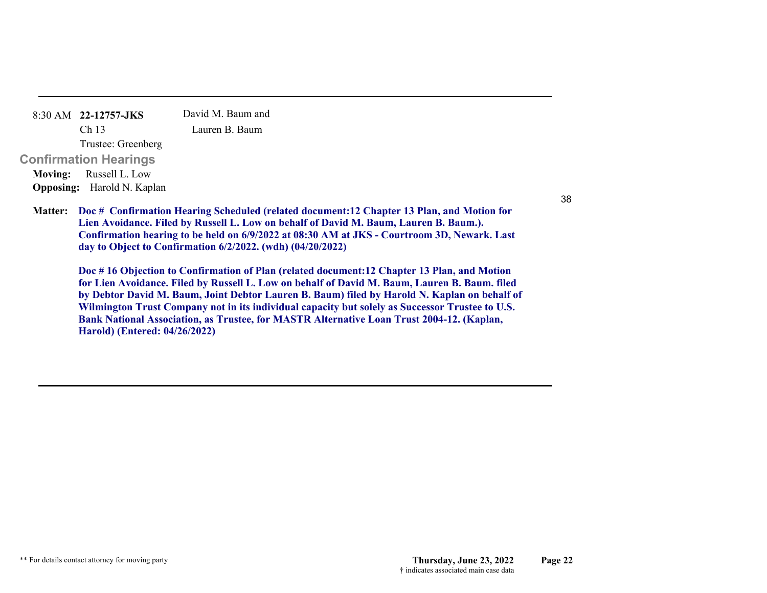8:30 AM **22-12757-JKS** David M. Baum and Lauren B. Baum

Ch 13

Trustee: Greenberg

## Confirmation Hearings

**Moving:** Russell L. Low

**Opposing:** Harold N. Kaplan

38

**Matter:** **Doc # Confirmation Hearing Scheduled (related document:12 Chapter 13 Plan, and Motion for Lien Avoidance. Filed by Russell L. Low on behalf of David M. Baum, Lauren B. Baum.). Confirmation hearing to be held on 6/9/2022 at 08:30 AM at JKS - Courtroom 3D, Newark. Last day to Object to Confirmation 6/2/2022. (wdh) (04/20/2022)**

**Doc # 16 Objection to Confirmation of Plan (related document:12 Chapter 13 Plan, and Motion for Lien Avoidance. Filed by Russell L. Low on behalf of David M. Baum, Lauren B. Baum. filed by Debtor David M. Baum, Joint Debtor Lauren B. Baum) filed by Harold N. Kaplan on behalf of Wilmington Trust Company not in its individual capacity but solely as Successor Trustee to U.S. Bank National Association, as Trustee, for MASTR Alternative Loan Trust 2004-12. (Kaplan, Harold) (Entered: 04/26/2022)**

** For details contact attorney for moving party

† indicates associated main case data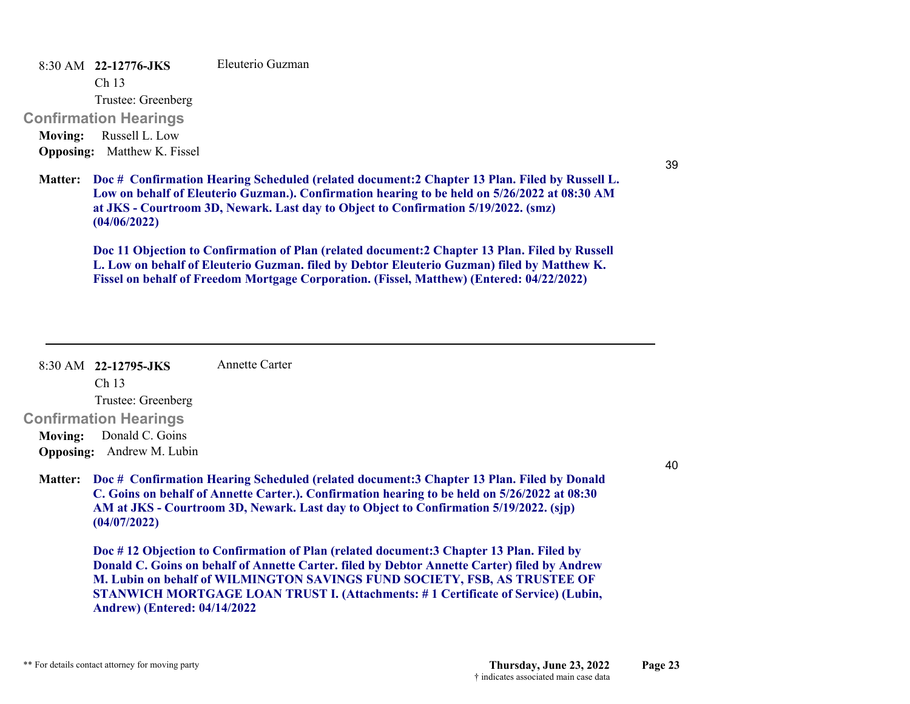8:30 AM **22-12776-JKS** Eleuterio Guzman

Ch 13

Trustee: Greenberg

## Confirmation Hearings

**Moving:** Russell L. Low

**Opposing:** Matthew K. Fissel

39

**Matter:** **Doc # Confirmation Hearing Scheduled (related document:2 Chapter 13 Plan. Filed by Russell L. Low on behalf of Eleuterio Guzman.). Confirmation hearing to be held on 5/26/2022 at 08:30 AM at JKS - Courtroom 3D, Newark. Last day to Object to Confirmation 5/19/2022. (smz) (04/06/2022)**

**Doc 11 Objection to Confirmation of Plan (related document:2 Chapter 13 Plan. Filed by Russell L. Low on behalf of Eleuterio Guzman. filed by Debtor Eleuterio Guzman) filed by Matthew K. Fissel on behalf of Freedom Mortgage Corporation. (Fissel, Matthew) (Entered: 04/22/2022)**

---

8:30 AM **22-12795-JKS** Annette Carter

Ch 13

Trustee: Greenberg

## Confirmation Hearings

**Moving:** Donald C. Goins

**Opposing:** Andrew M. Lubin

40

**Matter:** **Doc # Confirmation Hearing Scheduled (related document:3 Chapter 13 Plan. Filed by Donald C. Goins on behalf of Annette Carter.). Confirmation hearing to be held on 5/26/2022 at 08:30 AM at JKS - Courtroom 3D, Newark. Last day to Object to Confirmation 5/19/2022. (sjp) (04/07/2022)**

**Doc # 12 Objection to Confirmation of Plan (related document:3 Chapter 13 Plan. Filed by Donald C. Goins on behalf of Annette Carter. filed by Debtor Annette Carter) filed by Andrew M. Lubin on behalf of WILMINGTON SAVINGS FUND SOCIETY, FSB, AS TRUSTEE OF STANWICH MORTGAGE LOAN TRUST I. (Attachments: # 1 Certificate of Service) (Lubin, Andrew) (Entered: 04/14/2022**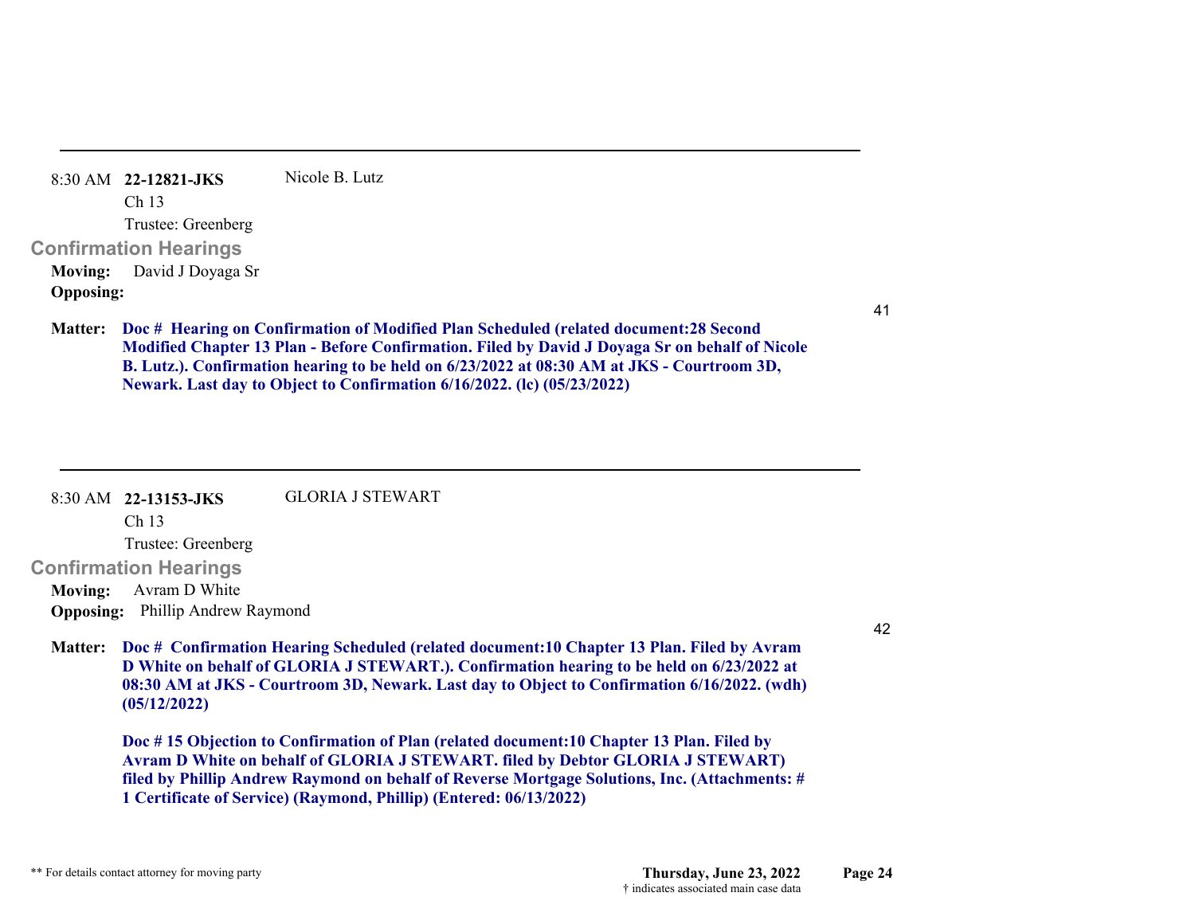---

8:30 AM **22-12821-JKS** Nicole B. Lutz

Ch 13

Trustee: Greenberg

## Confirmation Hearings

**Moving:** David J Doyaga Sr

**Opposing:**

41

**Matter:** **Doc # Hearing on Confirmation of Modified Plan Scheduled (related document:28 Second Modified Chapter 13 Plan - Before Confirmation. Filed by David J Doyaga Sr on behalf of Nicole B. Lutz.). Confirmation hearing to be held on 6/23/2022 at 08:30 AM at JKS - Courtroom 3D, Newark. Last day to Object to Confirmation 6/16/2022. (lc) (05/23/2022)**

---

8:30 AM **22-13153-JKS** GLORIA J STEWART

Ch 13

Trustee: Greenberg

## Confirmation Hearings

**Moving:** Avram D White

**Opposing:** Phillip Andrew Raymond

42

**Matter:** **Doc # Confirmation Hearing Scheduled (related document:10 Chapter 13 Plan. Filed by Avram D White on behalf of GLORIA J STEWART.). Confirmation hearing to be held on 6/23/2022 at 08:30 AM at JKS - Courtroom 3D, Newark. Last day to Object to Confirmation 6/16/2022. (wdh) (05/12/2022)**

**Doc # 15 Objection to Confirmation of Plan (related document:10 Chapter 13 Plan. Filed by Avram D White on behalf of GLORIA J STEWART. filed by Debtor GLORIA J STEWART) filed by Phillip Andrew Raymond on behalf of Reverse Mortgage Solutions, Inc. (Attachments: # 1 Certificate of Service) (Raymond, Phillip) (Entered: 06/13/2022)**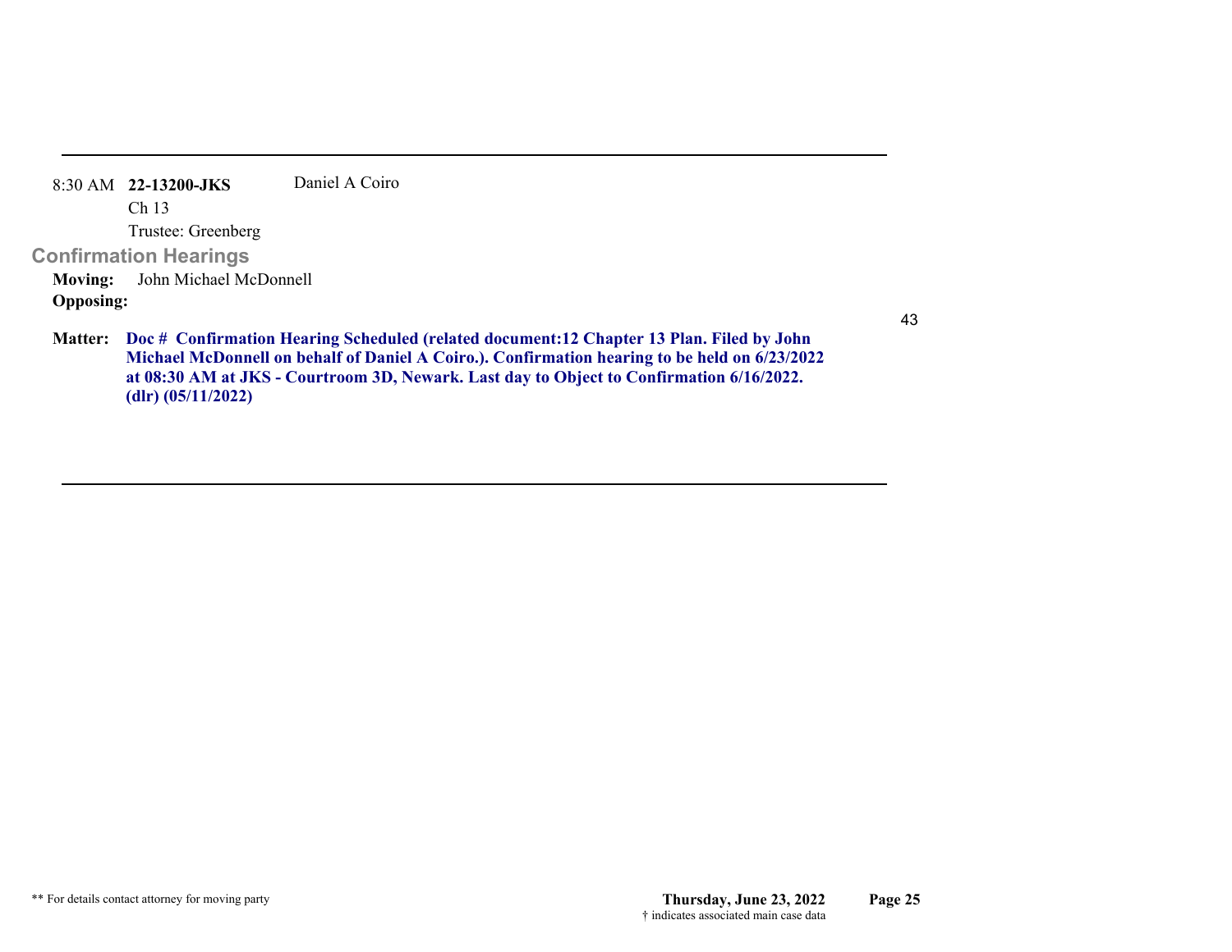8:30 AM **22-13200-JKS** Daniel A Coiro

Ch 13

Trustee: Greenberg

## Confirmation Hearings

**Moving:** John Michael McDonnell

**Opposing:**

43

**Matter:** **Doc # Confirmation Hearing Scheduled (related document:12 Chapter 13 Plan. Filed by John Michael McDonnell on behalf of Daniel A Coiro.). Confirmation hearing to be held on 6/23/2022 at 08:30 AM at JKS - Courtroom 3D, Newark. Last day to Object to Confirmation 6/16/2022. (dlr) (05/11/2022)**

\*\* For details contact attorney for moving party

**Thursday, June 23, 2022**

† indicates associated main case data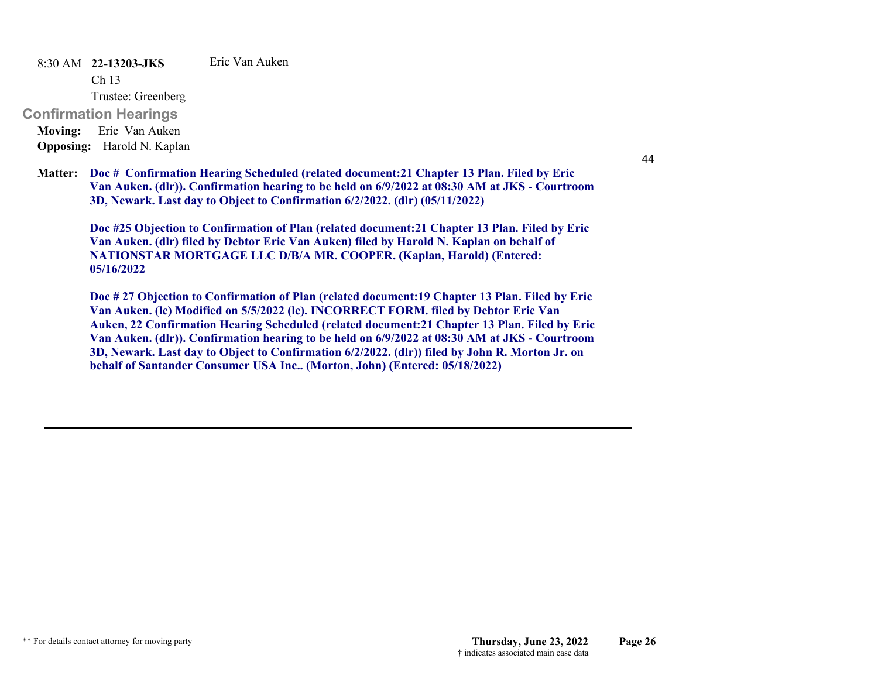8:30 AM **22-13203-JKS** Eric Van Auken

Ch 13

Trustee: Greenberg

## Confirmation Hearings

**Moving:** Eric Van Auken

**Opposing:** Harold N. Kaplan

44

**Matter:** **Doc # Confirmation Hearing Scheduled (related document:21 Chapter 13 Plan. Filed by Eric Van Auken. (dlr)). Confirmation hearing to be held on 6/9/2022 at 08:30 AM at JKS - Courtroom 3D, Newark. Last day to Object to Confirmation 6/2/2022. (dlr) (05/11/2022)**

**Doc #25 Objection to Confirmation of Plan (related document:21 Chapter 13 Plan. Filed by Eric Van Auken. (dlr) filed by Debtor Eric Van Auken) filed by Harold N. Kaplan on behalf of NATIONSTAR MORTGAGE LLC D/B/A MR. COOPER. (Kaplan, Harold) (Entered: 05/16/2022**

**Doc # 27 Objection to Confirmation of Plan (related document:19 Chapter 13 Plan. Filed by Eric Van Auken. (lc) Modified on 5/5/2022 (lc). INCORRECT FORM. filed by Debtor Eric Van Auken, 22 Confirmation Hearing Scheduled (related document:21 Chapter 13 Plan. Filed by Eric Van Auken. (dlr)). Confirmation hearing to be held on 6/9/2022 at 08:30 AM at JKS - Courtroom 3D, Newark. Last day to Object to Confirmation 6/2/2022. (dlr)) filed by John R. Morton Jr. on behalf of Santander Consumer USA Inc.. (Morton, John) (Entered: 05/18/2022)**

---

** For details contact attorney for moving party

Thursday, June 23, 2022

† indicates associated main case data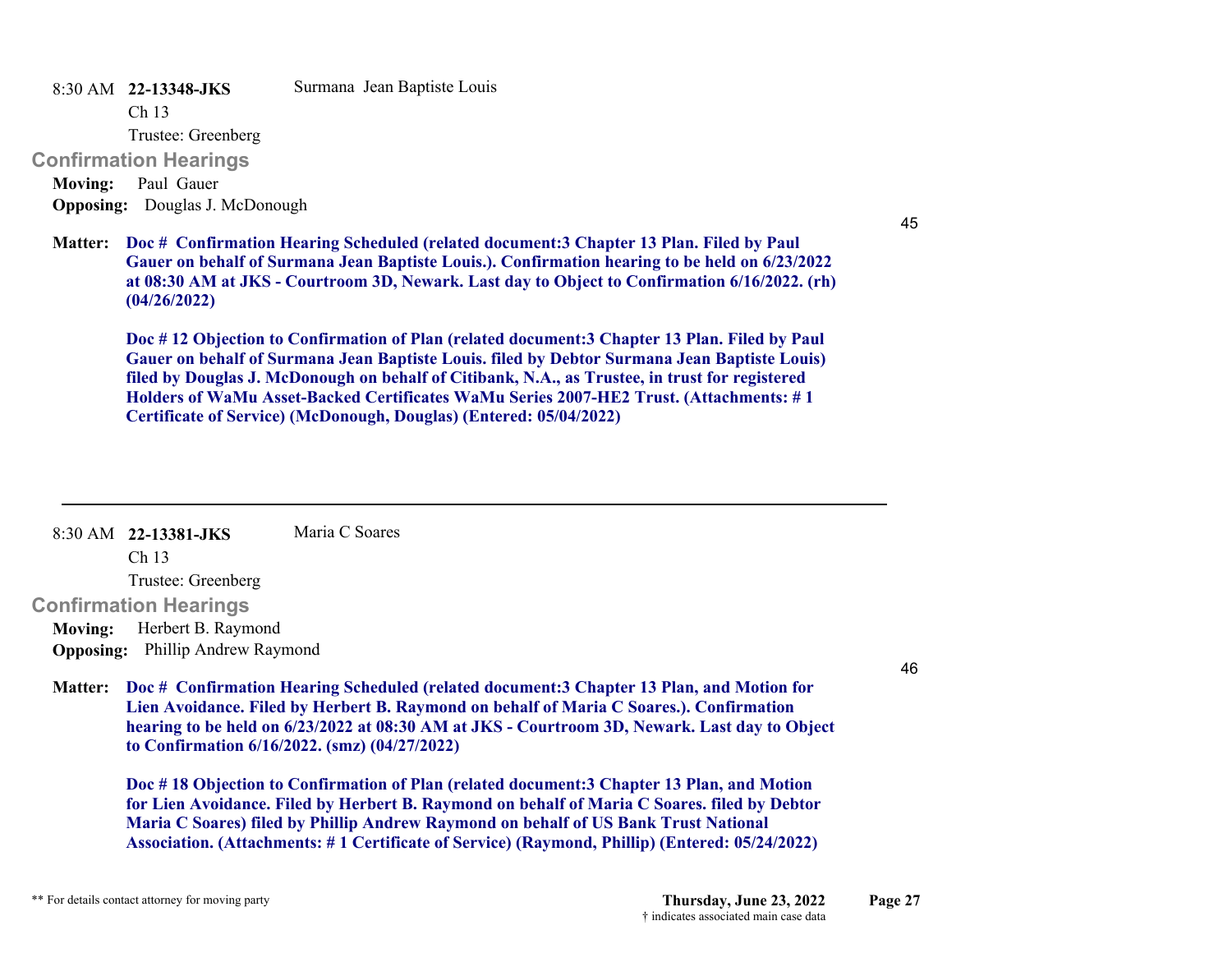8:30 AM **22-13348-JKS** Surmana Jean Baptiste Louis

Ch 13

Trustee: Greenberg

### Confirmation Hearings

**Moving:** Paul Gauer

**Opposing:** Douglas J. McDonough

45

**Matter:** **Doc # Confirmation Hearing Scheduled (related document:3 Chapter 13 Plan. Filed by Paul Gauer on behalf of Surmana Jean Baptiste Louis.). Confirmation hearing to be held on 6/23/2022 at 08:30 AM at JKS - Courtroom 3D, Newark. Last day to Object to Confirmation 6/16/2022. (rh) (04/26/2022)**

**Doc # 12 Objection to Confirmation of Plan (related document:3 Chapter 13 Plan. Filed by Paul Gauer on behalf of Surmana Jean Baptiste Louis. filed by Debtor Surmana Jean Baptiste Louis) filed by Douglas J. McDonough on behalf of Citibank, N.A., as Trustee, in trust for registered Holders of WaMu Asset-Backed Certificates WaMu Series 2007-HE2 Trust. (Attachments: # 1 Certificate of Service) (McDonough, Douglas) (Entered: 05/04/2022)**

---

8:30 AM **22-13381-JKS** Maria C Soares

Ch 13

Trustee: Greenberg

### Confirmation Hearings

**Moving:** Herbert B. Raymond

**Opposing:** Phillip Andrew Raymond

46

**Matter:** **Doc # Confirmation Hearing Scheduled (related document:3 Chapter 13 Plan, and Motion for Lien Avoidance. Filed by Herbert B. Raymond on behalf of Maria C Soares.). Confirmation hearing to be held on 6/23/2022 at 08:30 AM at JKS - Courtroom 3D, Newark. Last day to Object to Confirmation 6/16/2022. (smz) (04/27/2022)**

**Doc # 18 Objection to Confirmation of Plan (related document:3 Chapter 13 Plan, and Motion for Lien Avoidance. Filed by Herbert B. Raymond on behalf of Maria C Soares. filed by Debtor Maria C Soares) filed by Phillip Andrew Raymond on behalf of US Bank Trust National Association. (Attachments: # 1 Certificate of Service) (Raymond, Phillip) (Entered: 05/24/2022)**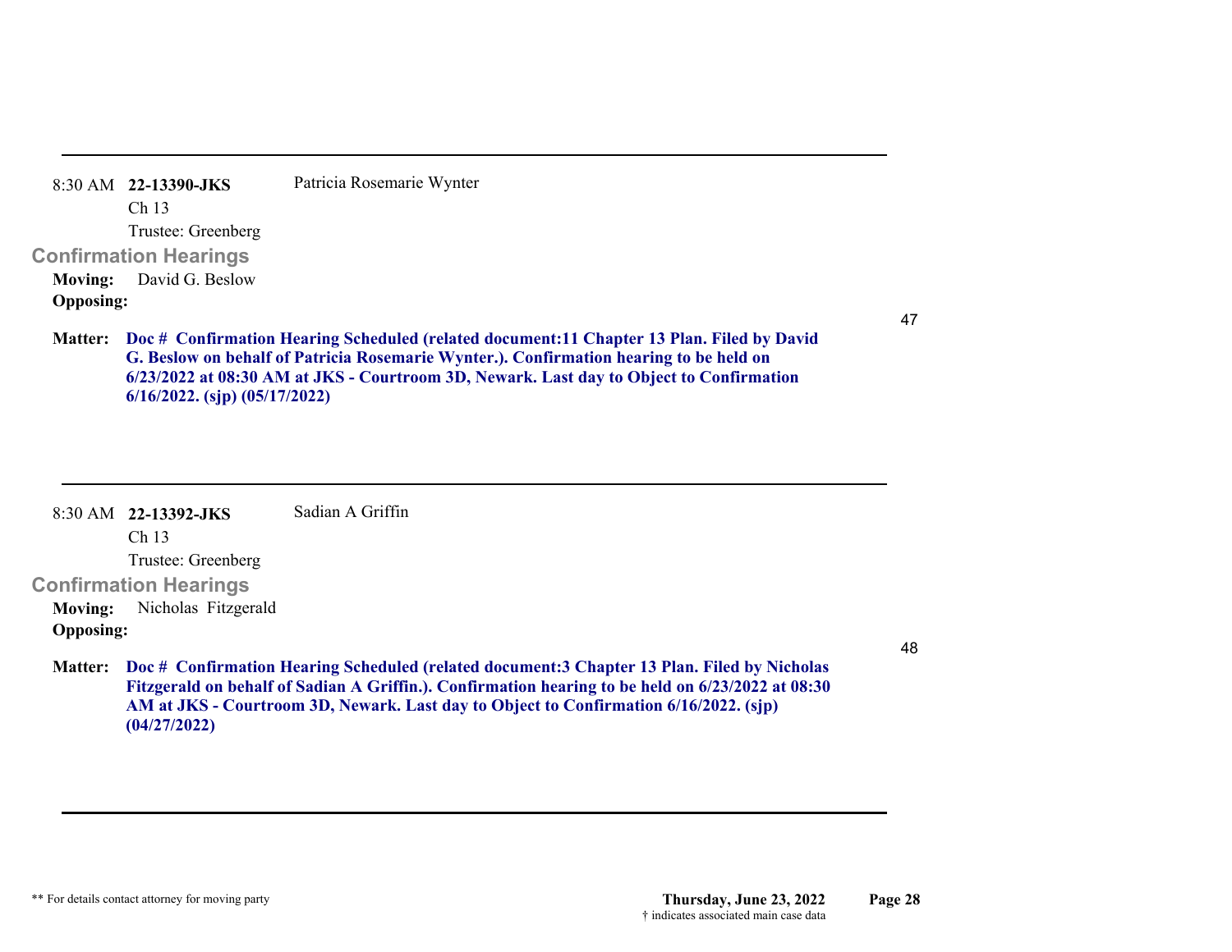---

8:30 AM **22-13390-JKS** Patricia Rosemarie Wynter

Ch 13

Trustee: Greenberg

## Confirmation Hearings

**Moving:** David G. Beslow

**Opposing:**

47

**Matter:** **Doc # Confirmation Hearing Scheduled (related document:11 Chapter 13 Plan. Filed by David G. Beslow on behalf of Patricia Rosemarie Wynter.). Confirmation hearing to be held on 6/23/2022 at 08:30 AM at JKS - Courtroom 3D, Newark. Last day to Object to Confirmation 6/16/2022. (sjp) (05/17/2022)**

---

8:30 AM **22-13392-JKS** Sadian A Griffin

Ch 13

Trustee: Greenberg

## Confirmation Hearings

**Moving:** Nicholas Fitzgerald

**Opposing:**

48

**Matter:** **Doc # Confirmation Hearing Scheduled (related document:3 Chapter 13 Plan. Filed by Nicholas Fitzgerald on behalf of Sadian A Griffin.). Confirmation hearing to be held on 6/23/2022 at 08:30 AM at JKS - Courtroom 3D, Newark. Last day to Object to Confirmation 6/16/2022. (sjp) (04/27/2022)**

---

** For details contact attorney for moving party

**Thursday, June 23, 2022**

† indicates associated main case data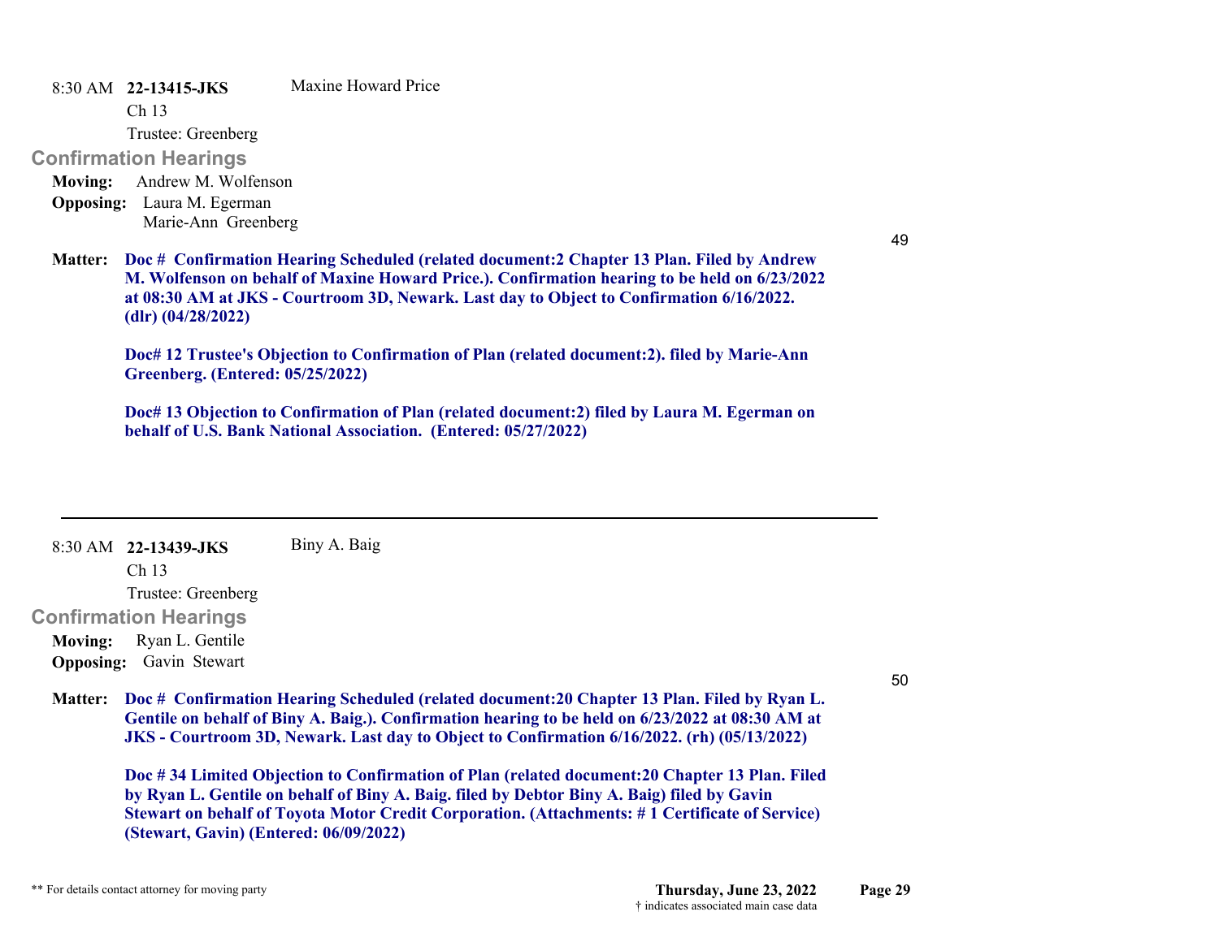8:30 AM **22-13415-JKS** Maxine Howard Price
Ch 13
Trustee: Greenberg

### Confirmation Hearings

**Moving:** Andrew M. Wolfenson
**Opposing:** Laura M. Egerman
Marie-Ann Greenberg

49

**Matter:** **Doc # Confirmation Hearing Scheduled (related document:2 Chapter 13 Plan. Filed by Andrew M. Wolfenson on behalf of Maxine Howard Price.). Confirmation hearing to be held on 6/23/2022 at 08:30 AM at JKS - Courtroom 3D, Newark. Last day to Object to Confirmation 6/16/2022. (dlr) (04/28/2022)**

**Doc# 12 Trustee's Objection to Confirmation of Plan (related document:2). filed by Marie-Ann Greenberg. (Entered: 05/25/2022)**

**Doc# 13 Objection to Confirmation of Plan (related document:2) filed by Laura M. Egerman on behalf of U.S. Bank National Association. (Entered: 05/27/2022)**

---

8:30 AM **22-13439-JKS** Biny A. Baig
Ch 13
Trustee: Greenberg

### Confirmation Hearings

**Moving:** Ryan L. Gentile
**Opposing:** Gavin Stewart

50

**Matter:** **Doc # Confirmation Hearing Scheduled (related document:20 Chapter 13 Plan. Filed by Ryan L. Gentile on behalf of Biny A. Baig.). Confirmation hearing to be held on 6/23/2022 at 08:30 AM at JKS - Courtroom 3D, Newark. Last day to Object to Confirmation 6/16/2022. (rh) (05/13/2022)**

**Doc # 34 Limited Objection to Confirmation of Plan (related document:20 Chapter 13 Plan. Filed by Ryan L. Gentile on behalf of Biny A. Baig. filed by Debtor Biny A. Baig) filed by Gavin Stewart on behalf of Toyota Motor Credit Corporation. (Attachments: # 1 Certificate of Service) (Stewart, Gavin) (Entered: 06/09/2022)**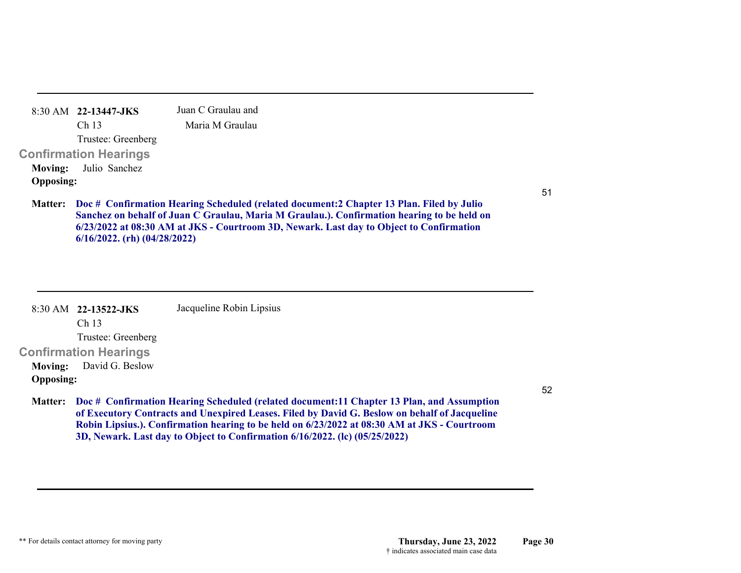---

8:30 AM **22-13447-JKS** Juan C Graulau and Maria M Graulau

Ch 13

Trustee: Greenberg

### Confirmation Hearings

**Moving:** Julio Sanchez

**Opposing:**

51

**Matter:** **Doc # Confirmation Hearing Scheduled (related document:2 Chapter 13 Plan. Filed by Julio Sanchez on behalf of Juan C Graulau, Maria M Graulau.). Confirmation hearing to be held on 6/23/2022 at 08:30 AM at JKS - Courtroom 3D, Newark. Last day to Object to Confirmation 6/16/2022. (rh) (04/28/2022)**

---

8:30 AM **22-13522-JKS** Jacqueline Robin Lipsius

Ch 13

Trustee: Greenberg

### Confirmation Hearings

**Moving:** David G. Beslow

**Opposing:**

52

**Matter:** **Doc # Confirmation Hearing Scheduled (related document:11 Chapter 13 Plan, and Assumption of Executory Contracts and Unexpired Leases. Filed by David G. Beslow on behalf of Jacqueline Robin Lipsius.). Confirmation hearing to be held on 6/23/2022 at 08:30 AM at JKS - Courtroom 3D, Newark. Last day to Object to Confirmation 6/16/2022. (lc) (05/25/2022)**

---

** For details contact attorney for moving party

**Thursday, June 23, 2022**

† indicates associated main case data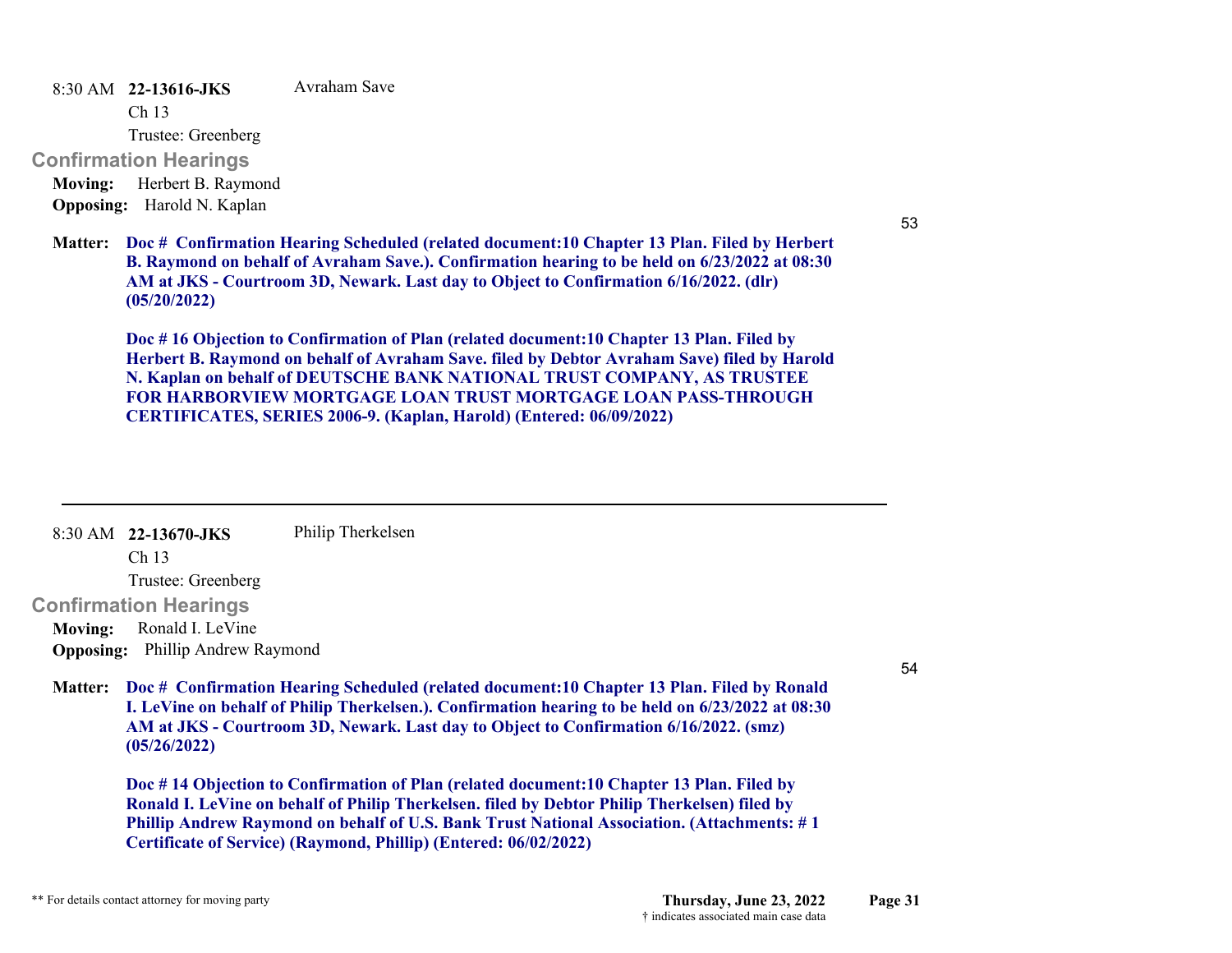8:30 AM **22-13616-JKS** Avraham Save

Ch 13

Trustee: Greenberg

### Confirmation Hearings

**Moving:** Herbert B. Raymond

**Opposing:** Harold N. Kaplan

53

**Matter:** **Doc # Confirmation Hearing Scheduled (related document:10 Chapter 13 Plan. Filed by Herbert B. Raymond on behalf of Avraham Save.). Confirmation hearing to be held on 6/23/2022 at 08:30 AM at JKS - Courtroom 3D, Newark. Last day to Object to Confirmation 6/16/2022. (dlr) (05/20/2022)**

**Doc # 16 Objection to Confirmation of Plan (related document:10 Chapter 13 Plan. Filed by Herbert B. Raymond on behalf of Avraham Save. filed by Debtor Avraham Save) filed by Harold N. Kaplan on behalf of DEUTSCHE BANK NATIONAL TRUST COMPANY, AS TRUSTEE FOR HARBORVIEW MORTGAGE LOAN TRUST MORTGAGE LOAN PASS-THROUGH CERTIFICATES, SERIES 2006-9. (Kaplan, Harold) (Entered: 06/09/2022)**

---

8:30 AM **22-13670-JKS** Philip Therkelsen

Ch 13

Trustee: Greenberg

### Confirmation Hearings

**Moving:** Ronald I. LeVine

**Opposing:** Phillip Andrew Raymond

54

**Matter:** **Doc # Confirmation Hearing Scheduled (related document:10 Chapter 13 Plan. Filed by Ronald I. LeVine on behalf of Philip Therkelsen.). Confirmation hearing to be held on 6/23/2022 at 08:30 AM at JKS - Courtroom 3D, Newark. Last day to Object to Confirmation 6/16/2022. (smz) (05/26/2022)**

**Doc # 14 Objection to Confirmation of Plan (related document:10 Chapter 13 Plan. Filed by Ronald I. LeVine on behalf of Philip Therkelsen. filed by Debtor Philip Therkelsen) filed by Phillip Andrew Raymond on behalf of U.S. Bank Trust National Association. (Attachments: # 1 Certificate of Service) (Raymond, Phillip) (Entered: 06/02/2022)**

** For details contact attorney for moving party

**Thursday, June 23, 2022**

† indicates associated main case data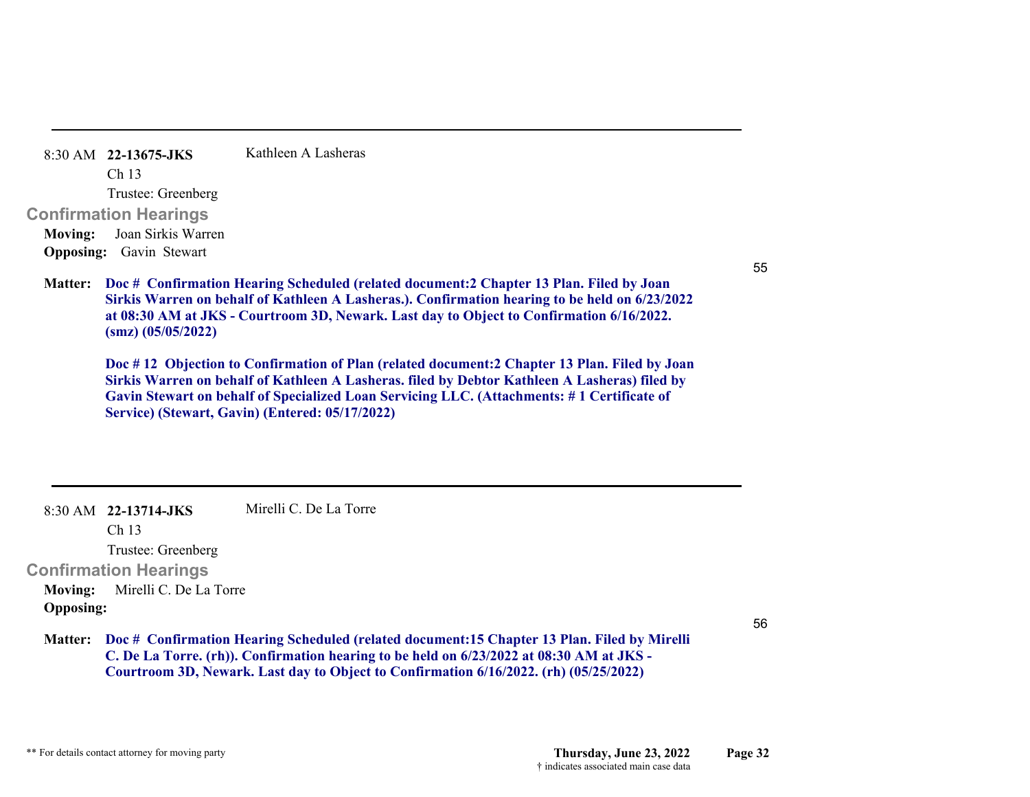---

8:30 AM **22-13675-JKS** Kathleen A Lasheras

Ch 13

Trustee: Greenberg

## Confirmation Hearings

**Moving:** Joan Sirkis Warren

**Opposing:** Gavin Stewart

55

**Matter:** **Doc # Confirmation Hearing Scheduled (related document:2 Chapter 13 Plan. Filed by Joan Sirkis Warren on behalf of Kathleen A Lasheras.). Confirmation hearing to be held on 6/23/2022 at 08:30 AM at JKS - Courtroom 3D, Newark. Last day to Object to Confirmation 6/16/2022. (smz) (05/05/2022)**

**Doc # 12 Objection to Confirmation of Plan (related document:2 Chapter 13 Plan. Filed by Joan Sirkis Warren on behalf of Kathleen A Lasheras. filed by Debtor Kathleen A Lasheras) filed by Gavin Stewart on behalf of Specialized Loan Servicing LLC. (Attachments: # 1 Certificate of Service) (Stewart, Gavin) (Entered: 05/17/2022)**

---

8:30 AM **22-13714-JKS** Mirelli C. De La Torre

Ch 13

Trustee: Greenberg

## Confirmation Hearings

**Moving:** Mirelli C. De La Torre

**Opposing:**

56

**Matter:** **Doc # Confirmation Hearing Scheduled (related document:15 Chapter 13 Plan. Filed by Mirelli C. De La Torre. (rh)). Confirmation hearing to be held on 6/23/2022 at 08:30 AM at JKS - Courtroom 3D, Newark. Last day to Object to Confirmation 6/16/2022. (rh) (05/25/2022)**

** For details contact attorney for moving party

**Thursday, June 23, 2022**

† indicates associated main case data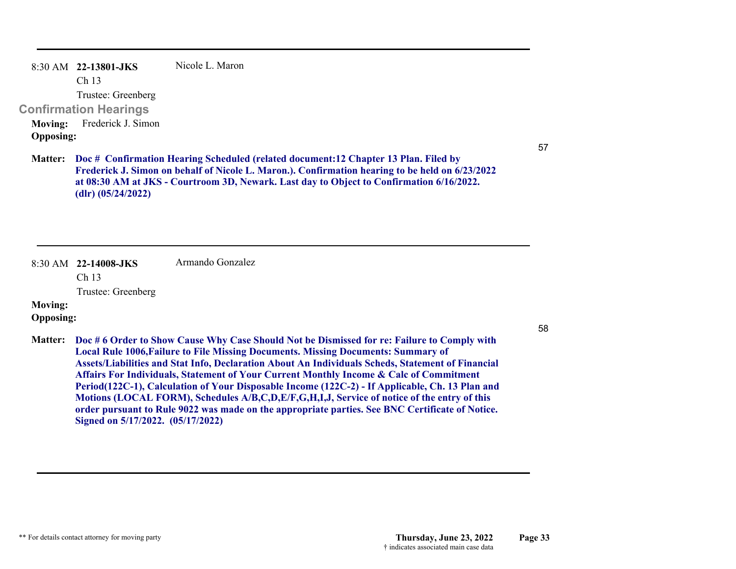8:30 AM **22-13801-JKS** Nicole L. Maron

Ch 13

Trustee: Greenberg

## Confirmation Hearings

**Moving:** Frederick J. Simon

**Opposing:**

57

**Matter:** **Doc # Confirmation Hearing Scheduled (related document:12 Chapter 13 Plan. Filed by Frederick J. Simon on behalf of Nicole L. Maron.). Confirmation hearing to be held on 6/23/2022 at 08:30 AM at JKS - Courtroom 3D, Newark. Last day to Object to Confirmation 6/16/2022. (dlr) (05/24/2022)**

---

8:30 AM **22-14008-JKS** Armando Gonzalez

Ch 13

Trustee: Greenberg

**Moving:**

**Opposing:**

58

**Matter:** **Doc # 6 Order to Show Cause Why Case Should Not be Dismissed for re: Failure to Comply with Local Rule 1006,Failure to File Missing Documents. Missing Documents: Summary of Assets/Liabilities and Stat Info, Declaration About An Individuals Scheds, Statement of Financial Affairs For Individuals, Statement of Your Current Monthly Income & Calc of Commitment Period(122C-1), Calculation of Your Disposable Income (122C-2) - If Applicable, Ch. 13 Plan and Motions (LOCAL FORM), Schedules A/B,C,D,E/F,G,H,I,J, Service of notice of the entry of this order pursuant to Rule 9022 was made on the appropriate parties. See BNC Certificate of Notice. Signed on 5/17/2022. (05/17/2022)**

---

** For details contact attorney for moving party

**Thursday, June 23, 2022**

† indicates associated main case data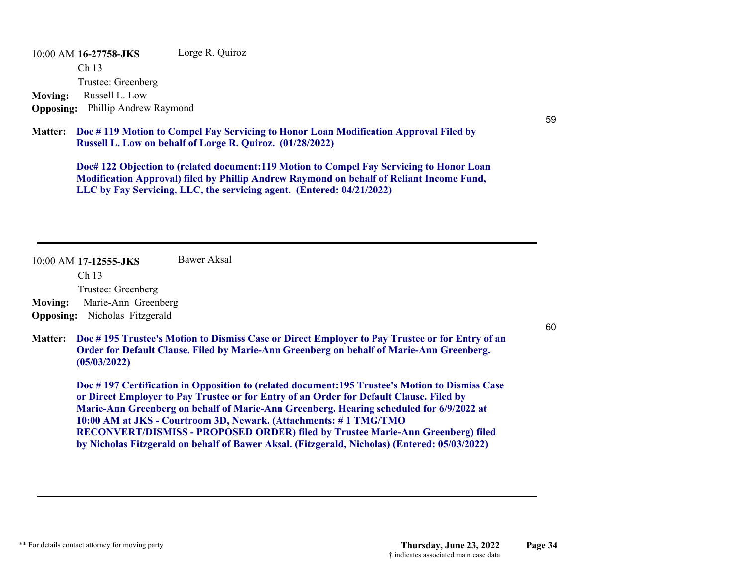10:00 AM **16-27758-JKS** Lorge R. Quiroz

Ch 13

Trustee: Greenberg

**Moving:** Russell L. Low

**Opposing:** Phillip Andrew Raymond

59

**Matter:** **Doc # 119 Motion to Compel Fay Servicing to Honor Loan Modification Approval Filed by Russell L. Low on behalf of Lorge R. Quiroz. (01/28/2022)**

**Doc# 122 Objection to (related document:119 Motion to Compel Fay Servicing to Honor Loan Modification Approval) filed by Phillip Andrew Raymond on behalf of Reliant Income Fund, LLC by Fay Servicing, LLC, the servicing agent. (Entered: 04/21/2022)**

---

10:00 AM **17-12555-JKS** Bawer Aksal

Ch 13

Trustee: Greenberg

**Moving:** Marie-Ann Greenberg

**Opposing:** Nicholas Fitzgerald

60

**Matter:** **Doc # 195 Trustee's Motion to Dismiss Case or Direct Employer to Pay Trustee or for Entry of an Order for Default Clause. Filed by Marie-Ann Greenberg on behalf of Marie-Ann Greenberg. (05/03/2022)**

**Doc # 197 Certification in Opposition to (related document:195 Trustee's Motion to Dismiss Case or Direct Employer to Pay Trustee or for Entry of an Order for Default Clause. Filed by Marie-Ann Greenberg on behalf of Marie-Ann Greenberg. Hearing scheduled for 6/9/2022 at 10:00 AM at JKS - Courtroom 3D, Newark. (Attachments: # 1 TMG/TMO RECONVERT/DISMISS - PROPOSED ORDER) filed by Trustee Marie-Ann Greenberg) filed by Nicholas Fitzgerald on behalf of Bawer Aksal. (Fitzgerald, Nicholas) (Entered: 05/03/2022)**

---

** For details contact attorney for moving party

**Thursday, June 23, 2022**

† indicates associated main case data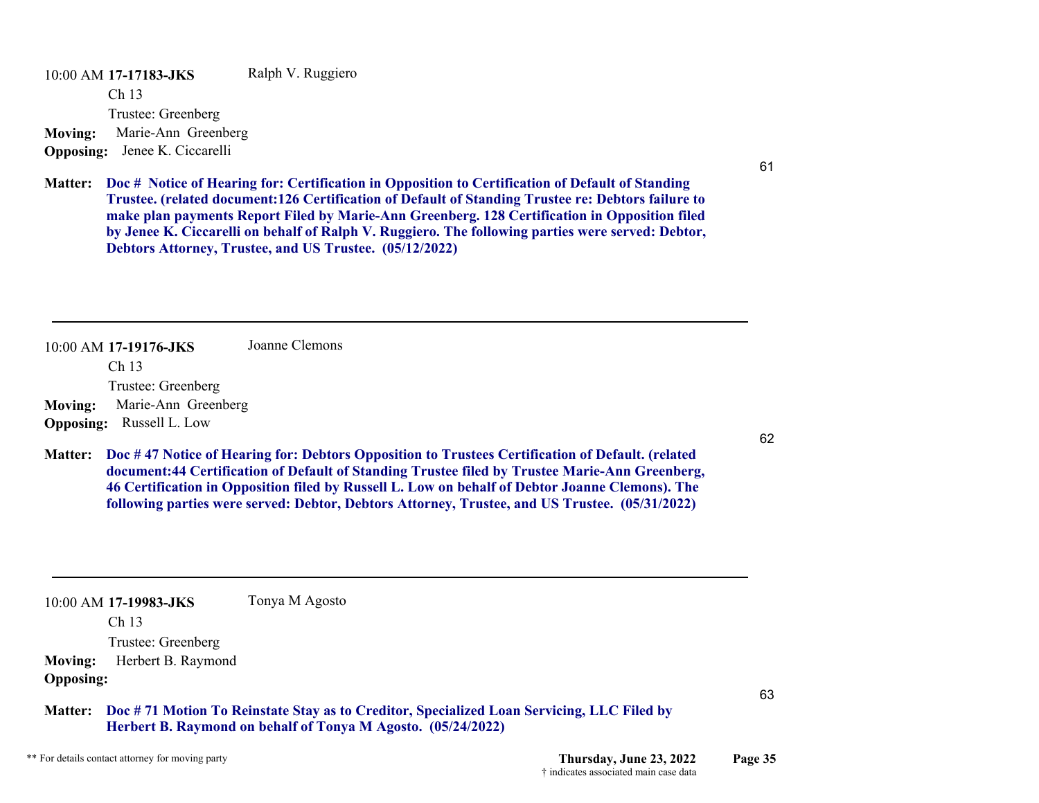10:00 AM **17-17183-JKS** Ralph V. Ruggiero

Ch 13

Trustee: Greenberg

**Moving:** Marie-Ann Greenberg

**Opposing:** Jenee K. Ciccarelli

61

**Matter:** **Doc # Notice of Hearing for: Certification in Opposition to Certification of Default of Standing Trustee. (related document:126 Certification of Default of Standing Trustee re: Debtors failure to make plan payments Report Filed by Marie-Ann Greenberg. 128 Certification in Opposition filed by Jenee K. Ciccarelli on behalf of Ralph V. Ruggiero. The following parties were served: Debtor, Debtors Attorney, Trustee, and US Trustee. (05/12/2022)**

---

10:00 AM **17-19176-JKS** Joanne Clemons

Ch 13

Trustee: Greenberg

**Moving:** Marie-Ann Greenberg

**Opposing:** Russell L. Low

62

**Matter:** **Doc # 47 Notice of Hearing for: Debtors Opposition to Trustees Certification of Default. (related document:44 Certification of Default of Standing Trustee filed by Trustee Marie-Ann Greenberg, 46 Certification in Opposition filed by Russell L. Low on behalf of Debtor Joanne Clemons). The following parties were served: Debtor, Debtors Attorney, Trustee, and US Trustee. (05/31/2022)**

---

10:00 AM **17-19983-JKS** Tonya M Agosto

Ch 13

Trustee: Greenberg

**Moving:** Herbert B. Raymond

**Opposing:**

63

**Matter:** **Doc # 71 Motion To Reinstate Stay as to Creditor, Specialized Loan Servicing, LLC Filed by Herbert B. Raymond on behalf of Tonya M Agosto. (05/24/2022)**

** For details contact attorney for moving party

† indicates associated main case data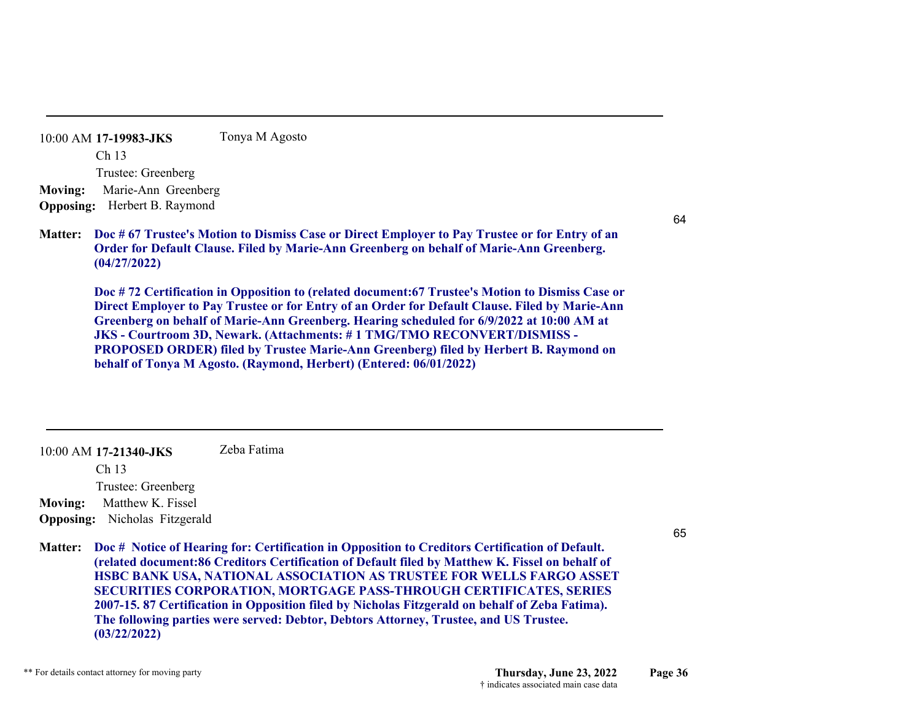---

10:00 AM **17-19983-JKS** Tonya M Agosto

Ch 13

Trustee: Greenberg

**Moving:** Marie-Ann Greenberg

**Opposing:** Herbert B. Raymond

64

**Matter:** **Doc # 67 Trustee's Motion to Dismiss Case or Direct Employer to Pay Trustee or for Entry of an Order for Default Clause. Filed by Marie-Ann Greenberg on behalf of Marie-Ann Greenberg. (04/27/2022)**

**Doc # 72 Certification in Opposition to (related document:67 Trustee's Motion to Dismiss Case or Direct Employer to Pay Trustee or for Entry of an Order for Default Clause. Filed by Marie-Ann Greenberg on behalf of Marie-Ann Greenberg. Hearing scheduled for 6/9/2022 at 10:00 AM at JKS - Courtroom 3D, Newark. (Attachments: # 1 TMG/TMO RECONVERT/DISMISS - PROPOSED ORDER) filed by Trustee Marie-Ann Greenberg) filed by Herbert B. Raymond on behalf of Tonya M Agosto. (Raymond, Herbert) (Entered: 06/01/2022)**

---

10:00 AM **17-21340-JKS** Zeba Fatima

Ch 13

Trustee: Greenberg

**Moving:** Matthew K. Fissel

**Opposing:** Nicholas Fitzgerald

65

**Matter:** **Doc # Notice of Hearing for: Certification in Opposition to Creditors Certification of Default. (related document:86 Creditors Certification of Default filed by Matthew K. Fissel on behalf of HSBC BANK USA, NATIONAL ASSOCIATION AS TRUSTEE FOR WELLS FARGO ASSET SECURITIES CORPORATION, MORTGAGE PASS-THROUGH CERTIFICATES, SERIES 2007-15. 87 Certification in Opposition filed by Nicholas Fitzgerald on behalf of Zeba Fatima). The following parties were served: Debtor, Debtors Attorney, Trustee, and US Trustee. (03/22/2022)**

** For details contact attorney for moving party

† indicates associated main case data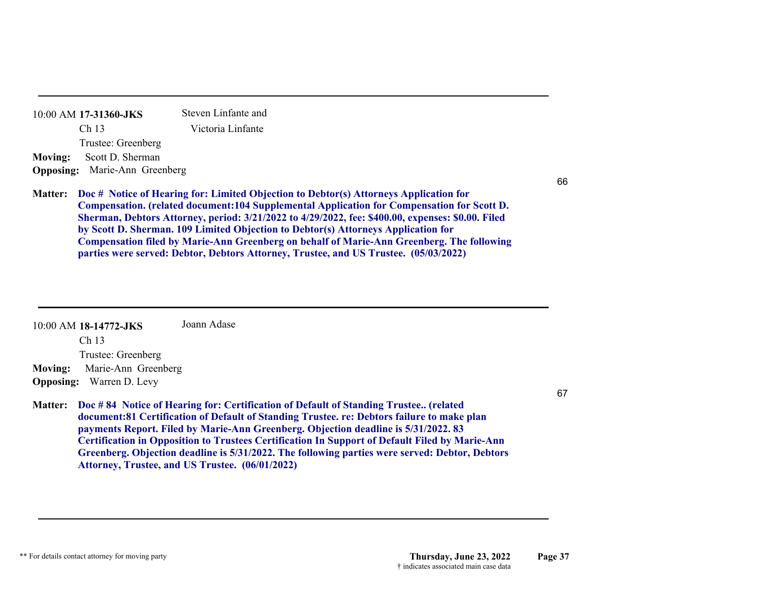---

10:00 AM **17-31360-JKS** Steven Linfante and Victoria Linfante

Ch 13

Trustee: Greenberg

**Moving:** Scott D. Sherman

**Opposing:** Marie-Ann Greenberg

66

**Matter:** **Doc # Notice of Hearing for: Limited Objection to Debtor(s) Attorneys Application for Compensation. (related document:104 Supplemental Application for Compensation for Scott D. Sherman, Debtors Attorney, period: 3/21/2022 to 4/29/2022, fee: $400.00, expenses: $0.00. Filed by Scott D. Sherman. 109 Limited Objection to Debtor(s) Attorneys Application for Compensation filed by Marie-Ann Greenberg on behalf of Marie-Ann Greenberg. The following parties were served: Debtor, Debtors Attorney, Trustee, and US Trustee. (05/03/2022)**

---

10:00 AM **18-14772-JKS** Joann Adase

Ch 13

Trustee: Greenberg

**Moving:** Marie-Ann Greenberg

**Opposing:** Warren D. Levy

67

**Matter:** **Doc # 84 Notice of Hearing for: Certification of Default of Standing Trustee.. (related document:81 Certification of Default of Standing Trustee. re: Debtors failure to make plan payments Report. Filed by Marie-Ann Greenberg. Objection deadline is 5/31/2022. 83 Certification in Opposition to Trustees Certification In Support of Default Filed by Marie-Ann Greenberg. Objection deadline is 5/31/2022. The following parties were served: Debtor, Debtors Attorney, Trustee, and US Trustee. (06/01/2022)**

---

** For details contact attorney for moving party

**Thursday, June 23, 2022**

† indicates associated main case data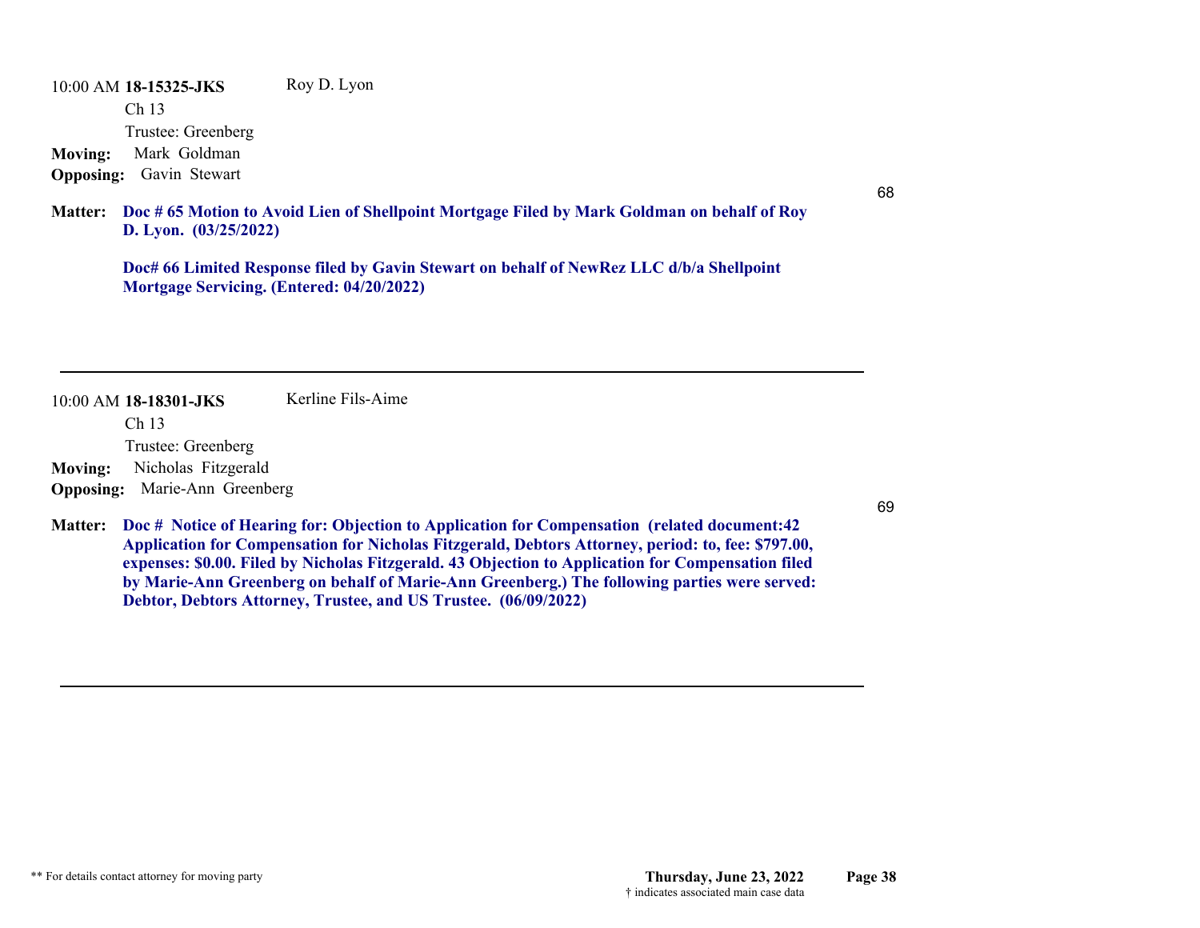10:00 AM **18-15325-JKS** Roy D. Lyon

Ch 13

Trustee: Greenberg

**Moving:** Mark Goldman

**Opposing:** Gavin Stewart

68

**Matter:** **Doc # 65 Motion to Avoid Lien of Shellpoint Mortgage Filed by Mark Goldman on behalf of Roy D. Lyon. (03/25/2022)**

**Doc# 66 Limited Response filed by Gavin Stewart on behalf of NewRez LLC d/b/a Shellpoint Mortgage Servicing. (Entered: 04/20/2022)**

---

10:00 AM **18-18301-JKS** Kerline Fils-Aime

Ch 13

Trustee: Greenberg

**Moving:** Nicholas Fitzgerald

**Opposing:** Marie-Ann Greenberg

69

**Matter:** **Doc # Notice of Hearing for: Objection to Application for Compensation (related document:42 Application for Compensation for Nicholas Fitzgerald, Debtors Attorney, period: to, fee: $797.00, expenses: $0.00. Filed by Nicholas Fitzgerald. 43 Objection to Application for Compensation filed by Marie-Ann Greenberg on behalf of Marie-Ann Greenberg.) The following parties were served: Debtor, Debtors Attorney, Trustee, and US Trustee. (06/09/2022)**

---

** For details contact attorney for moving party

**Thursday, June 23, 2022**

† indicates associated main case data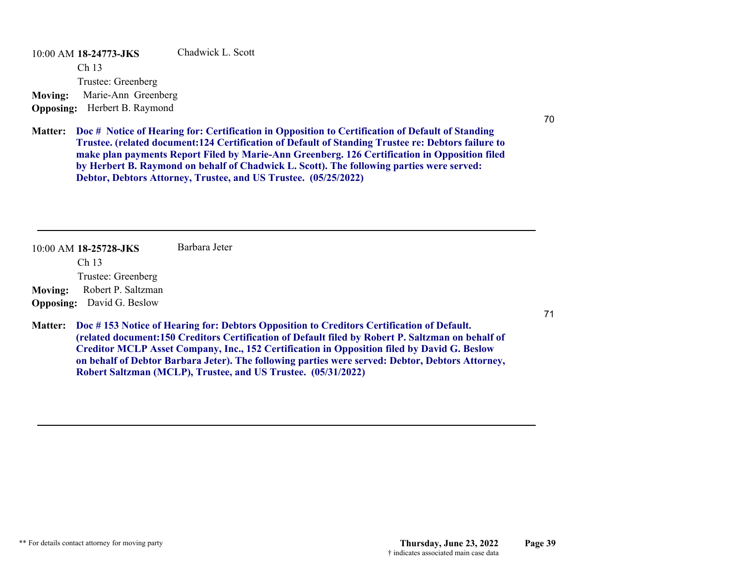10:00 AM **18-24773-JKS** Chadwick L. Scott

Ch 13

Trustee: Greenberg

**Moving:** Marie-Ann Greenberg

**Opposing:** Herbert B. Raymond

70

**Matter:** **Doc # Notice of Hearing for: Certification in Opposition to Certification of Default of Standing Trustee. (related document:124 Certification of Default of Standing Trustee re: Debtors failure to make plan payments Report Filed by Marie-Ann Greenberg. 126 Certification in Opposition filed by Herbert B. Raymond on behalf of Chadwick L. Scott). The following parties were served: Debtor, Debtors Attorney, Trustee, and US Trustee. (05/25/2022)**

---

10:00 AM **18-25728-JKS** Barbara Jeter

Ch 13

Trustee: Greenberg

**Moving:** Robert P. Saltzman

**Opposing:** David G. Beslow

71

**Matter:** **Doc # 153 Notice of Hearing for: Debtors Opposition to Creditors Certification of Default. (related document:150 Creditors Certification of Default filed by Robert P. Saltzman on behalf of Creditor MCLP Asset Company, Inc., 152 Certification in Opposition filed by David G. Beslow on behalf of Debtor Barbara Jeter). The following parties were served: Debtor, Debtors Attorney, Robert Saltzman (MCLP), Trustee, and US Trustee. (05/31/2022)**

---

** For details contact attorney for moving party

**Thursday, June 23, 2022**

† indicates associated main case data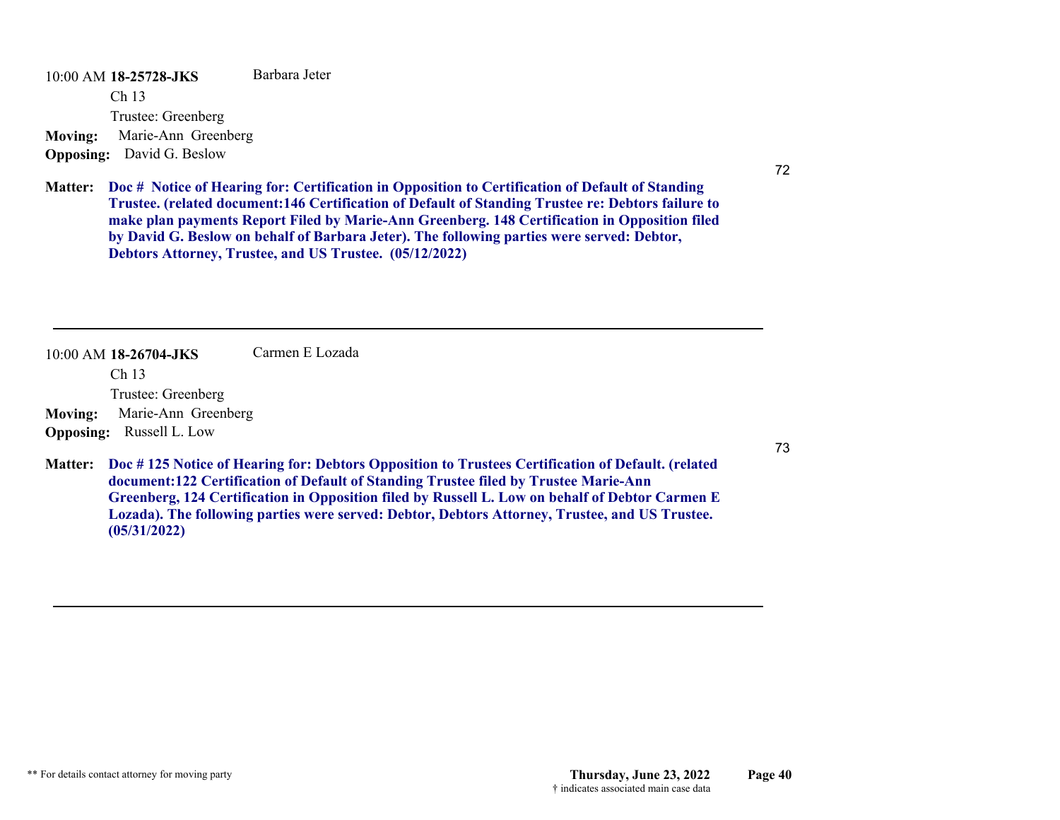10:00 AM **18-25728-JKS** Barbara Jeter

Ch 13

Trustee: Greenberg

**Moving:** Marie-Ann Greenberg

**Opposing:** David G. Beslow

72

**Matter:** **Doc # Notice of Hearing for: Certification in Opposition to Certification of Default of Standing Trustee. (related document:146 Certification of Default of Standing Trustee re: Debtors failure to make plan payments Report Filed by Marie-Ann Greenberg. 148 Certification in Opposition filed by David G. Beslow on behalf of Barbara Jeter). The following parties were served: Debtor, Debtors Attorney, Trustee, and US Trustee. (05/12/2022)**

---

10:00 AM **18-26704-JKS** Carmen E Lozada

Ch 13

Trustee: Greenberg

**Moving:** Marie-Ann Greenberg

**Opposing:** Russell L. Low

73

**Matter:** **Doc # 125 Notice of Hearing for: Debtors Opposition to Trustees Certification of Default. (related document:122 Certification of Default of Standing Trustee filed by Trustee Marie-Ann Greenberg, 124 Certification in Opposition filed by Russell L. Low on behalf of Debtor Carmen E Lozada). The following parties were served: Debtor, Debtors Attorney, Trustee, and US Trustee. (05/31/2022)**

---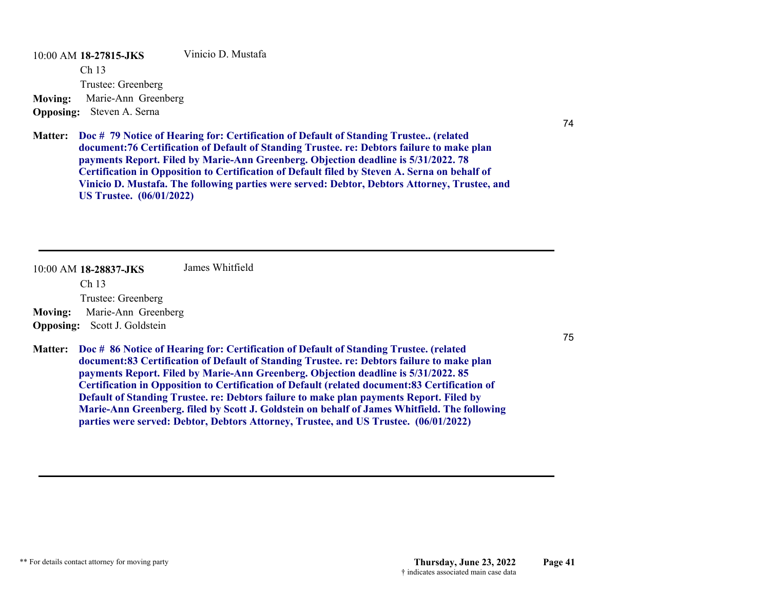10:00 AM **18-27815-JKS** Vinicio D. Mustafa

Ch 13

Trustee: Greenberg

**Moving:** Marie-Ann Greenberg

**Opposing:** Steven A. Serna

74

**Matter:** **Doc # 79 Notice of Hearing for: Certification of Default of Standing Trustee.. (related document:76 Certification of Default of Standing Trustee. re: Debtors failure to make plan payments Report. Filed by Marie-Ann Greenberg. Objection deadline is 5/31/2022. 78 Certification in Opposition to Certification of Default filed by Steven A. Serna on behalf of Vinicio D. Mustafa. The following parties were served: Debtor, Debtors Attorney, Trustee, and US Trustee. (06/01/2022)**

---

10:00 AM **18-28837-JKS** James Whitfield

Ch 13

Trustee: Greenberg

**Moving:** Marie-Ann Greenberg

**Opposing:** Scott J. Goldstein

75

**Matter:** **Doc # 86 Notice of Hearing for: Certification of Default of Standing Trustee. (related document:83 Certification of Default of Standing Trustee. re: Debtors failure to make plan payments Report. Filed by Marie-Ann Greenberg. Objection deadline is 5/31/2022. 85 Certification in Opposition to Certification of Default (related document:83 Certification of Default of Standing Trustee. re: Debtors failure to make plan payments Report. Filed by Marie-Ann Greenberg. filed by Scott J. Goldstein on behalf of James Whitfield. The following parties were served: Debtor, Debtors Attorney, Trustee, and US Trustee. (06/01/2022)**

---

** For details contact attorney for moving party

† indicates associated main case data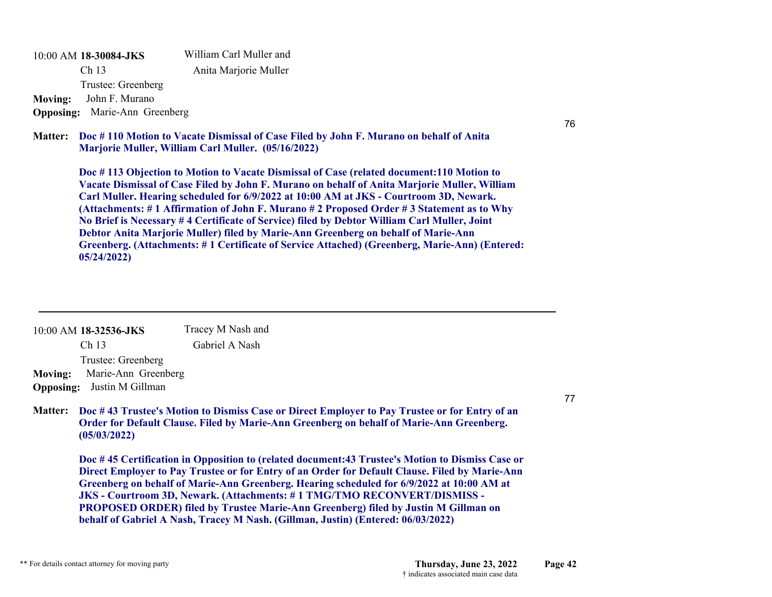10:00 AM **18-30084-JKS** William Carl Muller and Anita Marjorie Muller

Ch 13

Trustee: Greenberg

**Moving:** John F. Murano

**Opposing:** Marie-Ann Greenberg

76

**Matter:** **Doc # 110 Motion to Vacate Dismissal of Case Filed by John F. Murano on behalf of Anita Marjorie Muller, William Carl Muller. (05/16/2022)**

**Doc # 113 Objection to Motion to Vacate Dismissal of Case (related document:110 Motion to Vacate Dismissal of Case Filed by John F. Murano on behalf of Anita Marjorie Muller, William Carl Muller. Hearing scheduled for 6/9/2022 at 10:00 AM at JKS - Courtroom 3D, Newark. (Attachments: # 1 Affirmation of John F. Murano # 2 Proposed Order # 3 Statement as to Why No Brief is Necessary # 4 Certificate of Service) filed by Debtor William Carl Muller, Joint Debtor Anita Marjorie Muller) filed by Marie-Ann Greenberg on behalf of Marie-Ann Greenberg. (Attachments: # 1 Certificate of Service Attached) (Greenberg, Marie-Ann) (Entered: 05/24/2022)**

---

10:00 AM **18-32536-JKS** Tracey M Nash and Gabriel A Nash

Ch 13

Trustee: Greenberg

**Moving:** Marie-Ann Greenberg

**Opposing:** Justin M Gillman

77

**Matter:** **Doc # 43 Trustee's Motion to Dismiss Case or Direct Employer to Pay Trustee or for Entry of an Order for Default Clause. Filed by Marie-Ann Greenberg on behalf of Marie-Ann Greenberg. (05/03/2022)**

**Doc # 45 Certification in Opposition to (related document:43 Trustee's Motion to Dismiss Case or Direct Employer to Pay Trustee or for Entry of an Order for Default Clause. Filed by Marie-Ann Greenberg on behalf of Marie-Ann Greenberg. Hearing scheduled for 6/9/2022 at 10:00 AM at JKS - Courtroom 3D, Newark. (Attachments: # 1 TMG/TMO RECONVERT/DISMISS - PROPOSED ORDER) filed by Trustee Marie-Ann Greenberg) filed by Justin M Gillman on behalf of Gabriel A Nash, Tracey M Nash. (Gillman, Justin) (Entered: 06/03/2022)**

** For details contact attorney for moving party

**Thursday, June 23, 2022**

† indicates associated main case data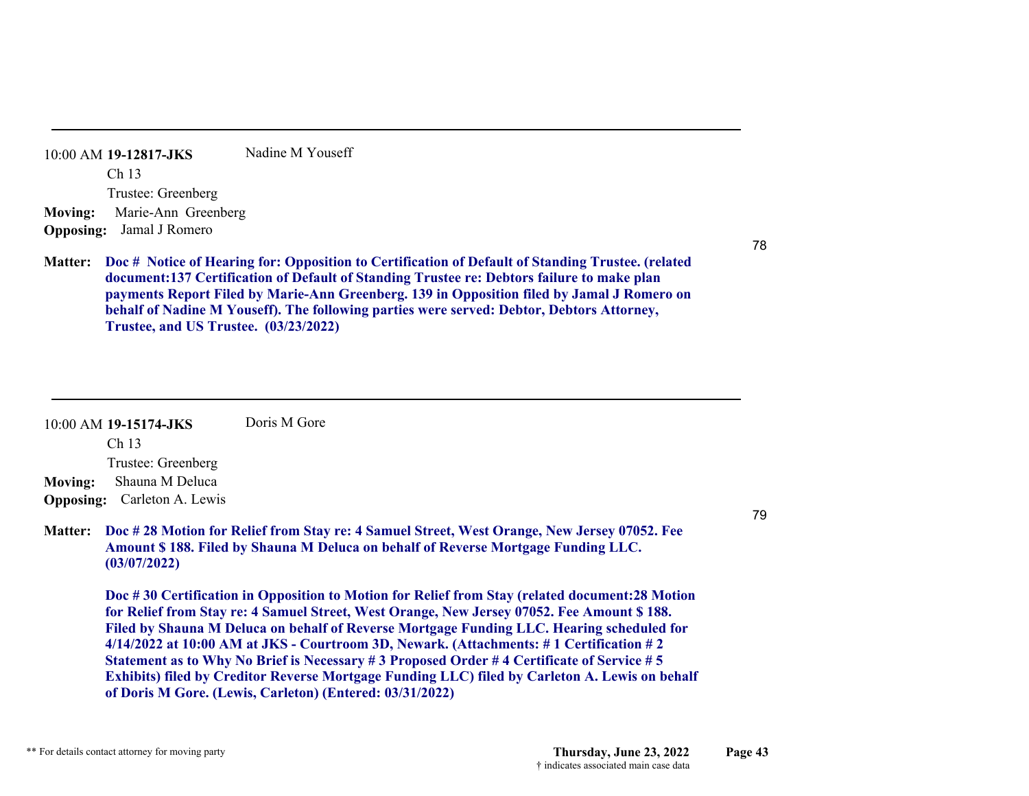---

10:00 AM **19-12817-JKS** Nadine M Youseff

Ch 13

Trustee: Greenberg

**Moving:** Marie-Ann Greenberg

**Opposing:** Jamal J Romero

78

**Matter:** **Doc # Notice of Hearing for: Opposition to Certification of Default of Standing Trustee. (related document:137 Certification of Default of Standing Trustee re: Debtors failure to make plan payments Report Filed by Marie-Ann Greenberg. 139 in Opposition filed by Jamal J Romero on behalf of Nadine M Youseff). The following parties were served: Debtor, Debtors Attorney, Trustee, and US Trustee. (03/23/2022)**

---

10:00 AM **19-15174-JKS** Doris M Gore

Ch 13

Trustee: Greenberg

**Moving:** Shauna M Deluca

**Opposing:** Carleton A. Lewis

79

**Matter:** **Doc # 28 Motion for Relief from Stay re: 4 Samuel Street, West Orange, New Jersey 07052. Fee Amount $ 188. Filed by Shauna M Deluca on behalf of Reverse Mortgage Funding LLC. (03/07/2022)**

**Doc # 30 Certification in Opposition to Motion for Relief from Stay (related document:28 Motion for Relief from Stay re: 4 Samuel Street, West Orange, New Jersey 07052. Fee Amount $ 188. Filed by Shauna M Deluca on behalf of Reverse Mortgage Funding LLC. Hearing scheduled for 4/14/2022 at 10:00 AM at JKS - Courtroom 3D, Newark. (Attachments: # 1 Certification # 2 Statement as to Why No Brief is Necessary # 3 Proposed Order # 4 Certificate of Service # 5 Exhibits) filed by Creditor Reverse Mortgage Funding LLC) filed by Carleton A. Lewis on behalf of Doris M Gore. (Lewis, Carleton) (Entered: 03/31/2022)**

** For details contact attorney for moving party

**Thursday, June 23, 2022**

† indicates associated main case data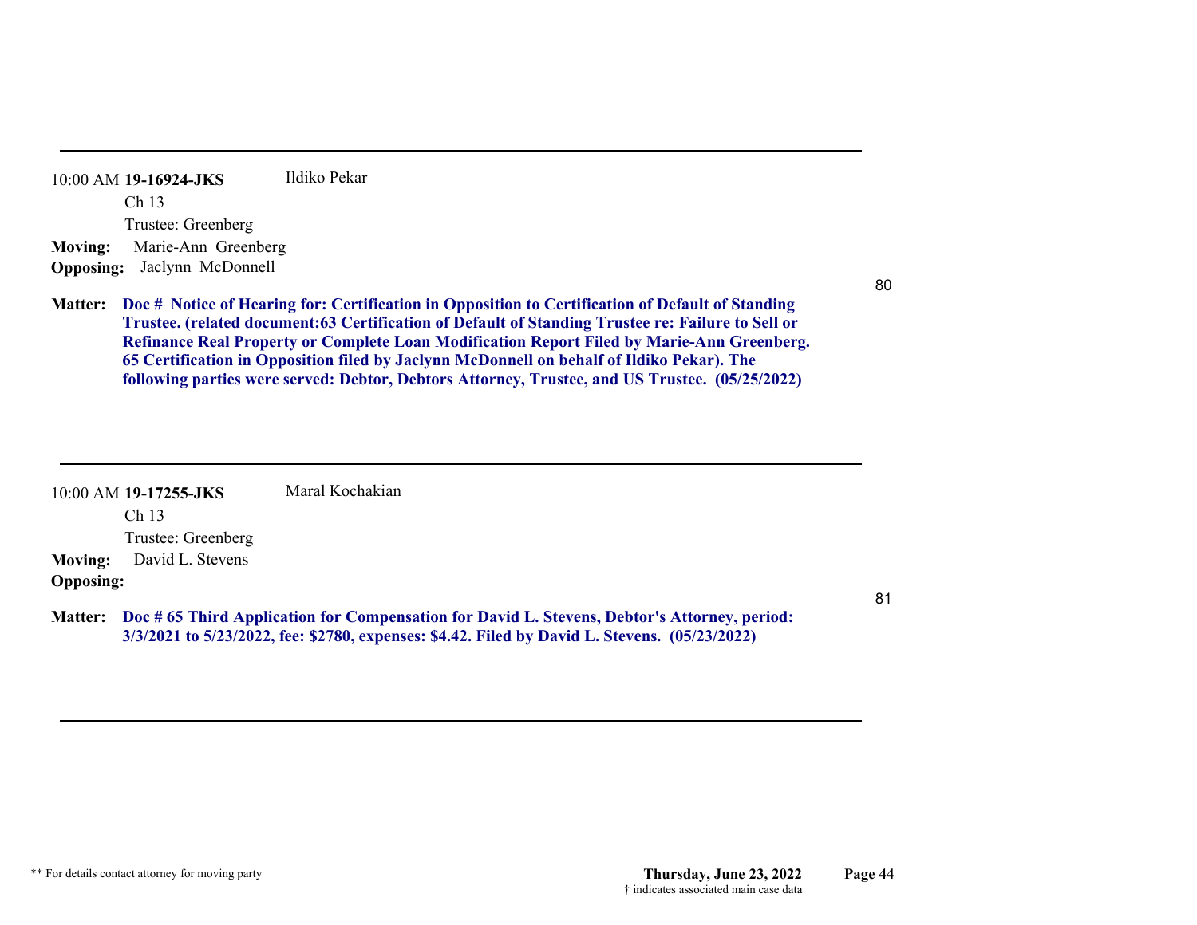---

10:00 AM **19-16924-JKS** Ildiko Pekar

Ch 13

Trustee: Greenberg

**Moving:** Marie-Ann Greenberg

**Opposing:** Jaclynn McDonnell

80

**Matter:** **Doc # Notice of Hearing for: Certification in Opposition to Certification of Default of Standing Trustee. (related document:63 Certification of Default of Standing Trustee re: Failure to Sell or Refinance Real Property or Complete Loan Modification Report Filed by Marie-Ann Greenberg. 65 Certification in Opposition filed by Jaclynn McDonnell on behalf of Ildiko Pekar). The following parties were served: Debtor, Debtors Attorney, Trustee, and US Trustee. (05/25/2022)**

---

10:00 AM **19-17255-JKS** Maral Kochakian

Ch 13

Trustee: Greenberg

**Moving:** David L. Stevens

**Opposing:**

81

**Matter:** **Doc # 65 Third Application for Compensation for David L. Stevens, Debtor's Attorney, period: 3/3/2021 to 5/23/2022, fee: $2780, expenses: $4.42. Filed by David L. Stevens. (05/23/2022)**

---

** For details contact attorney for moving party

**Thursday, June 23, 2022**

† indicates associated main case data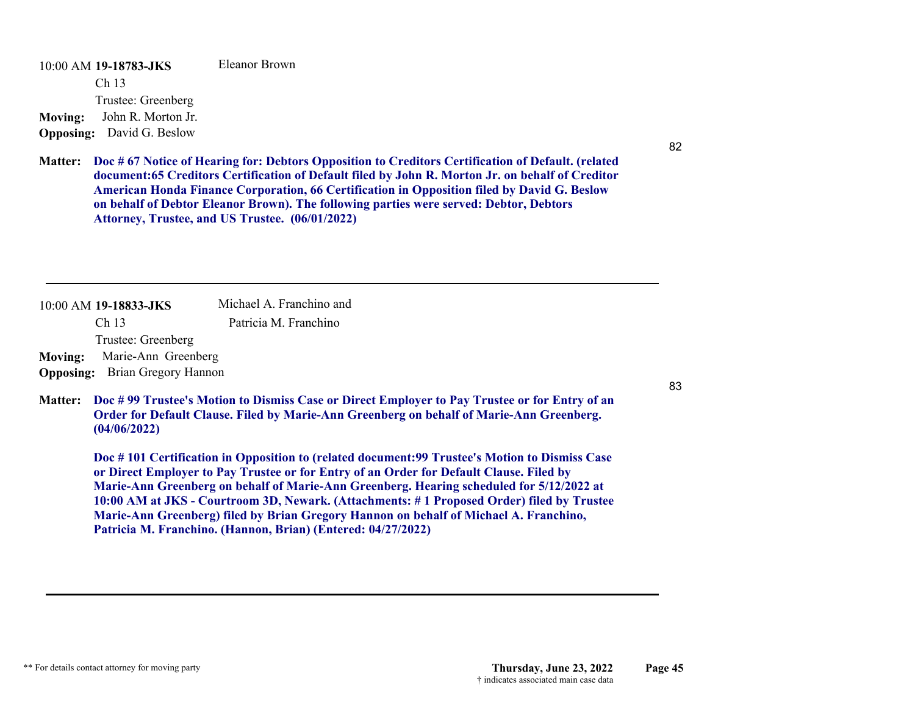10:00 AM **19-18783-JKS** Eleanor Brown

Ch 13

Trustee: Greenberg

**Moving:** John R. Morton Jr.

**Opposing:** David G. Beslow

82

**Matter:** **Doc # 67 Notice of Hearing for: Debtors Opposition to Creditors Certification of Default. (related document:65 Creditors Certification of Default filed by John R. Morton Jr. on behalf of Creditor American Honda Finance Corporation, 66 Certification in Opposition filed by David G. Beslow on behalf of Debtor Eleanor Brown). The following parties were served: Debtor, Debtors Attorney, Trustee, and US Trustee. (06/01/2022)**

---

10:00 AM **19-18833-JKS** Michael A. Franchino and Patricia M. Franchino

Ch 13

Trustee: Greenberg

**Moving:** Marie-Ann Greenberg

**Opposing:** Brian Gregory Hannon

83

**Matter:** **Doc # 99 Trustee's Motion to Dismiss Case or Direct Employer to Pay Trustee or for Entry of an Order for Default Clause. Filed by Marie-Ann Greenberg on behalf of Marie-Ann Greenberg. (04/06/2022)**

**Doc # 101 Certification in Opposition to (related document:99 Trustee's Motion to Dismiss Case or Direct Employer to Pay Trustee or for Entry of an Order for Default Clause. Filed by Marie-Ann Greenberg on behalf of Marie-Ann Greenberg. Hearing scheduled for 5/12/2022 at 10:00 AM at JKS - Courtroom 3D, Newark. (Attachments: # 1 Proposed Order) filed by Trustee Marie-Ann Greenberg) filed by Brian Gregory Hannon on behalf of Michael A. Franchino, Patricia M. Franchino. (Hannon, Brian) (Entered: 04/27/2022)**

---

** For details contact attorney for moving party

**Thursday, June 23, 2022**

† indicates associated main case data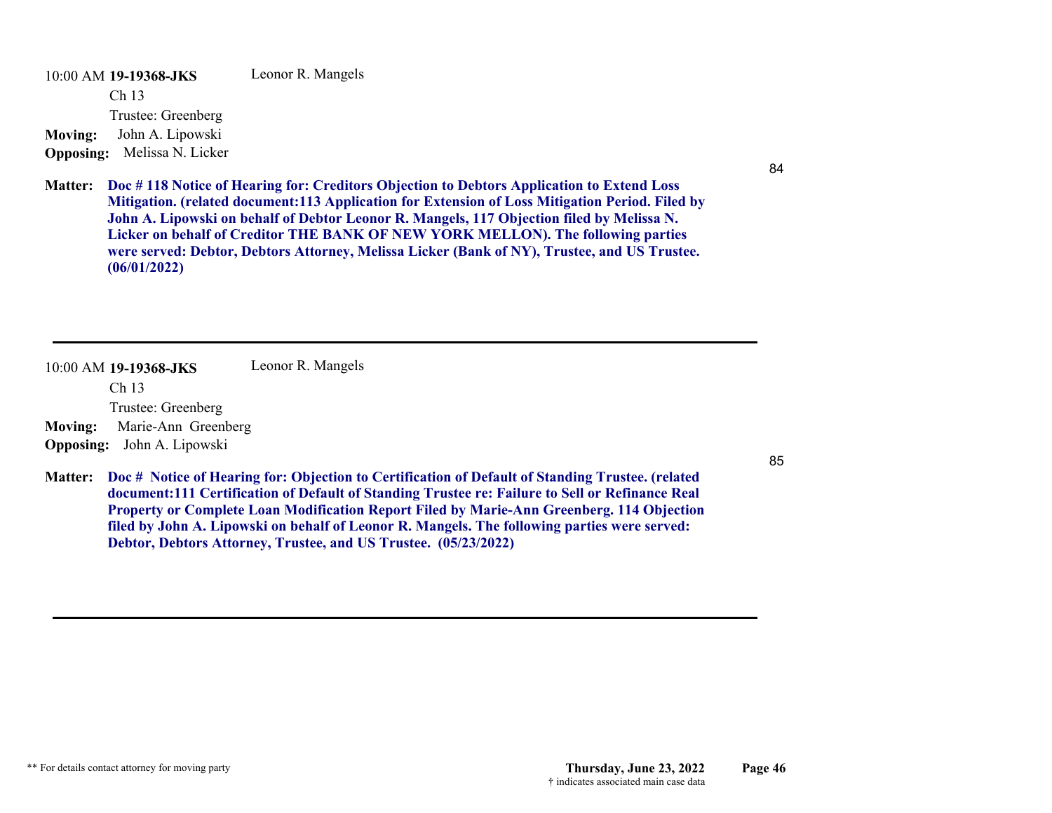10:00 AM **19-19368-JKS** Leonor R. Mangels

Ch 13

Trustee: Greenberg

**Moving:** John A. Lipowski

**Opposing:** Melissa N. Licker

84

**Matter:** **Doc # 118 Notice of Hearing for: Creditors Objection to Debtors Application to Extend Loss Mitigation. (related document:113 Application for Extension of Loss Mitigation Period. Filed by John A. Lipowski on behalf of Debtor Leonor R. Mangels, 117 Objection filed by Melissa N. Licker on behalf of Creditor THE BANK OF NEW YORK MELLON). The following parties were served: Debtor, Debtors Attorney, Melissa Licker (Bank of NY), Trustee, and US Trustee. (06/01/2022)**

---

10:00 AM **19-19368-JKS** Leonor R. Mangels

Ch 13

Trustee: Greenberg

**Moving:** Marie-Ann Greenberg

**Opposing:** John A. Lipowski

85

**Matter:** **Doc # Notice of Hearing for: Objection to Certification of Default of Standing Trustee. (related document:111 Certification of Default of Standing Trustee re: Failure to Sell or Refinance Real Property or Complete Loan Modification Report Filed by Marie-Ann Greenberg. 114 Objection filed by John A. Lipowski on behalf of Leonor R. Mangels. The following parties were served: Debtor, Debtors Attorney, Trustee, and US Trustee. (05/23/2022)**

---

** For details contact attorney for moving party

**Thursday, June 23, 2022**

† indicates associated main case data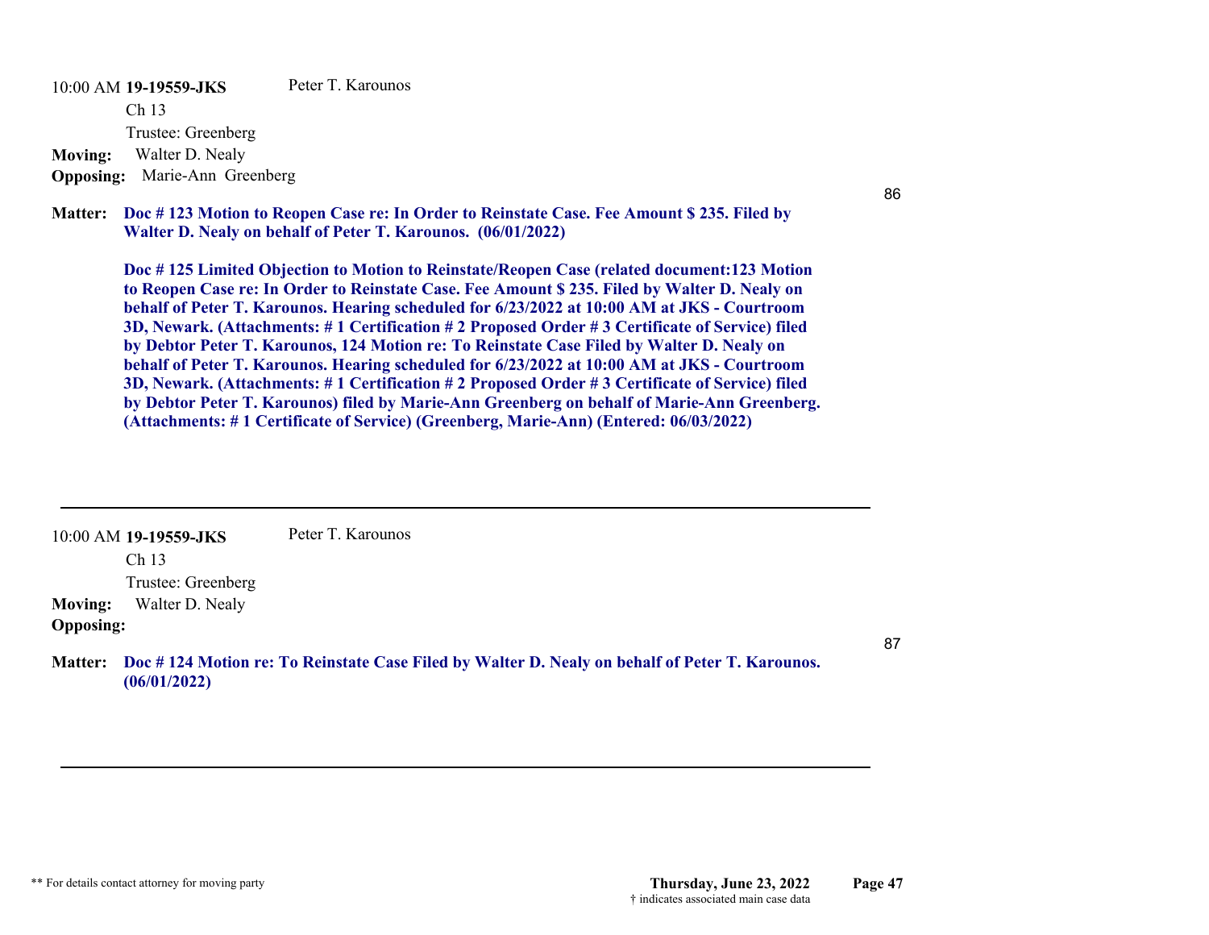10:00 AM **19-19559-JKS** Peter T. Karounos

Ch 13

Trustee: Greenberg

**Moving:** Walter D. Nealy

**Opposing:** Marie-Ann Greenberg

86

**Matter:** **Doc # 123 Motion to Reopen Case re: In Order to Reinstate Case. Fee Amount $ 235. Filed by Walter D. Nealy on behalf of Peter T. Karounos. (06/01/2022)**

**Doc # 125 Limited Objection to Motion to Reinstate/Reopen Case (related document:123 Motion to Reopen Case re: In Order to Reinstate Case. Fee Amount $ 235. Filed by Walter D. Nealy on behalf of Peter T. Karounos. Hearing scheduled for 6/23/2022 at 10:00 AM at JKS - Courtroom 3D, Newark. (Attachments: # 1 Certification # 2 Proposed Order # 3 Certificate of Service) filed by Debtor Peter T. Karounos, 124 Motion re: To Reinstate Case Filed by Walter D. Nealy on behalf of Peter T. Karounos. Hearing scheduled for 6/23/2022 at 10:00 AM at JKS - Courtroom 3D, Newark. (Attachments: # 1 Certification # 2 Proposed Order # 3 Certificate of Service) filed by Debtor Peter T. Karounos) filed by Marie-Ann Greenberg on behalf of Marie-Ann Greenberg. (Attachments: # 1 Certificate of Service) (Greenberg, Marie-Ann) (Entered: 06/03/2022)**

---

10:00 AM **19-19559-JKS** Peter T. Karounos

Ch 13

Trustee: Greenberg

**Moving:** Walter D. Nealy

**Opposing:**

87

**Matter:** **Doc # 124 Motion re: To Reinstate Case Filed by Walter D. Nealy on behalf of Peter T. Karounos. (06/01/2022)**

---

** For details contact attorney for moving party

**Thursday, June 23, 2022**

† indicates associated main case data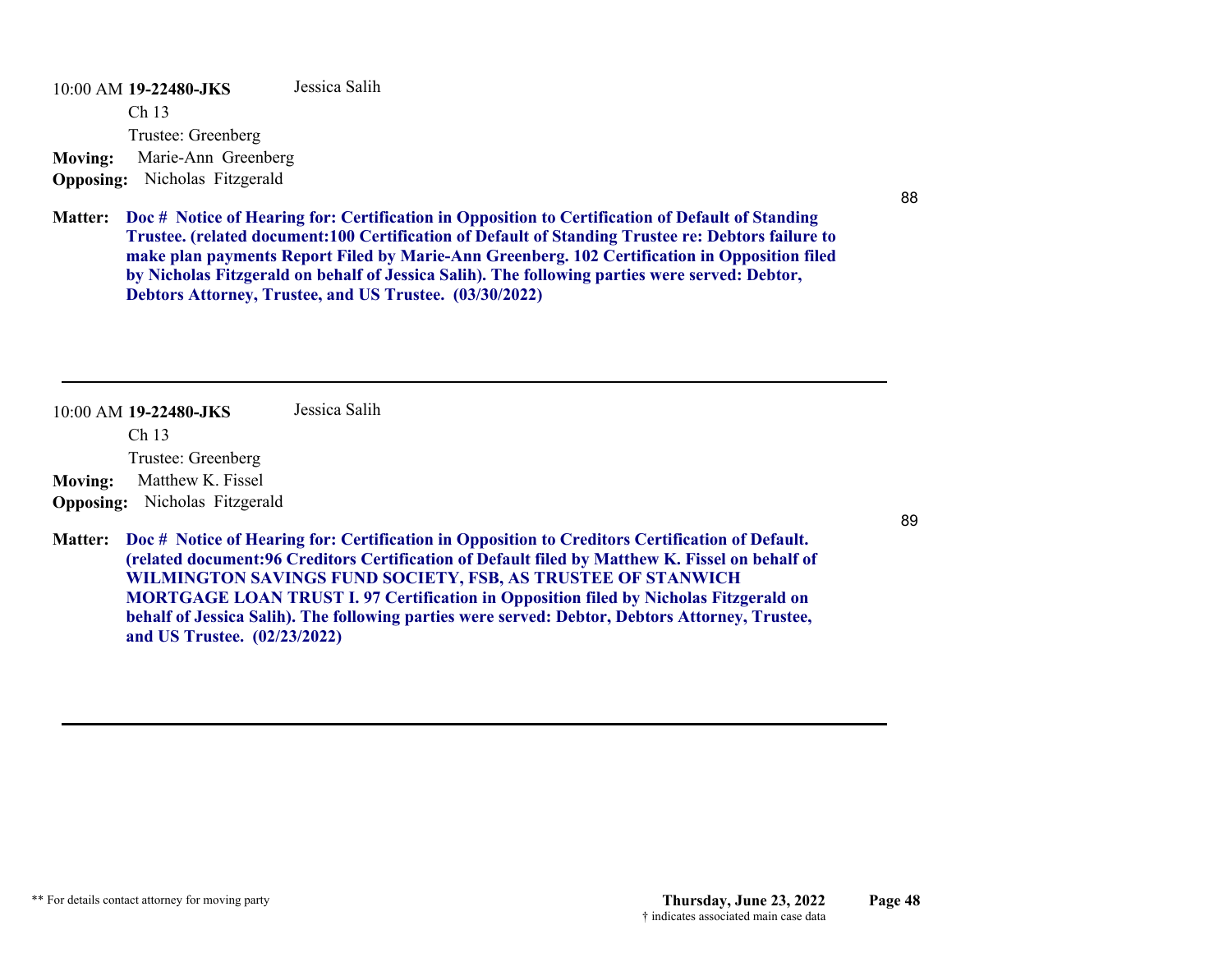10:00 AM **19-22480-JKS** Jessica Salih

Ch 13

Trustee: Greenberg

**Moving:** Marie-Ann Greenberg

**Opposing:** Nicholas Fitzgerald

88

**Matter:** **Doc # Notice of Hearing for: Certification in Opposition to Certification of Default of Standing Trustee. (related document:100 Certification of Default of Standing Trustee re: Debtors failure to make plan payments Report Filed by Marie-Ann Greenberg. 102 Certification in Opposition filed by Nicholas Fitzgerald on behalf of Jessica Salih). The following parties were served: Debtor, Debtors Attorney, Trustee, and US Trustee. (03/30/2022)**

---

10:00 AM **19-22480-JKS** Jessica Salih

Ch 13

Trustee: Greenberg

**Moving:** Matthew K. Fissel

**Opposing:** Nicholas Fitzgerald

89

**Matter:** **Doc # Notice of Hearing for: Certification in Opposition to Creditors Certification of Default. (related document:96 Creditors Certification of Default filed by Matthew K. Fissel on behalf of WILMINGTON SAVINGS FUND SOCIETY, FSB, AS TRUSTEE OF STANWICH MORTGAGE LOAN TRUST I. 97 Certification in Opposition filed by Nicholas Fitzgerald on behalf of Jessica Salih). The following parties were served: Debtor, Debtors Attorney, Trustee, and US Trustee. (02/23/2022)**

---

** For details contact attorney for moving party

**Thursday, June 23, 2022**

† indicates associated main case data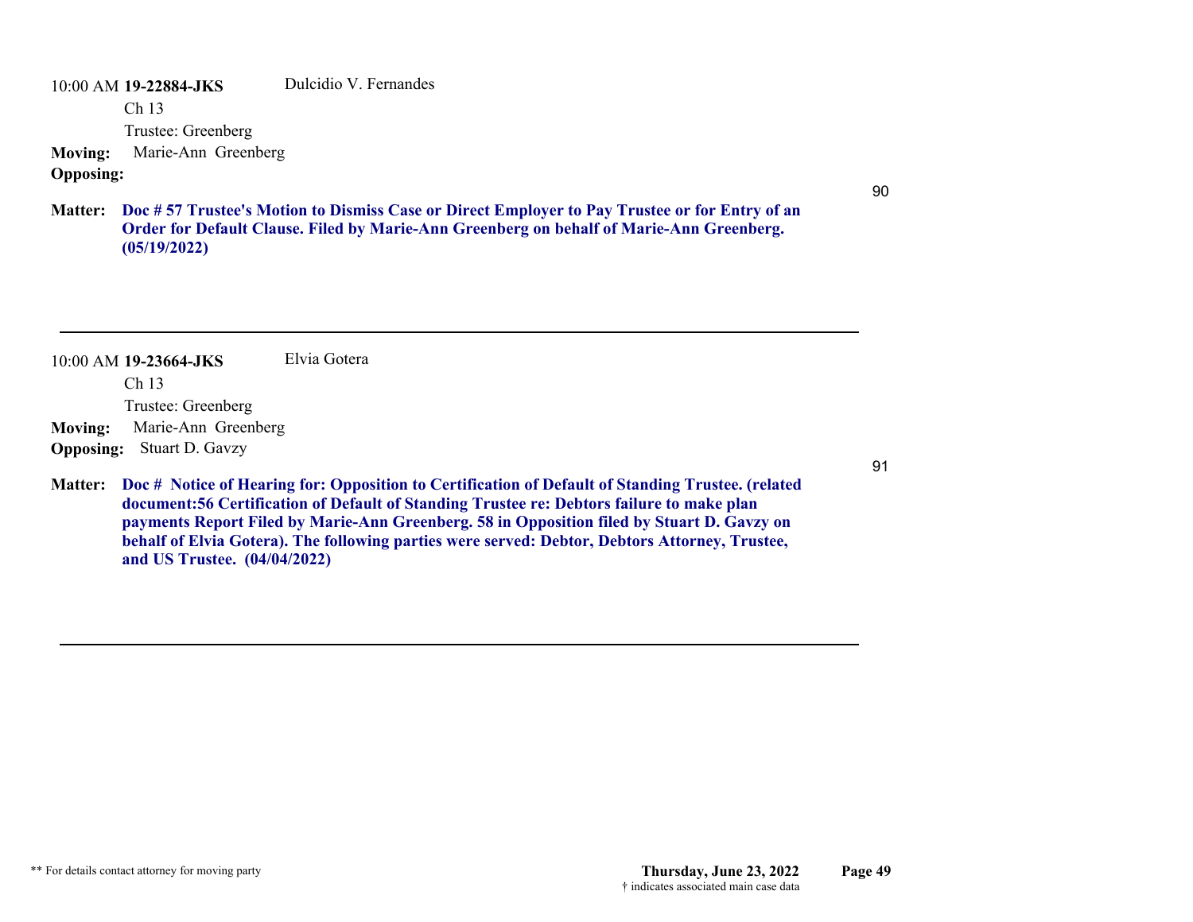10:00 AM **19-22884-JKS** Dulcidio V. Fernandes

Ch 13

Trustee: Greenberg

**Moving:** Marie-Ann Greenberg

**Opposing:**

90

**Matter:** **Doc # 57 Trustee's Motion to Dismiss Case or Direct Employer to Pay Trustee or for Entry of an Order for Default Clause. Filed by Marie-Ann Greenberg on behalf of Marie-Ann Greenberg. (05/19/2022)**

---

10:00 AM **19-23664-JKS** Elvia Gotera

Ch 13

Trustee: Greenberg

**Moving:** Marie-Ann Greenberg

**Opposing:** Stuart D. Gavzy

91

**Matter:** **Doc # Notice of Hearing for: Opposition to Certification of Default of Standing Trustee. (related document:56 Certification of Default of Standing Trustee re: Debtors failure to make plan payments Report Filed by Marie-Ann Greenberg. 58 in Opposition filed by Stuart D. Gavzy on behalf of Elvia Gotera). The following parties were served: Debtor, Debtors Attorney, Trustee, and US Trustee. (04/04/2022)**

---

** For details contact attorney for moving party

**Thursday, June 23, 2022**

† indicates associated main case data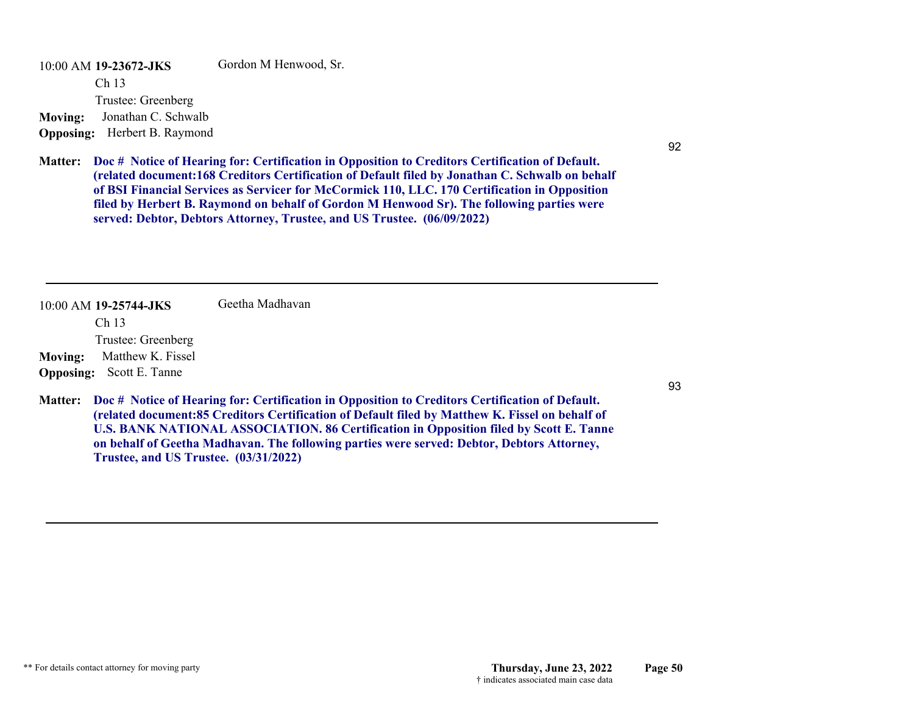10:00 AM **19-23672-JKS** Gordon M Henwood, Sr.

Ch 13

Trustee: Greenberg

**Moving:** Jonathan C. Schwalb

**Opposing:** Herbert B. Raymond

92

**Matter:** **Doc # Notice of Hearing for: Certification in Opposition to Creditors Certification of Default. (related document:168 Creditors Certification of Default filed by Jonathan C. Schwalb on behalf of BSI Financial Services as Servicer for McCormick 110, LLC. 170 Certification in Opposition filed by Herbert B. Raymond on behalf of Gordon M Henwood Sr). The following parties were served: Debtor, Debtors Attorney, Trustee, and US Trustee. (06/09/2022)**

---

10:00 AM **19-25744-JKS** Geetha Madhavan

Ch 13

Trustee: Greenberg

**Moving:** Matthew K. Fissel

**Opposing:** Scott E. Tanne

93

**Matter:** **Doc # Notice of Hearing for: Certification in Opposition to Creditors Certification of Default. (related document:85 Creditors Certification of Default filed by Matthew K. Fissel on behalf of U.S. BANK NATIONAL ASSOCIATION. 86 Certification in Opposition filed by Scott E. Tanne on behalf of Geetha Madhavan. The following parties were served: Debtor, Debtors Attorney, Trustee, and US Trustee. (03/31/2022)**

---

** For details contact attorney for moving party

**Thursday, June 23, 2022**

† indicates associated main case data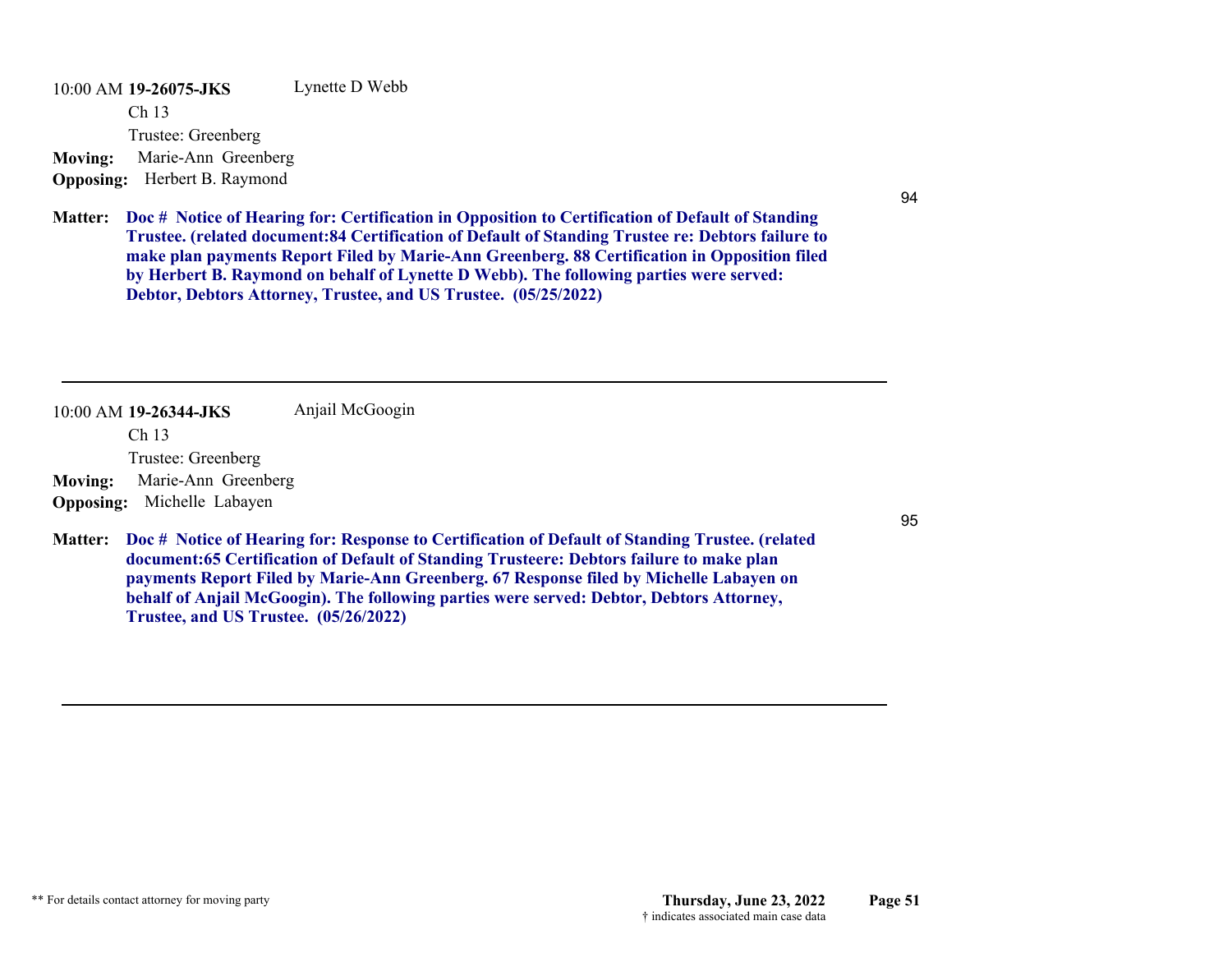10:00 AM **19-26075-JKS** Lynette D Webb

Ch 13

Trustee: Greenberg

**Moving:** Marie-Ann Greenberg

**Opposing:** Herbert B. Raymond

94

**Matter:** **Doc # Notice of Hearing for: Certification in Opposition to Certification of Default of Standing Trustee. (related document:84 Certification of Default of Standing Trustee re: Debtors failure to make plan payments Report Filed by Marie-Ann Greenberg. 88 Certification in Opposition filed by Herbert B. Raymond on behalf of Lynette D Webb). The following parties were served: Debtor, Debtors Attorney, Trustee, and US Trustee. (05/25/2022)**

---

10:00 AM **19-26344-JKS** Anjail McGoogin

Ch 13

Trustee: Greenberg

**Moving:** Marie-Ann Greenberg

**Opposing:** Michelle Labayen

95

**Matter:** **Doc # Notice of Hearing for: Response to Certification of Default of Standing Trustee. (related document:65 Certification of Default of Standing Trusteere: Debtors failure to make plan payments Report Filed by Marie-Ann Greenberg. 67 Response filed by Michelle Labayen on behalf of Anjail McGoogin). The following parties were served: Debtor, Debtors Attorney, Trustee, and US Trustee. (05/26/2022)**

---

** For details contact attorney for moving party

**Thursday, June 23, 2022**

† indicates associated main case data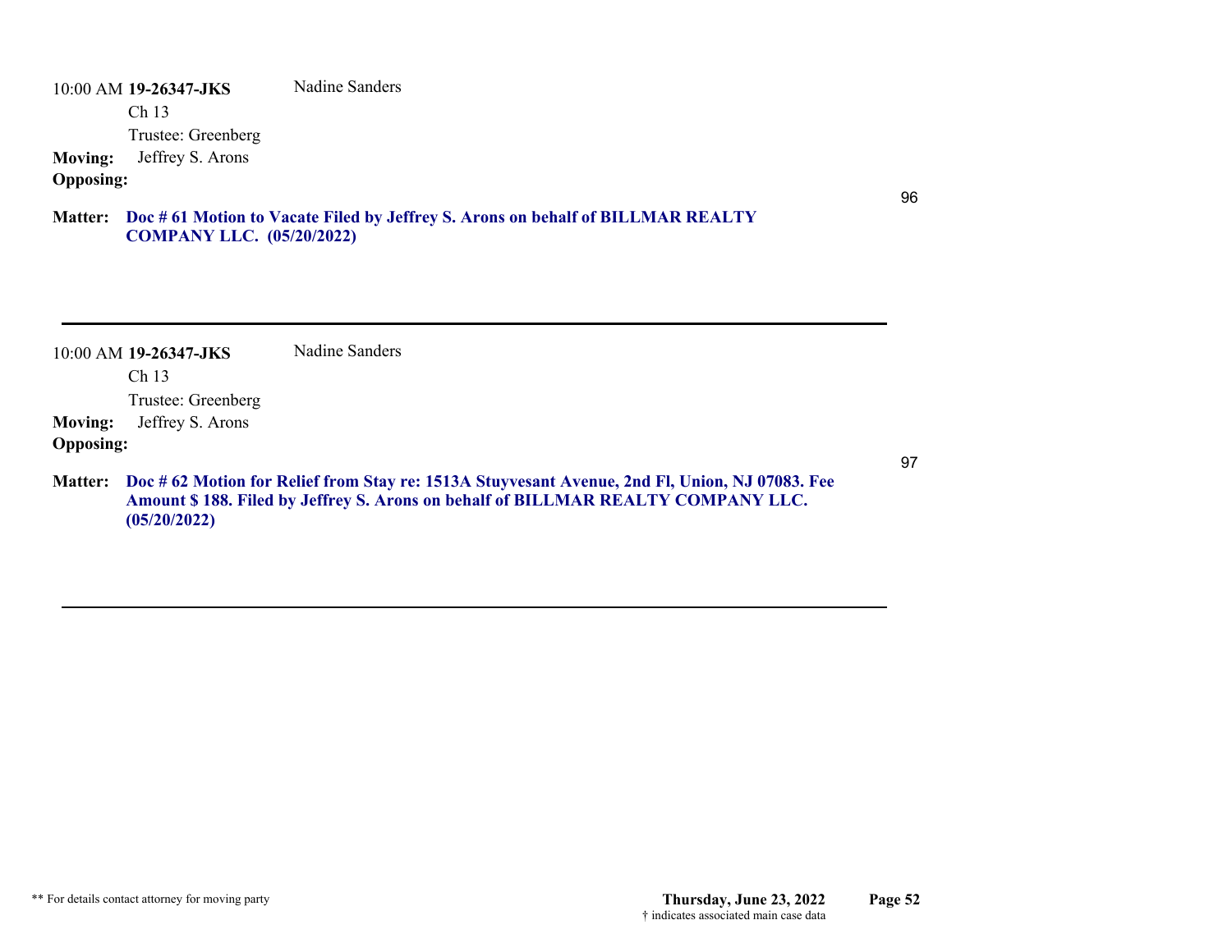10:00 AM **19-26347-JKS** Nadine Sanders

Ch 13

Trustee: Greenberg

**Moving:** Jeffrey S. Arons

**Opposing:**

96

**Matter:** **Doc # 61 Motion to Vacate Filed by Jeffrey S. Arons on behalf of BILLMAR REALTY COMPANY LLC. (05/20/2022)**

---

10:00 AM **19-26347-JKS** Nadine Sanders

Ch 13

Trustee: Greenberg

**Moving:** Jeffrey S. Arons

**Opposing:**

97

**Matter:** **Doc # 62 Motion for Relief from Stay re: 1513A Stuyvesant Avenue, 2nd Fl, Union, NJ 07083. Fee Amount $ 188. Filed by Jeffrey S. Arons on behalf of BILLMAR REALTY COMPANY LLC. (05/20/2022)**

---

** For details contact attorney for moving party

**Thursday, June 23, 2022**

† indicates associated main case data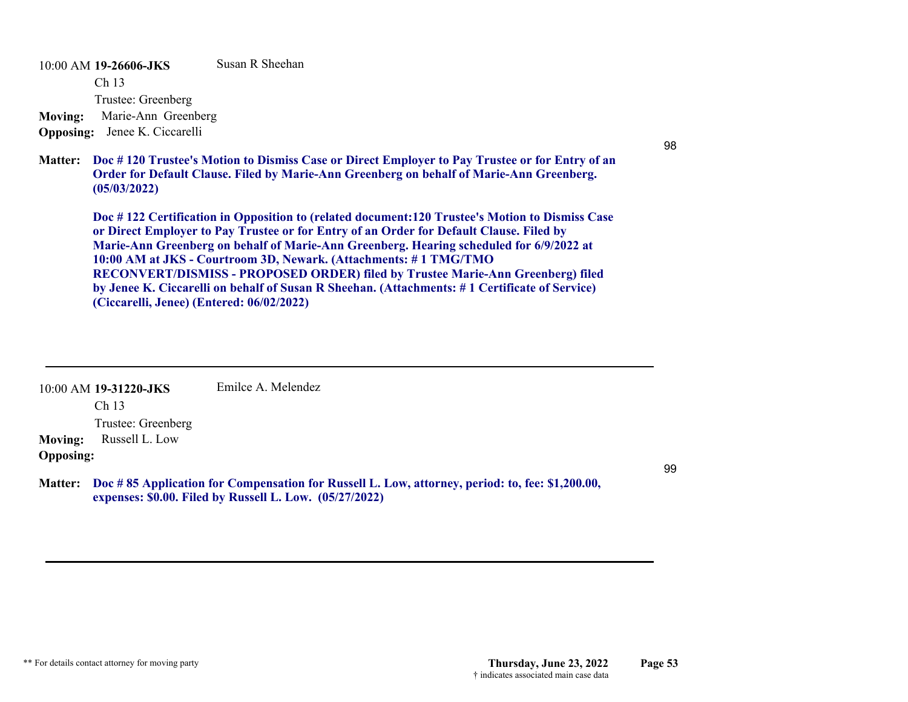10:00 AM **19-26606-JKS** Susan R Sheehan

Ch 13

Trustee: Greenberg

**Moving:** Marie-Ann Greenberg

**Opposing:** Jenee K. Ciccarelli

98

**Matter:** **Doc # 120 Trustee's Motion to Dismiss Case or Direct Employer to Pay Trustee or for Entry of an Order for Default Clause. Filed by Marie-Ann Greenberg on behalf of Marie-Ann Greenberg. (05/03/2022)**

**Doc # 122 Certification in Opposition to (related document:120 Trustee's Motion to Dismiss Case or Direct Employer to Pay Trustee or for Entry of an Order for Default Clause. Filed by Marie-Ann Greenberg on behalf of Marie-Ann Greenberg. Hearing scheduled for 6/9/2022 at 10:00 AM at JKS - Courtroom 3D, Newark. (Attachments: # 1 TMG/TMO RECONVERT/DISMISS - PROPOSED ORDER) filed by Trustee Marie-Ann Greenberg) filed by Jenee K. Ciccarelli on behalf of Susan R Sheehan. (Attachments: # 1 Certificate of Service) (Ciccarelli, Jenee) (Entered: 06/02/2022)**

---

10:00 AM **19-31220-JKS** Emilce A. Melendez

Ch 13

Trustee: Greenberg

**Moving:** Russell L. Low

**Opposing:**

99

**Matter:** **Doc # 85 Application for Compensation for Russell L. Low, attorney, period: to, fee: $1,200.00, expenses: $0.00. Filed by Russell L. Low. (05/27/2022)**

---

** For details contact attorney for moving party

† indicates associated main case data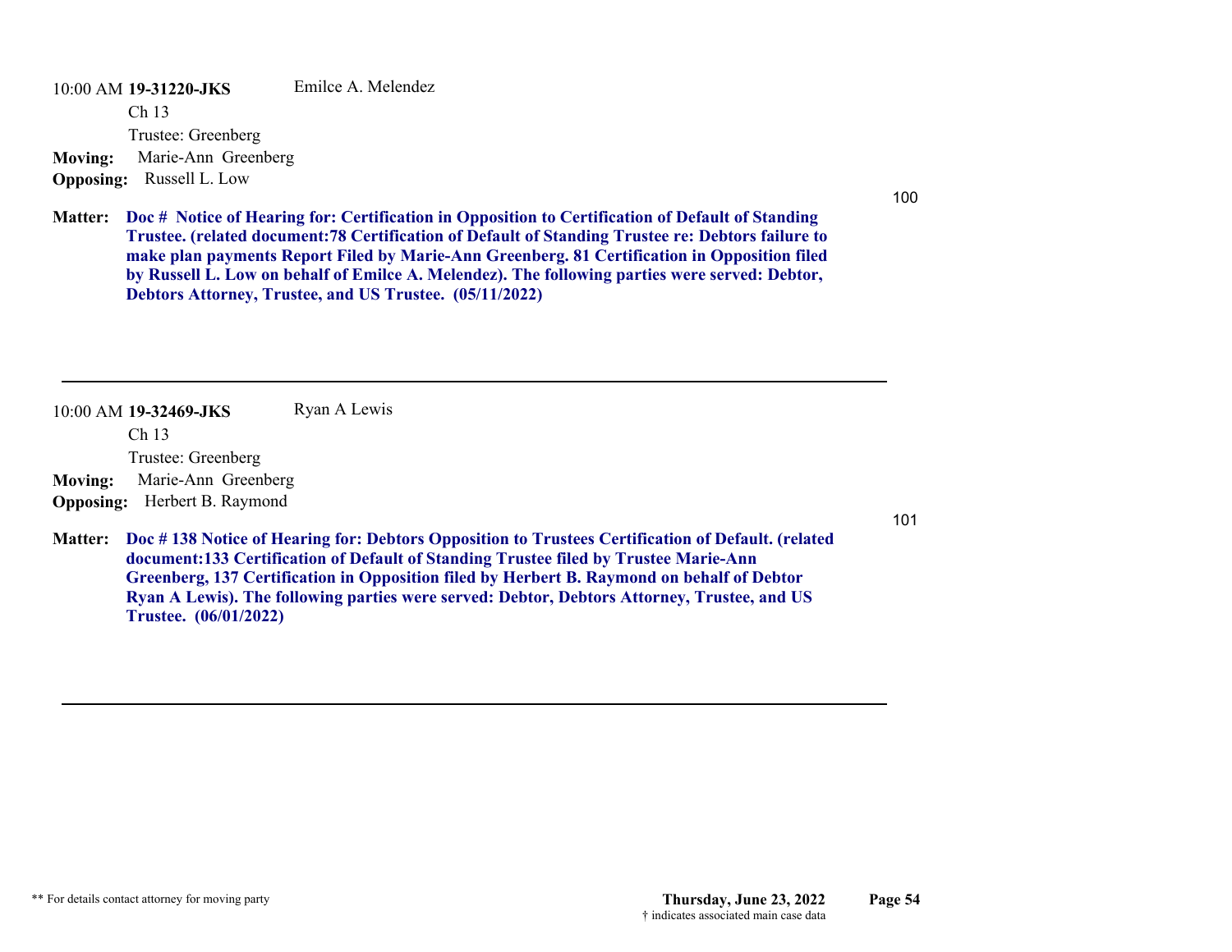10:00 AM **19-31220-JKS** Emilce A. Melendez

Ch 13

Trustee: Greenberg

**Moving:** Marie-Ann Greenberg

**Opposing:** Russell L. Low

100

**Matter:** **Doc # Notice of Hearing for: Certification in Opposition to Certification of Default of Standing Trustee. (related document:78 Certification of Default of Standing Trustee re: Debtors failure to make plan payments Report Filed by Marie-Ann Greenberg. 81 Certification in Opposition filed by Russell L. Low on behalf of Emilce A. Melendez). The following parties were served: Debtor, Debtors Attorney, Trustee, and US Trustee. (05/11/2022)**

---

10:00 AM **19-32469-JKS** Ryan A Lewis

Ch 13

Trustee: Greenberg

**Moving:** Marie-Ann Greenberg

**Opposing:** Herbert B. Raymond

101

**Matter:** **Doc # 138 Notice of Hearing for: Debtors Opposition to Trustees Certification of Default. (related document:133 Certification of Default of Standing Trustee filed by Trustee Marie-Ann Greenberg, 137 Certification in Opposition filed by Herbert B. Raymond on behalf of Debtor Ryan A Lewis). The following parties were served: Debtor, Debtors Attorney, Trustee, and US Trustee. (06/01/2022)**

---

** For details contact attorney for moving party

**Thursday, June 23, 2022**

† indicates associated main case data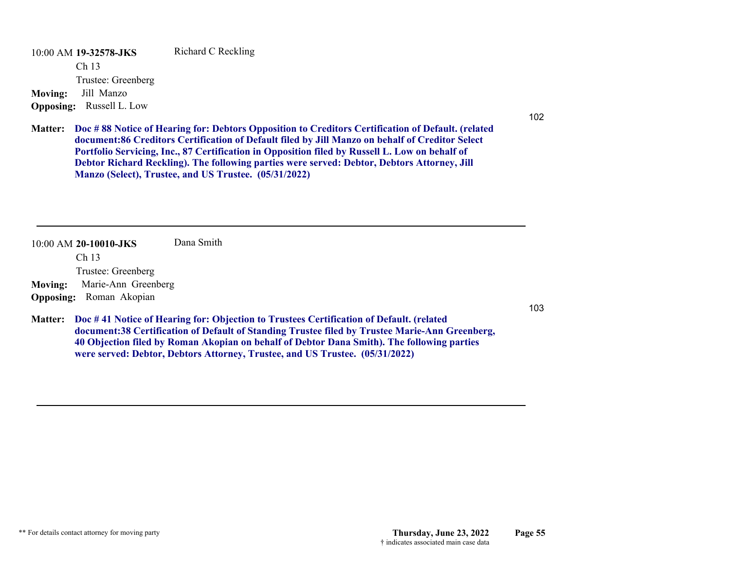10:00 AM **19-32578-JKS** Richard C Reckling

Ch 13

Trustee: Greenberg

**Moving:** Jill Manzo

**Opposing:** Russell L. Low

102

**Matter:** **Doc # 88 Notice of Hearing for: Debtors Opposition to Creditors Certification of Default. (related document:86 Creditors Certification of Default filed by Jill Manzo on behalf of Creditor Select Portfolio Servicing, Inc., 87 Certification in Opposition filed by Russell L. Low on behalf of Debtor Richard Reckling). The following parties were served: Debtor, Debtors Attorney, Jill Manzo (Select), Trustee, and US Trustee. (05/31/2022)**

---

10:00 AM **20-10010-JKS** Dana Smith

Ch 13

Trustee: Greenberg

**Moving:** Marie-Ann Greenberg

**Opposing:** Roman Akopian

103

**Matter:** **Doc # 41 Notice of Hearing for: Objection to Trustees Certification of Default. (related document:38 Certification of Default of Standing Trustee filed by Trustee Marie-Ann Greenberg, 40 Objection filed by Roman Akopian on behalf of Debtor Dana Smith). The following parties were served: Debtor, Debtors Attorney, Trustee, and US Trustee. (05/31/2022)**

---

** For details contact attorney for moving party

† indicates associated main case data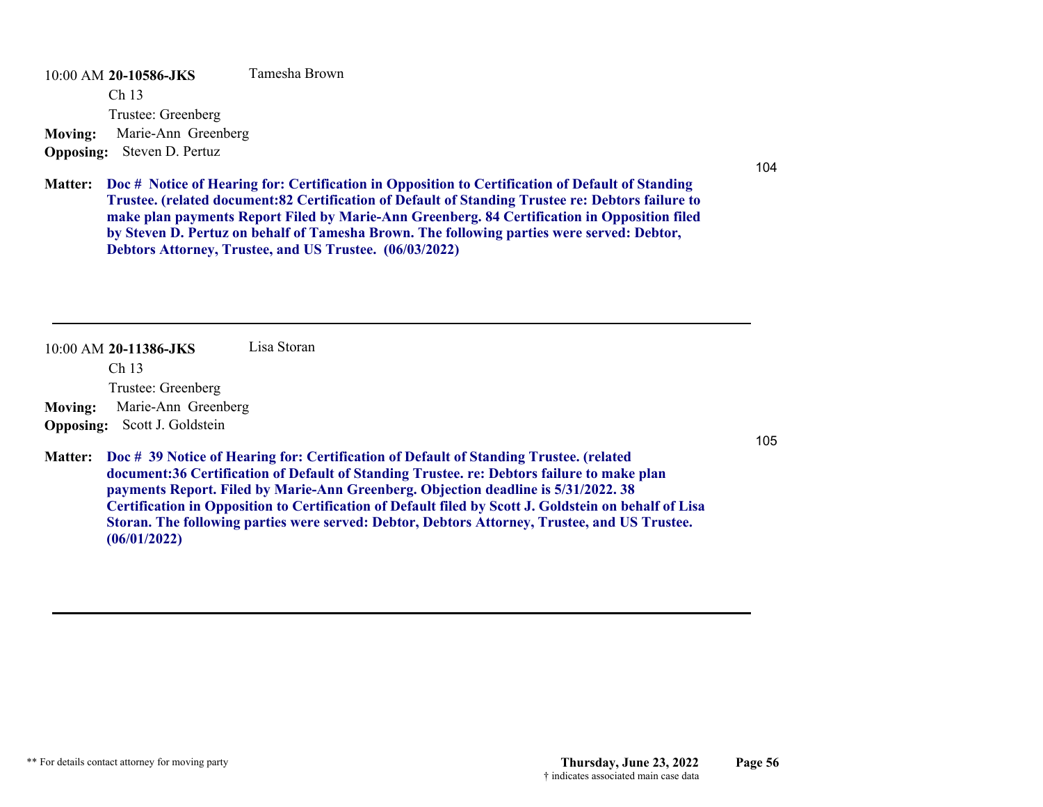10:00 AM **20-10586-JKS** Tamesha Brown

Ch 13

Trustee: Greenberg

**Moving:** Marie-Ann Greenberg

**Opposing:** Steven D. Pertuz

104

**Matter:** **Doc # Notice of Hearing for: Certification in Opposition to Certification of Default of Standing Trustee. (related document:82 Certification of Default of Standing Trustee re: Debtors failure to make plan payments Report Filed by Marie-Ann Greenberg. 84 Certification in Opposition filed by Steven D. Pertuz on behalf of Tamesha Brown. The following parties were served: Debtor, Debtors Attorney, Trustee, and US Trustee. (06/03/2022)**

---

10:00 AM **20-11386-JKS** Lisa Storan

Ch 13

Trustee: Greenberg

**Moving:** Marie-Ann Greenberg

**Opposing:** Scott J. Goldstein

105

**Matter:** **Doc # 39 Notice of Hearing for: Certification of Default of Standing Trustee. (related document:36 Certification of Default of Standing Trustee. re: Debtors failure to make plan payments Report. Filed by Marie-Ann Greenberg. Objection deadline is 5/31/2022. 38 Certification in Opposition to Certification of Default filed by Scott J. Goldstein on behalf of Lisa Storan. The following parties were served: Debtor, Debtors Attorney, Trustee, and US Trustee. (06/01/2022)**

---

** For details contact attorney for moving party

**Thursday, June 23, 2022**

† indicates associated main case data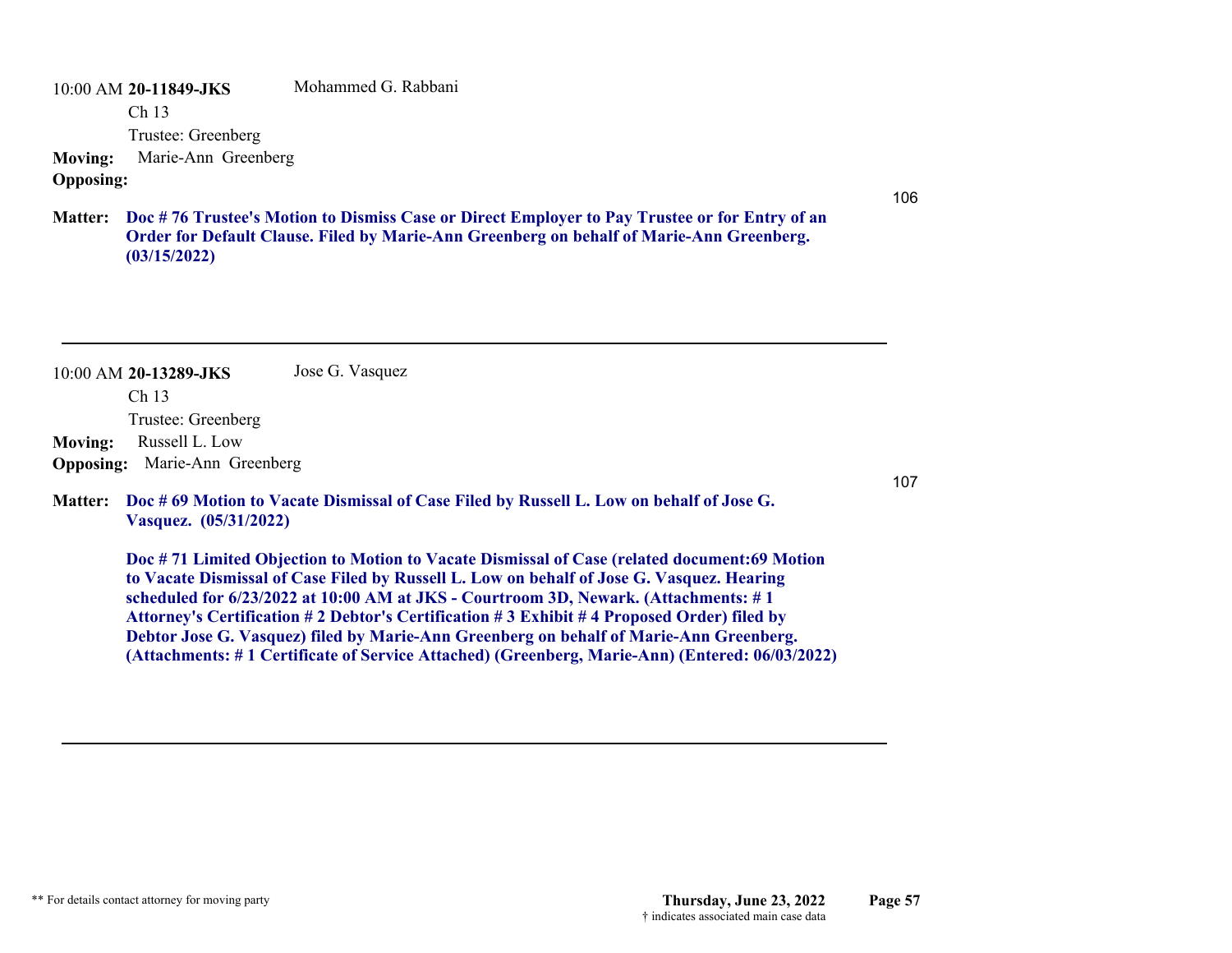10:00 AM **20-11849-JKS** Mohammed G. Rabbani

Ch 13

Trustee: Greenberg

**Moving:** Marie-Ann Greenberg

**Opposing:**

106

**Matter:** **Doc # 76 Trustee's Motion to Dismiss Case or Direct Employer to Pay Trustee or for Entry of an Order for Default Clause. Filed by Marie-Ann Greenberg on behalf of Marie-Ann Greenberg. (03/15/2022)**

---

10:00 AM **20-13289-JKS** Jose G. Vasquez

Ch 13

Trustee: Greenberg

**Moving:** Russell L. Low

**Opposing:** Marie-Ann Greenberg

107

**Matter:** **Doc # 69 Motion to Vacate Dismissal of Case Filed by Russell L. Low on behalf of Jose G. Vasquez. (05/31/2022)**

**Doc # 71 Limited Objection to Motion to Vacate Dismissal of Case (related document:69 Motion to Vacate Dismissal of Case Filed by Russell L. Low on behalf of Jose G. Vasquez. Hearing scheduled for 6/23/2022 at 10:00 AM at JKS - Courtroom 3D, Newark. (Attachments: # 1 Attorney's Certification # 2 Debtor's Certification # 3 Exhibit # 4 Proposed Order) filed by Debtor Jose G. Vasquez) filed by Marie-Ann Greenberg on behalf of Marie-Ann Greenberg. (Attachments: # 1 Certificate of Service Attached) (Greenberg, Marie-Ann) (Entered: 06/03/2022)**

---

** For details contact attorney for moving party

**Thursday, June 23, 2022**

† indicates associated main case data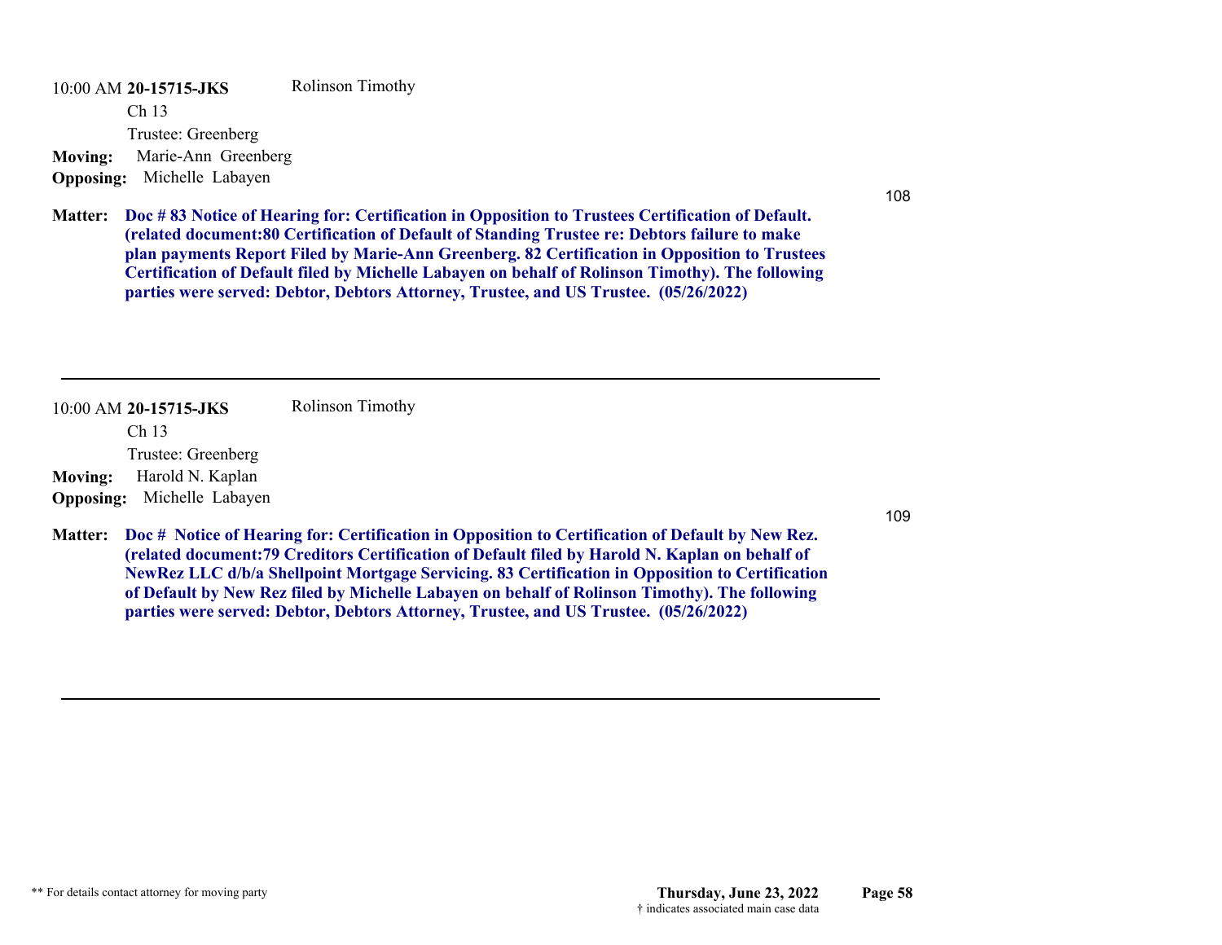10:00 AM **20-15715-JKS** Rolinson Timothy

Ch 13

Trustee: Greenberg

**Moving:** Marie-Ann Greenberg

**Opposing:** Michelle Labayen

108

**Matter:** **Doc # 83 Notice of Hearing for: Certification in Opposition to Trustees Certification of Default. (related document:80 Certification of Default of Standing Trustee re: Debtors failure to make plan payments Report Filed by Marie-Ann Greenberg. 82 Certification in Opposition to Trustees Certification of Default filed by Michelle Labayen on behalf of Rolinson Timothy). The following parties were served: Debtor, Debtors Attorney, Trustee, and US Trustee. (05/26/2022)**

---

10:00 AM **20-15715-JKS** Rolinson Timothy

Ch 13

Trustee: Greenberg

**Moving:** Harold N. Kaplan

**Opposing:** Michelle Labayen

109

**Matter:** **Doc # Notice of Hearing for: Certification in Opposition to Certification of Default by New Rez. (related document:79 Creditors Certification of Default filed by Harold N. Kaplan on behalf of NewRez LLC d/b/a Shellpoint Mortgage Servicing. 83 Certification in Opposition to Certification of Default by New Rez filed by Michelle Labayen on behalf of Rolinson Timothy). The following parties were served: Debtor, Debtors Attorney, Trustee, and US Trustee. (05/26/2022)**

---

** For details contact attorney for moving party

**Thursday, June 23, 2022**

† indicates associated main case data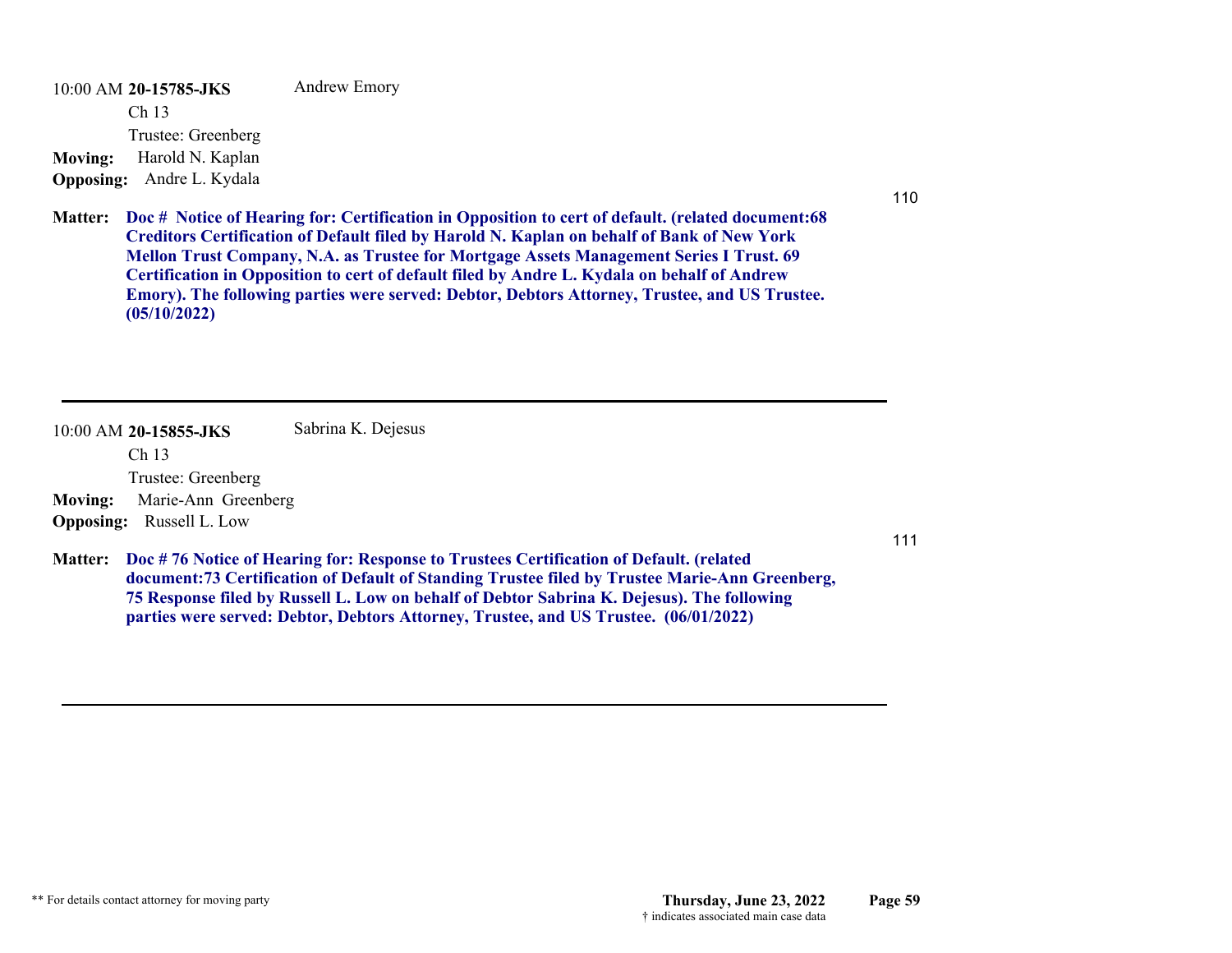10:00 AM **20-15785-JKS** Andrew Emory

Ch 13

Trustee: Greenberg

**Moving:** Harold N. Kaplan

**Opposing:** Andre L. Kydala

110

**Matter:** **Doc # Notice of Hearing for: Certification in Opposition to cert of default. (related document:68 Creditors Certification of Default filed by Harold N. Kaplan on behalf of Bank of New York Mellon Trust Company, N.A. as Trustee for Mortgage Assets Management Series I Trust. 69 Certification in Opposition to cert of default filed by Andre L. Kydala on behalf of Andrew Emory). The following parties were served: Debtor, Debtors Attorney, Trustee, and US Trustee. (05/10/2022)**

---

10:00 AM **20-15855-JKS** Sabrina K. Dejesus

Ch 13

Trustee: Greenberg

**Moving:** Marie-Ann Greenberg

**Opposing:** Russell L. Low

111

**Matter:** **Doc # 76 Notice of Hearing for: Response to Trustees Certification of Default. (related document:73 Certification of Default of Standing Trustee filed by Trustee Marie-Ann Greenberg, 75 Response filed by Russell L. Low on behalf of Debtor Sabrina K. Dejesus). The following parties were served: Debtor, Debtors Attorney, Trustee, and US Trustee. (06/01/2022)**

---

** For details contact attorney for moving party

**Thursday, June 23, 2022**

† indicates associated main case data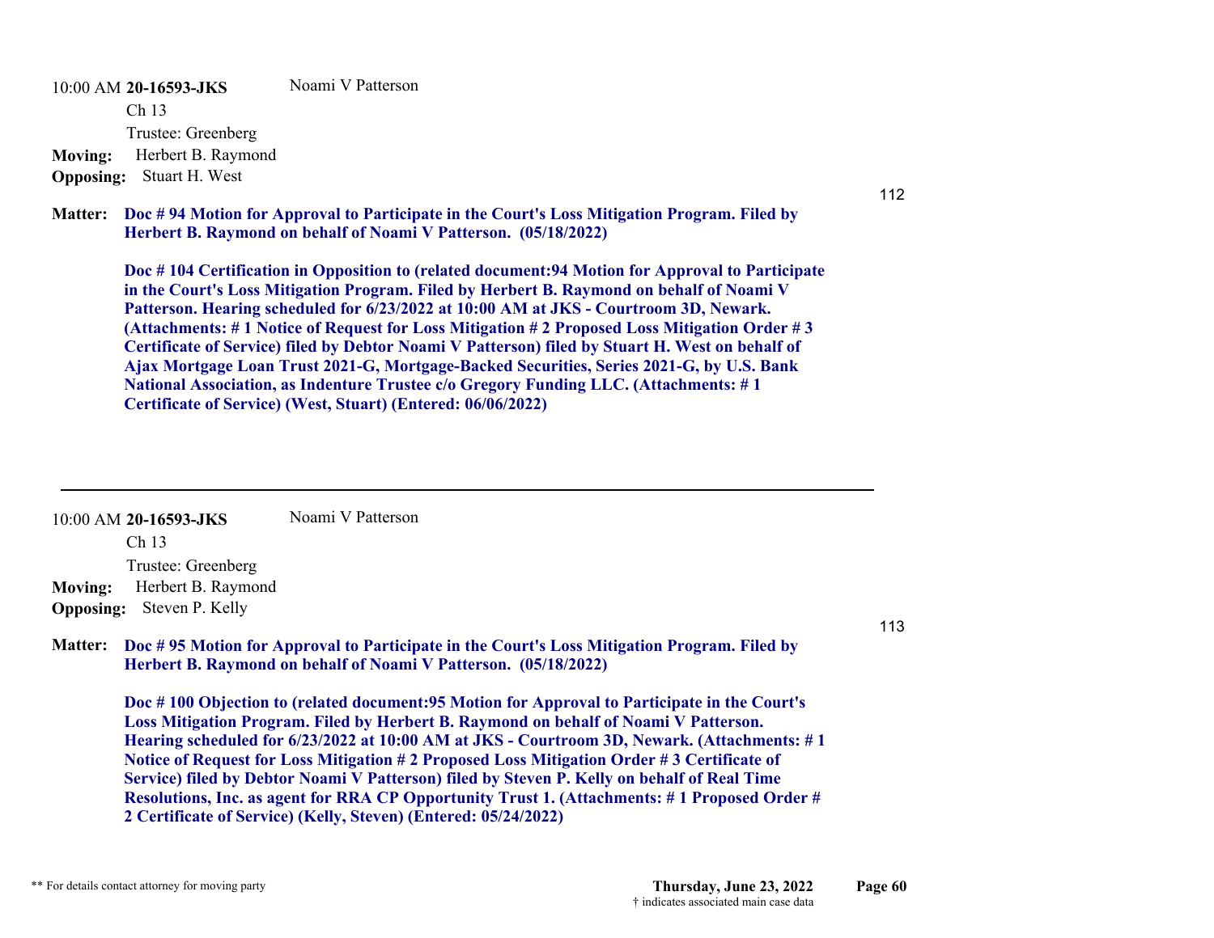10:00 AM **20-16593-JKS** Noami V Patterson

Ch 13

Trustee: Greenberg

**Moving:** Herbert B. Raymond

**Opposing:** Stuart H. West

112

**Matter:** **Doc # 94 Motion for Approval to Participate in the Court's Loss Mitigation Program. Filed by Herbert B. Raymond on behalf of Noami V Patterson. (05/18/2022)**

**Doc # 104 Certification in Opposition to (related document:94 Motion for Approval to Participate in the Court's Loss Mitigation Program. Filed by Herbert B. Raymond on behalf of Noami V Patterson. Hearing scheduled for 6/23/2022 at 10:00 AM at JKS - Courtroom 3D, Newark. (Attachments: # 1 Notice of Request for Loss Mitigation # 2 Proposed Loss Mitigation Order # 3 Certificate of Service) filed by Debtor Noami V Patterson) filed by Stuart H. West on behalf of Ajax Mortgage Loan Trust 2021-G, Mortgage-Backed Securities, Series 2021-G, by U.S. Bank National Association, as Indenture Trustee c/o Gregory Funding LLC. (Attachments: # 1 Certificate of Service) (West, Stuart) (Entered: 06/06/2022)**

---

10:00 AM **20-16593-JKS** Noami V Patterson

Ch 13

Trustee: Greenberg

**Moving:** Herbert B. Raymond

**Opposing:** Steven P. Kelly

113

**Matter:** **Doc # 95 Motion for Approval to Participate in the Court's Loss Mitigation Program. Filed by Herbert B. Raymond on behalf of Noami V Patterson. (05/18/2022)**

**Doc # 100 Objection to (related document:95 Motion for Approval to Participate in the Court's Loss Mitigation Program. Filed by Herbert B. Raymond on behalf of Noami V Patterson. Hearing scheduled for 6/23/2022 at 10:00 AM at JKS - Courtroom 3D, Newark. (Attachments: # 1 Notice of Request for Loss Mitigation # 2 Proposed Loss Mitigation Order # 3 Certificate of Service) filed by Debtor Noami V Patterson) filed by Steven P. Kelly on behalf of Real Time Resolutions, Inc. as agent for RRA CP Opportunity Trust 1. (Attachments: # 1 Proposed Order # 2 Certificate of Service) (Kelly, Steven) (Entered: 05/24/2022)**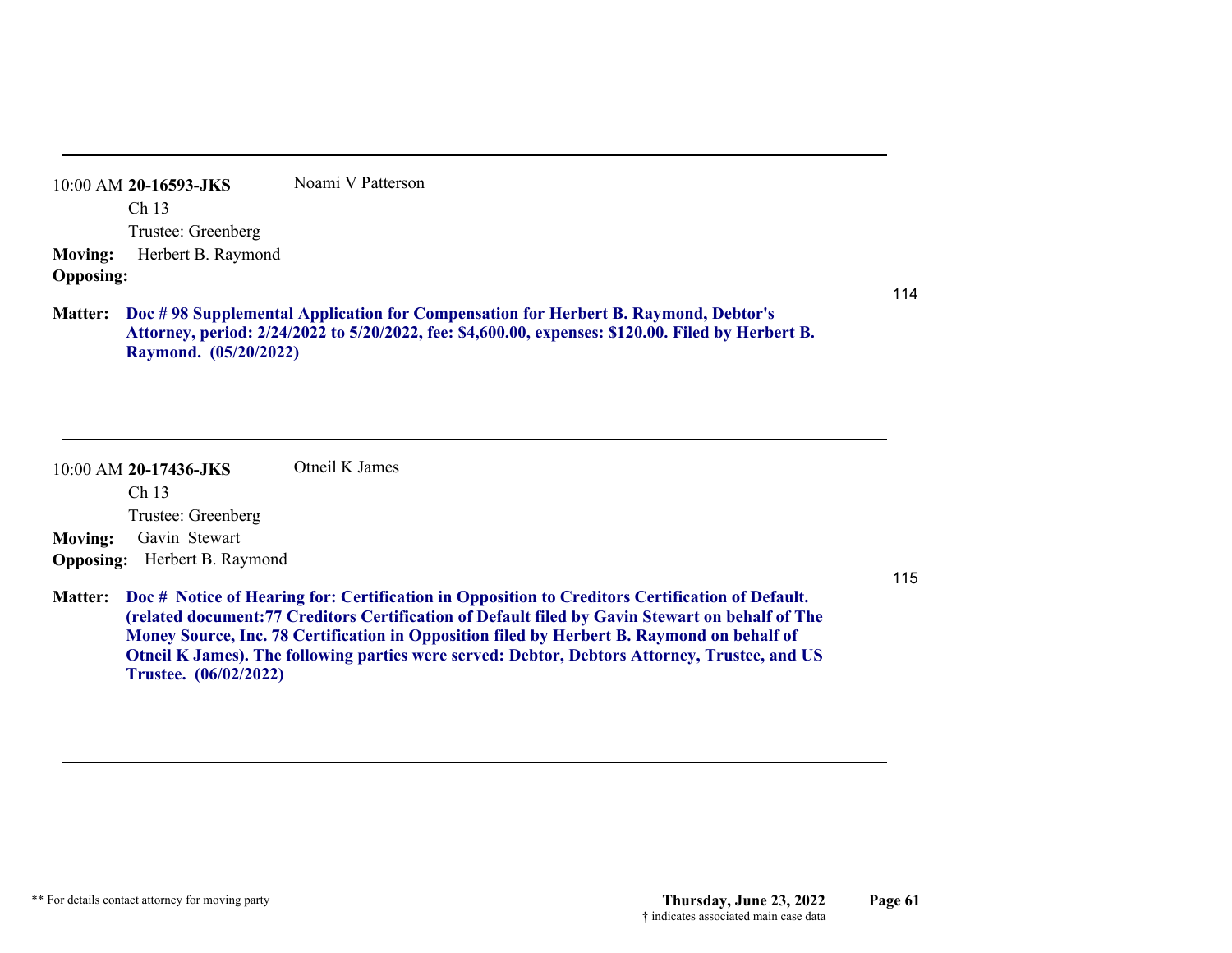---

10:00 AM **20-16593-JKS** Noami V Patterson

Ch 13

Trustee: Greenberg

**Moving:** Herbert B. Raymond

**Opposing:**

114

**Matter:** **Doc # 98 Supplemental Application for Compensation for Herbert B. Raymond, Debtor's Attorney, period: 2/24/2022 to 5/20/2022, fee: $4,600.00, expenses: $120.00. Filed by Herbert B. Raymond. (05/20/2022)**

---

10:00 AM **20-17436-JKS** Otneil K James

Ch 13

Trustee: Greenberg

**Moving:** Gavin Stewart

**Opposing:** Herbert B. Raymond

115

**Matter:** **Doc # Notice of Hearing for: Certification in Opposition to Creditors Certification of Default. (related document:77 Creditors Certification of Default filed by Gavin Stewart on behalf of The Money Source, Inc. 78 Certification in Opposition filed by Herbert B. Raymond on behalf of Otneil K James). The following parties were served: Debtor, Debtors Attorney, Trustee, and US Trustee. (06/02/2022)**

---

** For details contact attorney for moving party

**Thursday, June 23, 2022**

† indicates associated main case data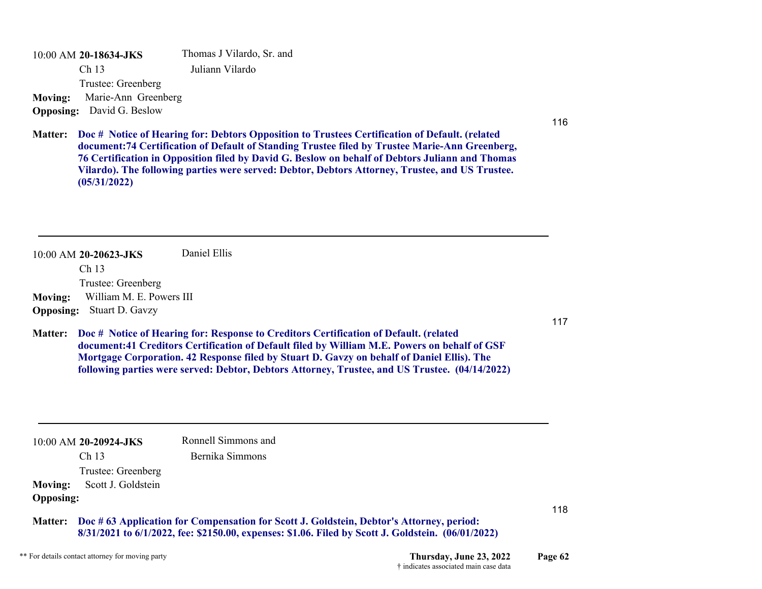10:00 AM **20-18634-JKS** Thomas J Vilardo, Sr. and Juliann Vilardo

Ch 13

Trustee: Greenberg

**Moving:** Marie-Ann Greenberg

**Opposing:** David G. Beslow

116

**Matter:** **Doc # Notice of Hearing for: Debtors Opposition to Trustees Certification of Default. (related document:74 Certification of Default of Standing Trustee filed by Trustee Marie-Ann Greenberg, 76 Certification in Opposition filed by David G. Beslow on behalf of Debtors Juliann and Thomas Vilardo). The following parties were served: Debtor, Debtors Attorney, Trustee, and US Trustee. (05/31/2022)**

---

10:00 AM **20-20623-JKS** Daniel Ellis

Ch 13

Trustee: Greenberg

**Moving:** William M. E. Powers III

**Opposing:** Stuart D. Gavzy

117

**Matter:** **Doc # Notice of Hearing for: Response to Creditors Certification of Default. (related document:41 Creditors Certification of Default filed by William M.E. Powers on behalf of GSF Mortgage Corporation. 42 Response filed by Stuart D. Gavzy on behalf of Daniel Ellis). The following parties were served: Debtor, Debtors Attorney, Trustee, and US Trustee. (04/14/2022)**

---

10:00 AM **20-20924-JKS** Ronnell Simmons and Bernika Simmons

Ch 13

Trustee: Greenberg

**Moving:** Scott J. Goldstein

**Opposing:**

118

**Matter:** **Doc # 63 Application for Compensation for Scott J. Goldstein, Debtor's Attorney, period: 8/31/2021 to 6/1/2022, fee: $2150.00, expenses: $1.06. Filed by Scott J. Goldstein. (06/01/2022)**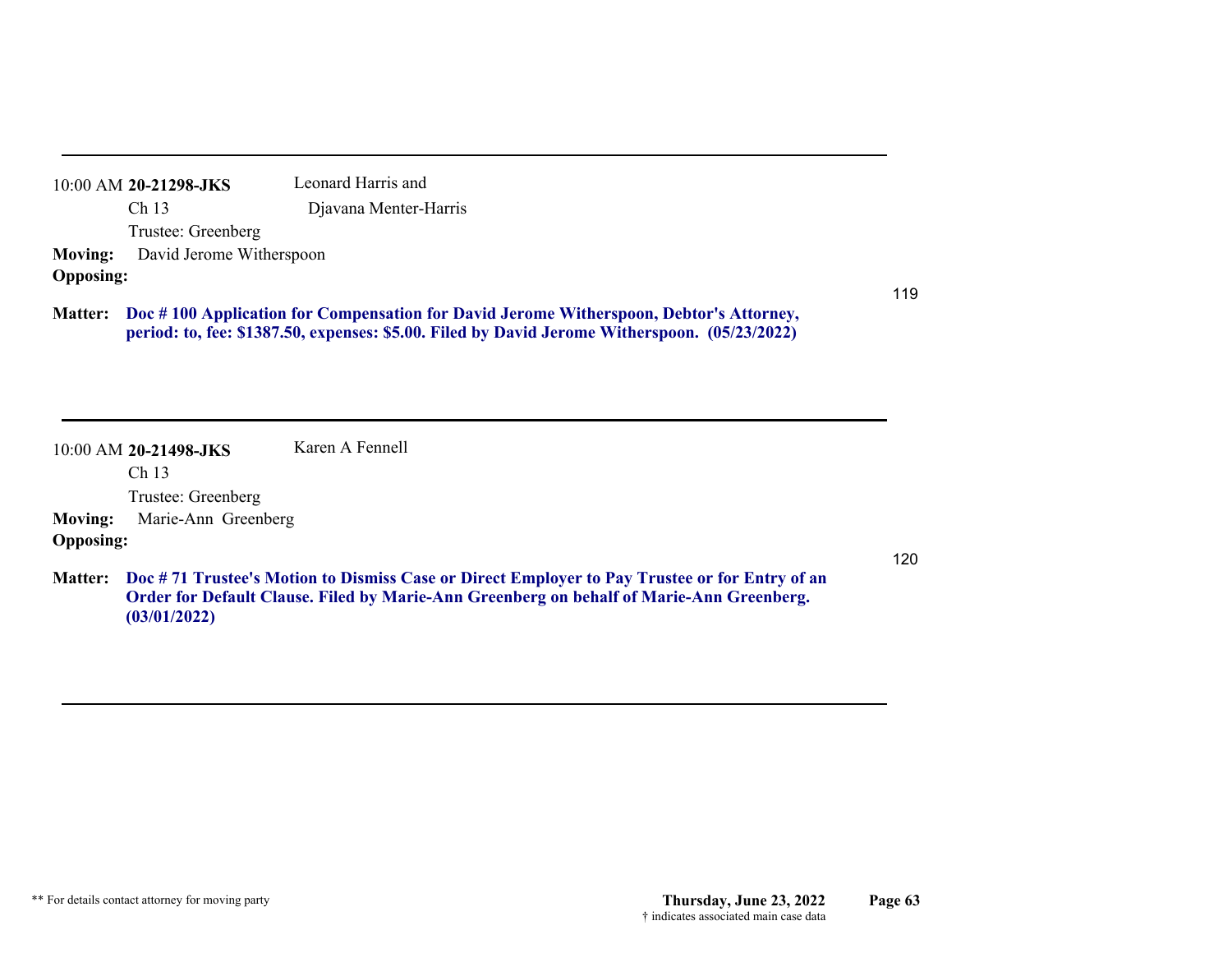---

10:00 AM **20-21298-JKS** Leonard Harris and

Ch 13 Djavana Menter-Harris

Trustee: Greenberg

**Moving:** David Jerome Witherspoon

**Opposing:**

119

**Matter:** **Doc # 100 Application for Compensation for David Jerome Witherspoon, Debtor's Attorney, period: to, fee: $1387.50, expenses: $5.00. Filed by David Jerome Witherspoon. (05/23/2022)**

---

10:00 AM **20-21498-JKS** Karen A Fennell

Ch 13

Trustee: Greenberg

**Moving:** Marie-Ann Greenberg

**Opposing:**

120

**Matter:** **Doc # 71 Trustee's Motion to Dismiss Case or Direct Employer to Pay Trustee or for Entry of an Order for Default Clause. Filed by Marie-Ann Greenberg on behalf of Marie-Ann Greenberg. (03/01/2022)**

---

** For details contact attorney for moving party

**Thursday, June 23, 2022**

† indicates associated main case data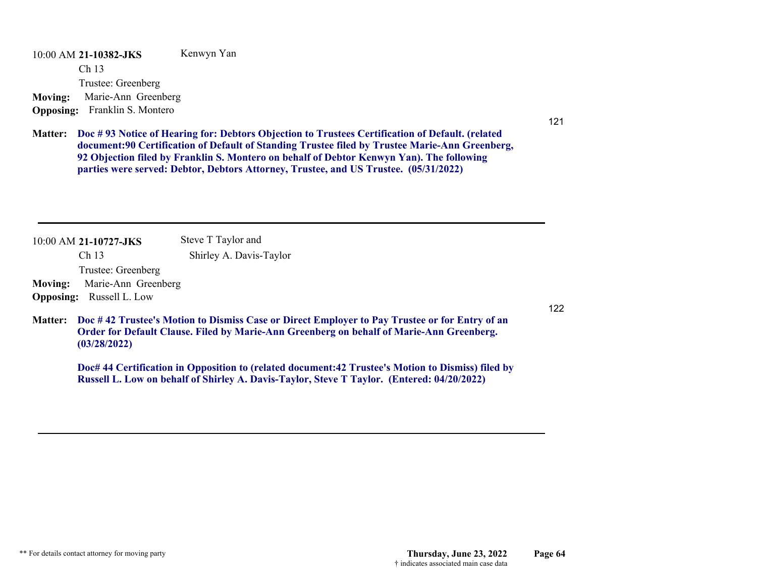10:00 AM **21-10382-JKS** Kenwyn Yan

Ch 13

Trustee: Greenberg

**Moving:** Marie-Ann Greenberg

**Opposing:** Franklin S. Montero

121

**Matter:** **Doc # 93 Notice of Hearing for: Debtors Objection to Trustees Certification of Default. (related document:90 Certification of Default of Standing Trustee filed by Trustee Marie-Ann Greenberg, 92 Objection filed by Franklin S. Montero on behalf of Debtor Kenwyn Yan). The following parties were served: Debtor, Debtors Attorney, Trustee, and US Trustee. (05/31/2022)**

---

10:00 AM **21-10727-JKS** Steve T Taylor and Shirley A. Davis-Taylor

Ch 13

Trustee: Greenberg

**Moving:** Marie-Ann Greenberg

**Opposing:** Russell L. Low

122

**Matter:** **Doc # 42 Trustee's Motion to Dismiss Case or Direct Employer to Pay Trustee or for Entry of an Order for Default Clause. Filed by Marie-Ann Greenberg on behalf of Marie-Ann Greenberg. (03/28/2022)**

**Doc# 44 Certification in Opposition to (related document:42 Trustee's Motion to Dismiss) filed by Russell L. Low on behalf of Shirley A. Davis-Taylor, Steve T Taylor. (Entered: 04/20/2022)**

---

** For details contact attorney for moving party

† indicates associated main case data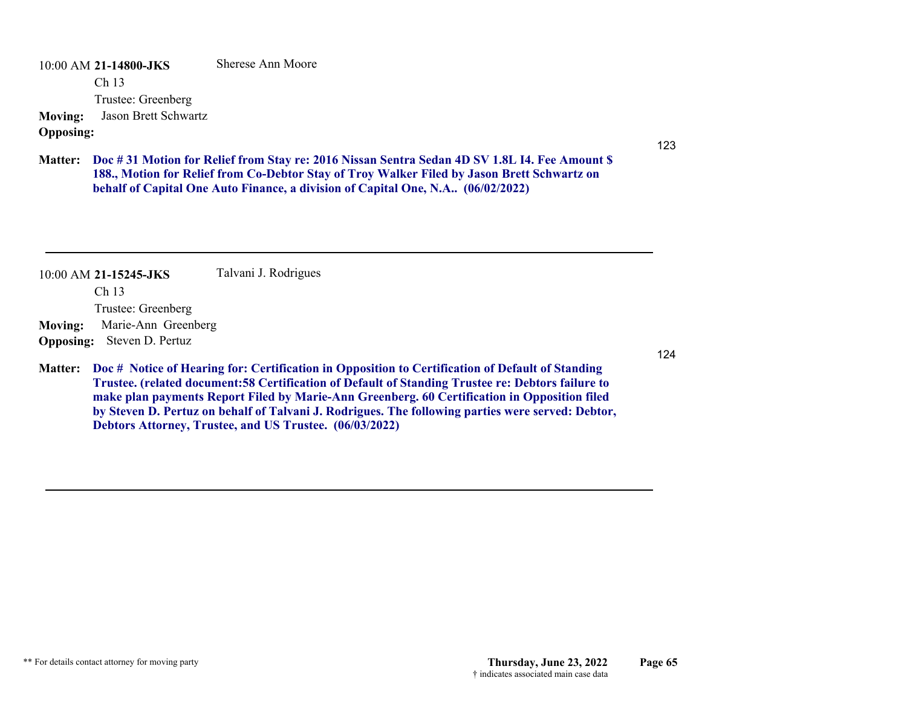10:00 AM **21-14800-JKS** Sherese Ann Moore

Ch 13

Trustee: Greenberg

**Moving:** Jason Brett Schwartz

**Opposing:**

123

**Matter:** **Doc # 31 Motion for Relief from Stay re: 2016 Nissan Sentra Sedan 4D SV 1.8L I4. Fee Amount $ 188., Motion for Relief from Co-Debtor Stay of Troy Walker Filed by Jason Brett Schwartz on behalf of Capital One Auto Finance, a division of Capital One, N.A.. (06/02/2022)**

---

10:00 AM **21-15245-JKS** Talvani J. Rodrigues

Ch 13

Trustee: Greenberg

**Moving:** Marie-Ann Greenberg

**Opposing:** Steven D. Pertuz

124

**Matter:** **Doc # Notice of Hearing for: Certification in Opposition to Certification of Default of Standing Trustee. (related document:58 Certification of Default of Standing Trustee re: Debtors failure to make plan payments Report Filed by Marie-Ann Greenberg. 60 Certification in Opposition filed by Steven D. Pertuz on behalf of Talvani J. Rodrigues. The following parties were served: Debtor, Debtors Attorney, Trustee, and US Trustee. (06/03/2022)**

---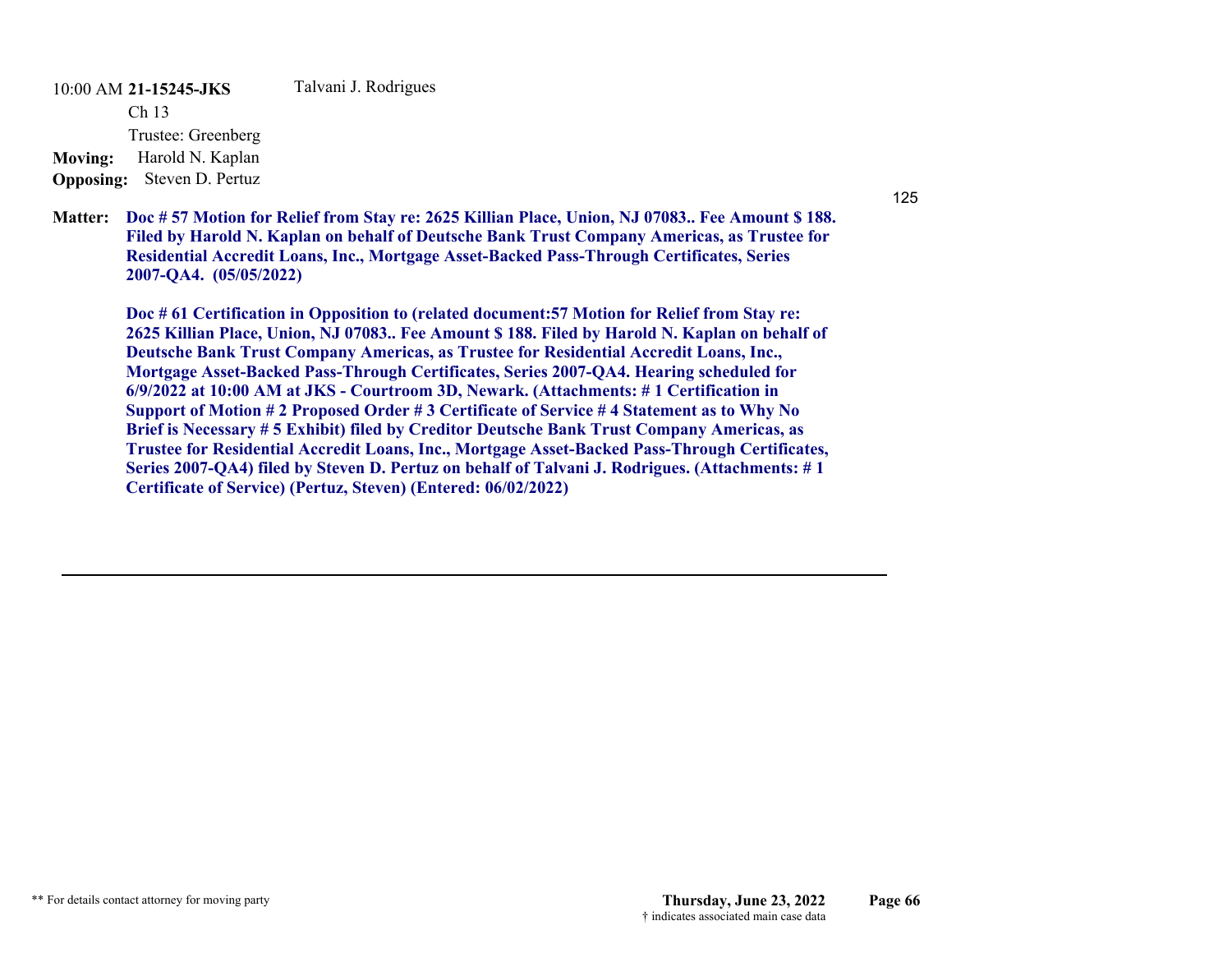10:00 AM **21-15245-JKS** Talvani J. Rodrigues

Ch 13

Trustee: Greenberg

**Moving:** Harold N. Kaplan

**Opposing:** Steven D. Pertuz

125

**Matter:** **Doc # 57 Motion for Relief from Stay re: 2625 Killian Place, Union, NJ 07083.. Fee Amount $ 188. Filed by Harold N. Kaplan on behalf of Deutsche Bank Trust Company Americas, as Trustee for Residential Accredit Loans, Inc., Mortgage Asset-Backed Pass-Through Certificates, Series 2007-QA4. (05/05/2022)**

**Doc # 61 Certification in Opposition to (related document:57 Motion for Relief from Stay re: 2625 Killian Place, Union, NJ 07083.. Fee Amount $ 188. Filed by Harold N. Kaplan on behalf of Deutsche Bank Trust Company Americas, as Trustee for Residential Accredit Loans, Inc., Mortgage Asset-Backed Pass-Through Certificates, Series 2007-QA4. Hearing scheduled for 6/9/2022 at 10:00 AM at JKS - Courtroom 3D, Newark. (Attachments: # 1 Certification in Support of Motion # 2 Proposed Order # 3 Certificate of Service # 4 Statement as to Why No Brief is Necessary # 5 Exhibit) filed by Creditor Deutsche Bank Trust Company Americas, as Trustee for Residential Accredit Loans, Inc., Mortgage Asset-Backed Pass-Through Certificates, Series 2007-QA4) filed by Steven D. Pertuz on behalf of Talvani J. Rodrigues. (Attachments: # 1 Certificate of Service) (Pertuz, Steven) (Entered: 06/02/2022)**

---

** For details contact attorney for moving party

† indicates associated main case data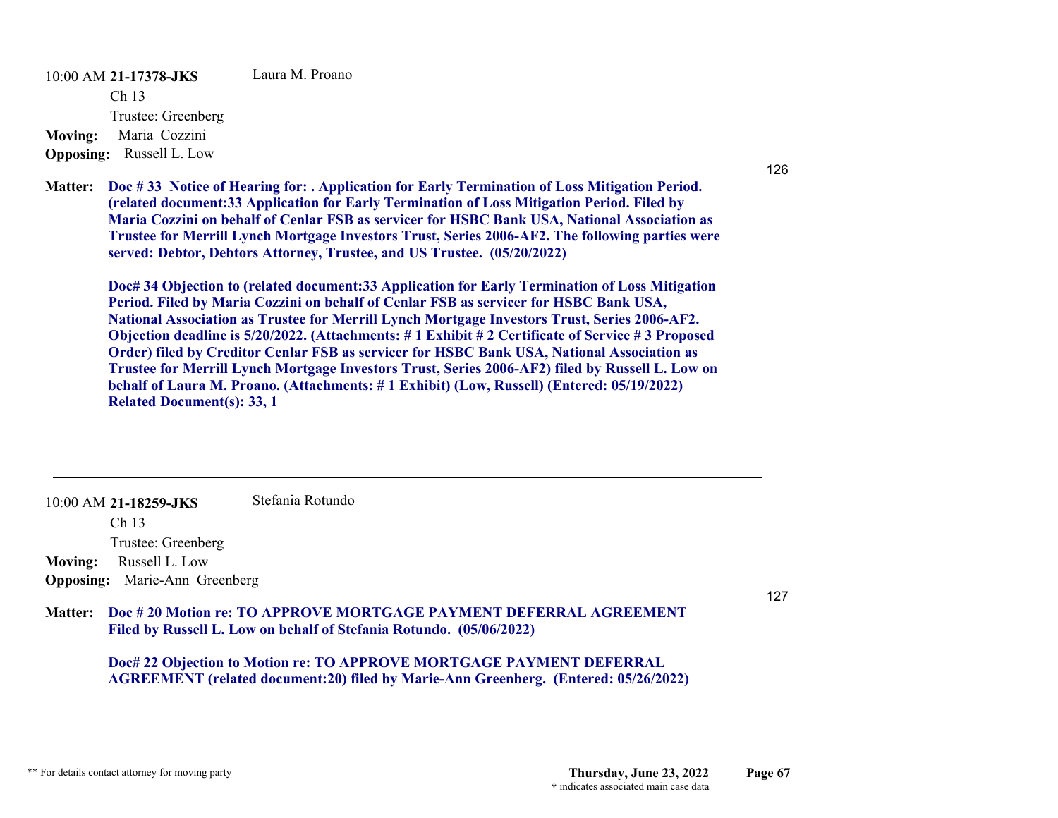10:00 AM **21-17378-JKS** Laura M. Proano

Ch 13

Trustee: Greenberg

**Moving:** Maria Cozzini

**Opposing:** Russell L. Low

126

**Matter:** **Doc # 33 Notice of Hearing for: . Application for Early Termination of Loss Mitigation Period. (related document:33 Application for Early Termination of Loss Mitigation Period. Filed by Maria Cozzini on behalf of Cenlar FSB as servicer for HSBC Bank USA, National Association as Trustee for Merrill Lynch Mortgage Investors Trust, Series 2006-AF2. The following parties were served: Debtor, Debtors Attorney, Trustee, and US Trustee. (05/20/2022)**

**Doc# 34 Objection to (related document:33 Application for Early Termination of Loss Mitigation Period. Filed by Maria Cozzini on behalf of Cenlar FSB as servicer for HSBC Bank USA, National Association as Trustee for Merrill Lynch Mortgage Investors Trust, Series 2006-AF2. Objection deadline is 5/20/2022. (Attachments: # 1 Exhibit # 2 Certificate of Service # 3 Proposed Order) filed by Creditor Cenlar FSB as servicer for HSBC Bank USA, National Association as Trustee for Merrill Lynch Mortgage Investors Trust, Series 2006-AF2) filed by Russell L. Low on behalf of Laura M. Proano. (Attachments: # 1 Exhibit) (Low, Russell) (Entered: 05/19/2022) Related Document(s): 33, 1**

---

10:00 AM **21-18259-JKS** Stefania Rotundo

Ch 13

Trustee: Greenberg

**Moving:** Russell L. Low

**Opposing:** Marie-Ann Greenberg

127

**Matter:** **Doc # 20 Motion re: TO APPROVE MORTGAGE PAYMENT DEFERRAL AGREEMENT Filed by Russell L. Low on behalf of Stefania Rotundo. (05/06/2022)**

**Doc# 22 Objection to Motion re: TO APPROVE MORTGAGE PAYMENT DEFERRAL AGREEMENT (related document:20) filed by Marie-Ann Greenberg. (Entered: 05/26/2022)**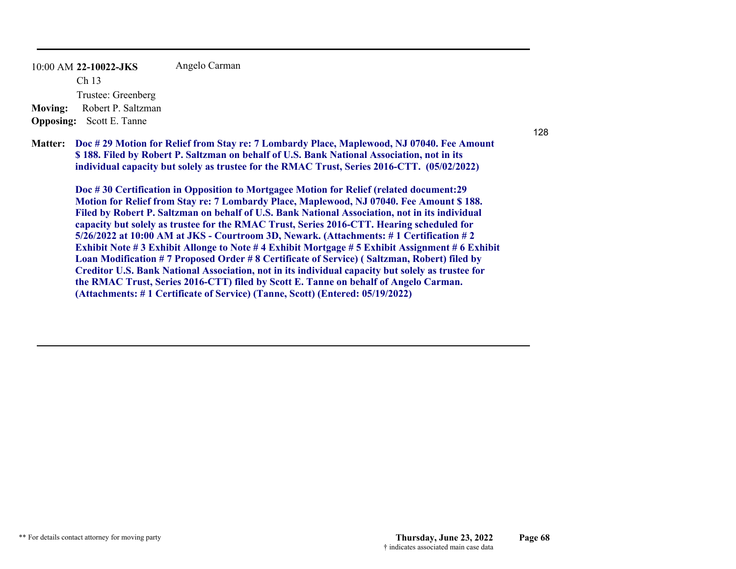10:00 AM **22-10022-JKS** Angelo Carman

Ch 13

Trustee: Greenberg

**Moving:** Robert P. Saltzman

**Opposing:** Scott E. Tanne

128

**Matter:** **Doc # 29 Motion for Relief from Stay re: 7 Lombardy Place, Maplewood, NJ 07040. Fee Amount $ 188. Filed by Robert P. Saltzman on behalf of U.S. Bank National Association, not in its individual capacity but solely as trustee for the RMAC Trust, Series 2016-CTT. (05/02/2022)**

**Doc # 30 Certification in Opposition to Mortgagee Motion for Relief (related document:29 Motion for Relief from Stay re: 7 Lombardy Place, Maplewood, NJ 07040. Fee Amount $ 188. Filed by Robert P. Saltzman on behalf of U.S. Bank National Association, not in its individual capacity but solely as trustee for the RMAC Trust, Series 2016-CTT. Hearing scheduled for 5/26/2022 at 10:00 AM at JKS - Courtroom 3D, Newark. (Attachments: # 1 Certification # 2 Exhibit Note # 3 Exhibit Allonge to Note # 4 Exhibit Mortgage # 5 Exhibit Assignment # 6 Exhibit Loan Modification # 7 Proposed Order # 8 Certificate of Service) ( Saltzman, Robert) filed by Creditor U.S. Bank National Association, not in its individual capacity but solely as trustee for the RMAC Trust, Series 2016-CTT) filed by Scott E. Tanne on behalf of Angelo Carman. (Attachments: # 1 Certificate of Service) (Tanne, Scott) (Entered: 05/19/2022)**

** For details contact attorney for moving party

Thursday, June 23, 2022

† indicates associated main case data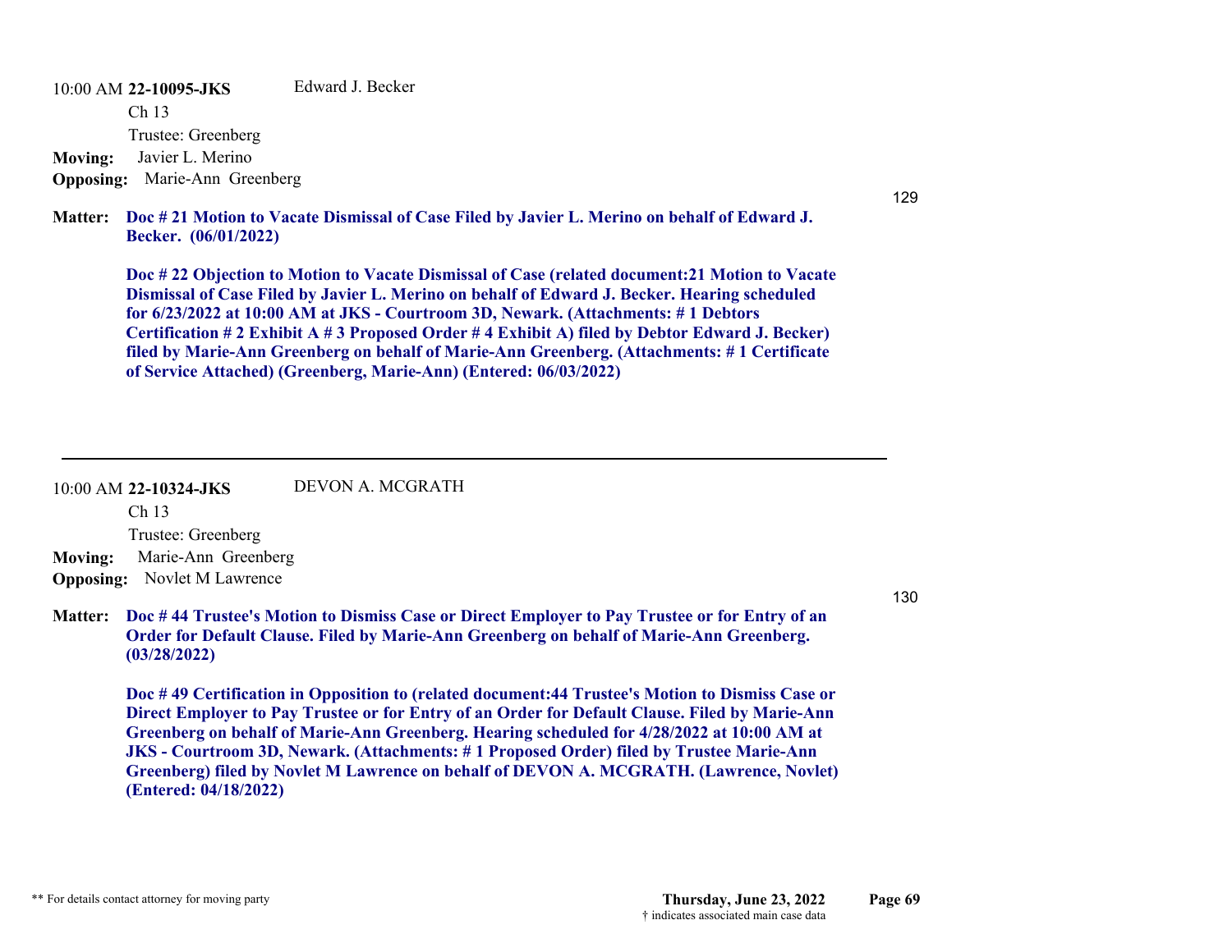10:00 AM **22-10095-JKS** Edward J. Becker

Ch 13

Trustee: Greenberg

**Moving:** Javier L. Merino

**Opposing:** Marie-Ann Greenberg

129

**Matter:** **Doc # 21 Motion to Vacate Dismissal of Case Filed by Javier L. Merino on behalf of Edward J. Becker. (06/01/2022)**

**Doc # 22 Objection to Motion to Vacate Dismissal of Case (related document:21 Motion to Vacate Dismissal of Case Filed by Javier L. Merino on behalf of Edward J. Becker. Hearing scheduled for 6/23/2022 at 10:00 AM at JKS - Courtroom 3D, Newark. (Attachments: # 1 Debtors Certification # 2 Exhibit A # 3 Proposed Order # 4 Exhibit A) filed by Debtor Edward J. Becker) filed by Marie-Ann Greenberg on behalf of Marie-Ann Greenberg. (Attachments: # 1 Certificate of Service Attached) (Greenberg, Marie-Ann) (Entered: 06/03/2022)**

---

10:00 AM **22-10324-JKS** DEVON A. MCGRATH

Ch 13

Trustee: Greenberg

**Moving:** Marie-Ann Greenberg

**Opposing:** Novlet M Lawrence

130

**Matter:** **Doc # 44 Trustee's Motion to Dismiss Case or Direct Employer to Pay Trustee or for Entry of an Order for Default Clause. Filed by Marie-Ann Greenberg on behalf of Marie-Ann Greenberg. (03/28/2022)**

**Doc # 49 Certification in Opposition to (related document:44 Trustee's Motion to Dismiss Case or Direct Employer to Pay Trustee or for Entry of an Order for Default Clause. Filed by Marie-Ann Greenberg on behalf of Marie-Ann Greenberg. Hearing scheduled for 4/28/2022 at 10:00 AM at JKS - Courtroom 3D, Newark. (Attachments: # 1 Proposed Order) filed by Trustee Marie-Ann Greenberg) filed by Novlet M Lawrence on behalf of DEVON A. MCGRATH. (Lawrence, Novlet) (Entered: 04/18/2022)**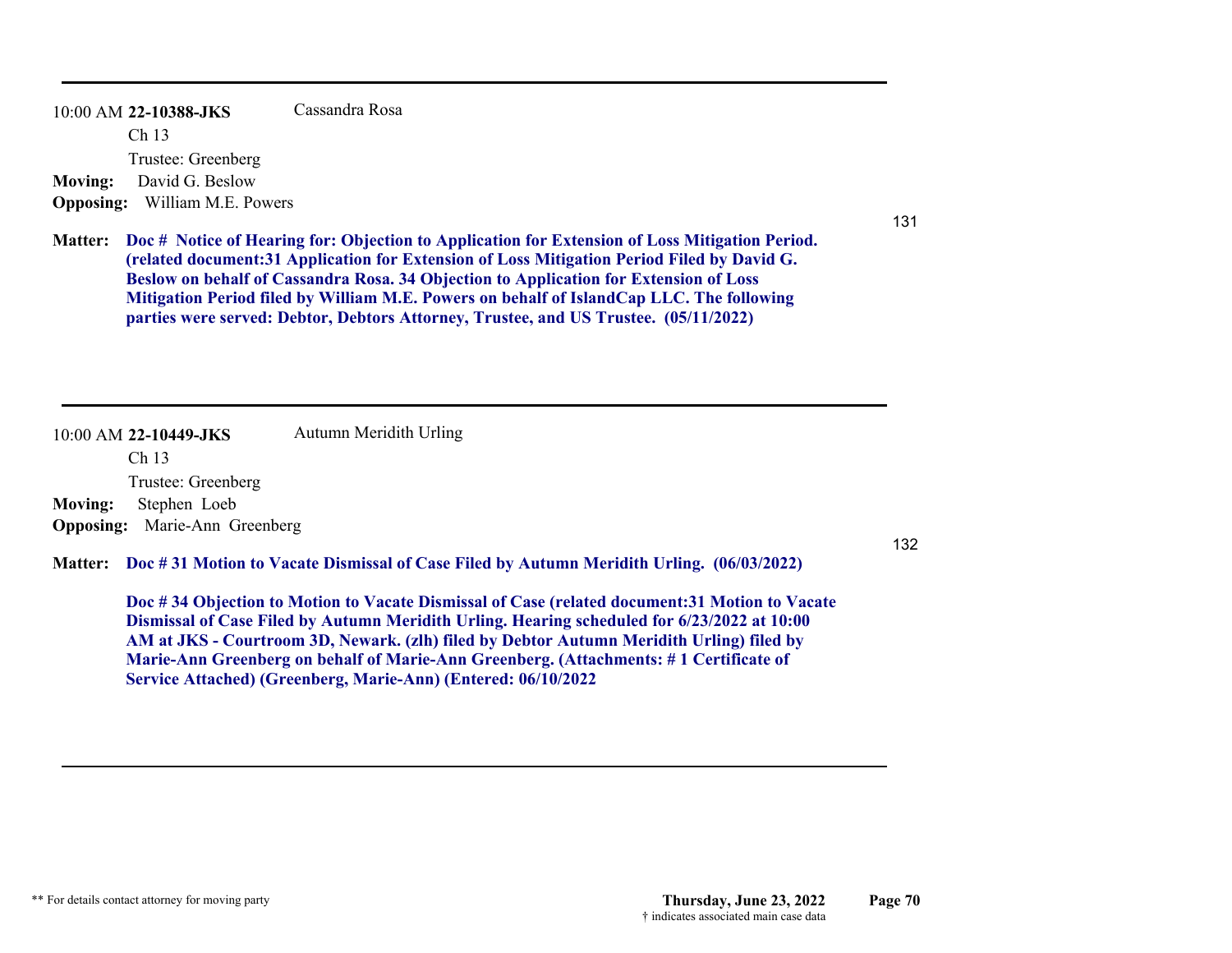---

10:00 AM **22-10388-JKS** Cassandra Rosa

Ch 13

Trustee: Greenberg

**Moving:** David G. Beslow

**Opposing:** William M.E. Powers

131

**Matter:** **Doc # Notice of Hearing for: Objection to Application for Extension of Loss Mitigation Period. (related document:31 Application for Extension of Loss Mitigation Period Filed by David G. Beslow on behalf of Cassandra Rosa. 34 Objection to Application for Extension of Loss Mitigation Period filed by William M.E. Powers on behalf of IslandCap LLC. The following parties were served: Debtor, Debtors Attorney, Trustee, and US Trustee. (05/11/2022)**

---

10:00 AM **22-10449-JKS** Autumn Meridith Urling

Ch 13

Trustee: Greenberg

**Moving:** Stephen Loeb

**Opposing:** Marie-Ann Greenberg

132

**Matter:** **Doc # 31 Motion to Vacate Dismissal of Case Filed by Autumn Meridith Urling. (06/03/2022)**

**Doc # 34 Objection to Motion to Vacate Dismissal of Case (related document:31 Motion to Vacate Dismissal of Case Filed by Autumn Meridith Urling. Hearing scheduled for 6/23/2022 at 10:00 AM at JKS - Courtroom 3D, Newark. (zlh) filed by Debtor Autumn Meridith Urling) filed by Marie-Ann Greenberg on behalf of Marie-Ann Greenberg. (Attachments: # 1 Certificate of Service Attached) (Greenberg, Marie-Ann) (Entered: 06/10/2022**

---

** For details contact attorney for moving party

† indicates associated main case data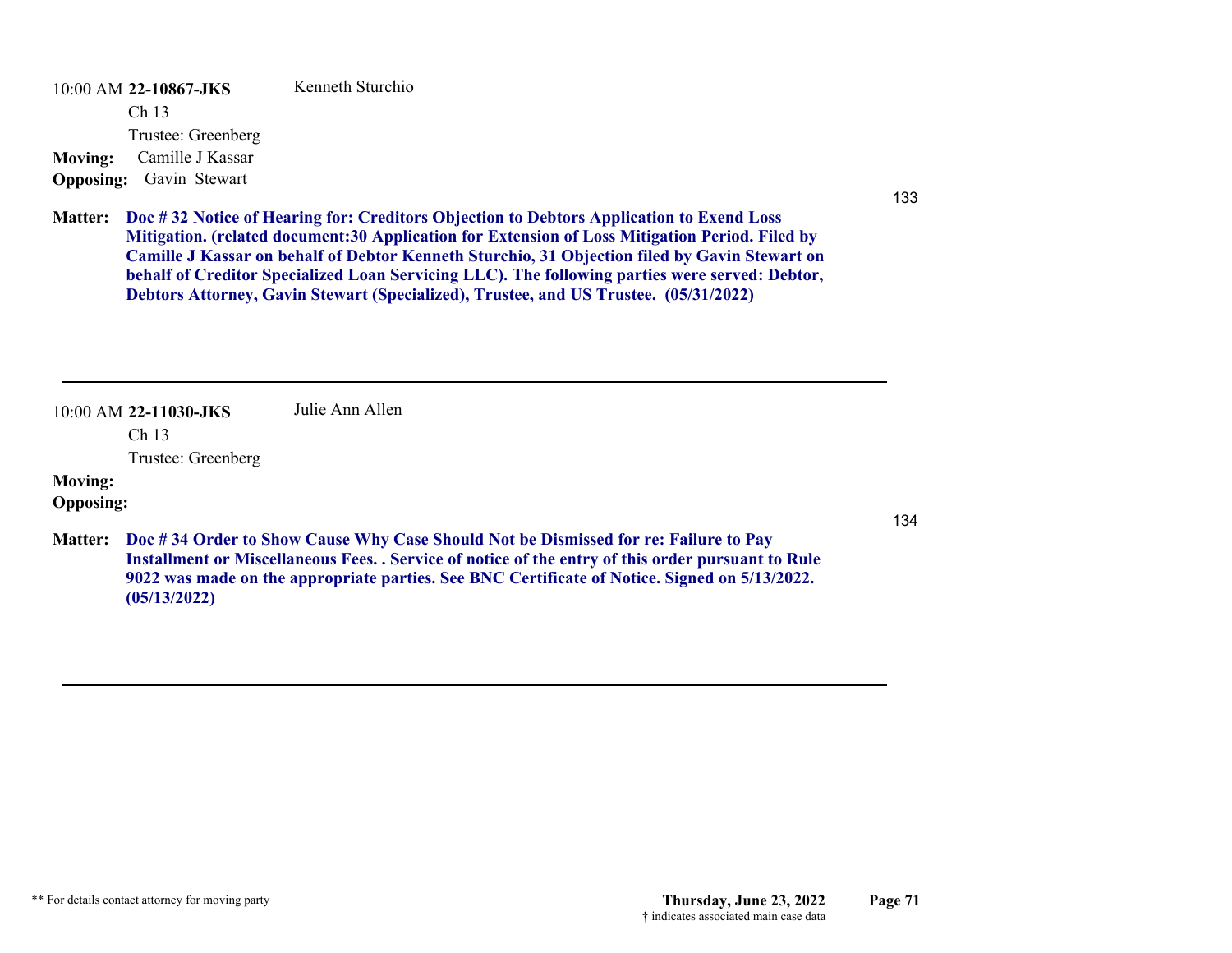10:00 AM **22-10867-JKS** Kenneth Sturchio

Ch 13

Trustee: Greenberg

**Moving:** Camille J Kassar

**Opposing:** Gavin Stewart

133

**Matter:** **Doc # 32 Notice of Hearing for: Creditors Objection to Debtors Application to Exend Loss Mitigation. (related document:30 Application for Extension of Loss Mitigation Period. Filed by Camille J Kassar on behalf of Debtor Kenneth Sturchio, 31 Objection filed by Gavin Stewart on behalf of Creditor Specialized Loan Servicing LLC). The following parties were served: Debtor, Debtors Attorney, Gavin Stewart (Specialized), Trustee, and US Trustee. (05/31/2022)**

---

10:00 AM **22-11030-JKS** Julie Ann Allen

Ch 13

Trustee: Greenberg

**Moving:**

**Opposing:**

134

**Matter:** **Doc # 34 Order to Show Cause Why Case Should Not be Dismissed for re: Failure to Pay Installment or Miscellaneous Fees. . Service of notice of the entry of this order pursuant to Rule 9022 was made on the appropriate parties. See BNC Certificate of Notice. Signed on 5/13/2022. (05/13/2022)**

---

** For details contact attorney for moving party

**Thursday, June 23, 2022**

† indicates associated main case data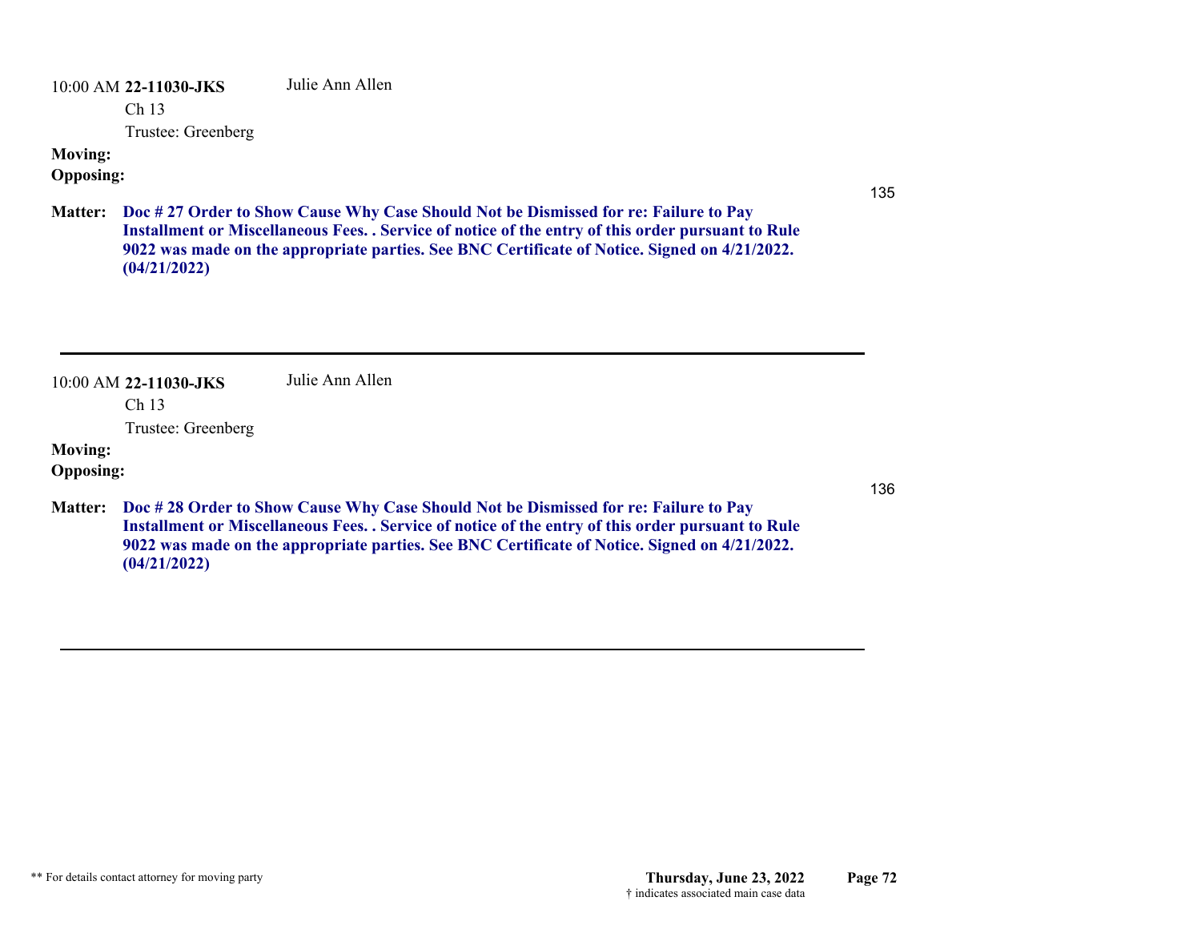10:00 AM **22-11030-JKS** Julie Ann Allen

Ch 13

Trustee: Greenberg

**Moving:**

**Opposing:**

135

**Matter:** **Doc # 27 Order to Show Cause Why Case Should Not be Dismissed for re: Failure to Pay Installment or Miscellaneous Fees. . Service of notice of the entry of this order pursuant to Rule 9022 was made on the appropriate parties. See BNC Certificate of Notice. Signed on 4/21/2022. (04/21/2022)**

---

10:00 AM **22-11030-JKS** Julie Ann Allen

Ch 13

Trustee: Greenberg

**Moving:**

**Opposing:**

136

**Matter:** **Doc # 28 Order to Show Cause Why Case Should Not be Dismissed for re: Failure to Pay Installment or Miscellaneous Fees. . Service of notice of the entry of this order pursuant to Rule 9022 was made on the appropriate parties. See BNC Certificate of Notice. Signed on 4/21/2022. (04/21/2022)**

---

** For details contact attorney for moving party

**Thursday, June 23, 2022**

† indicates associated main case data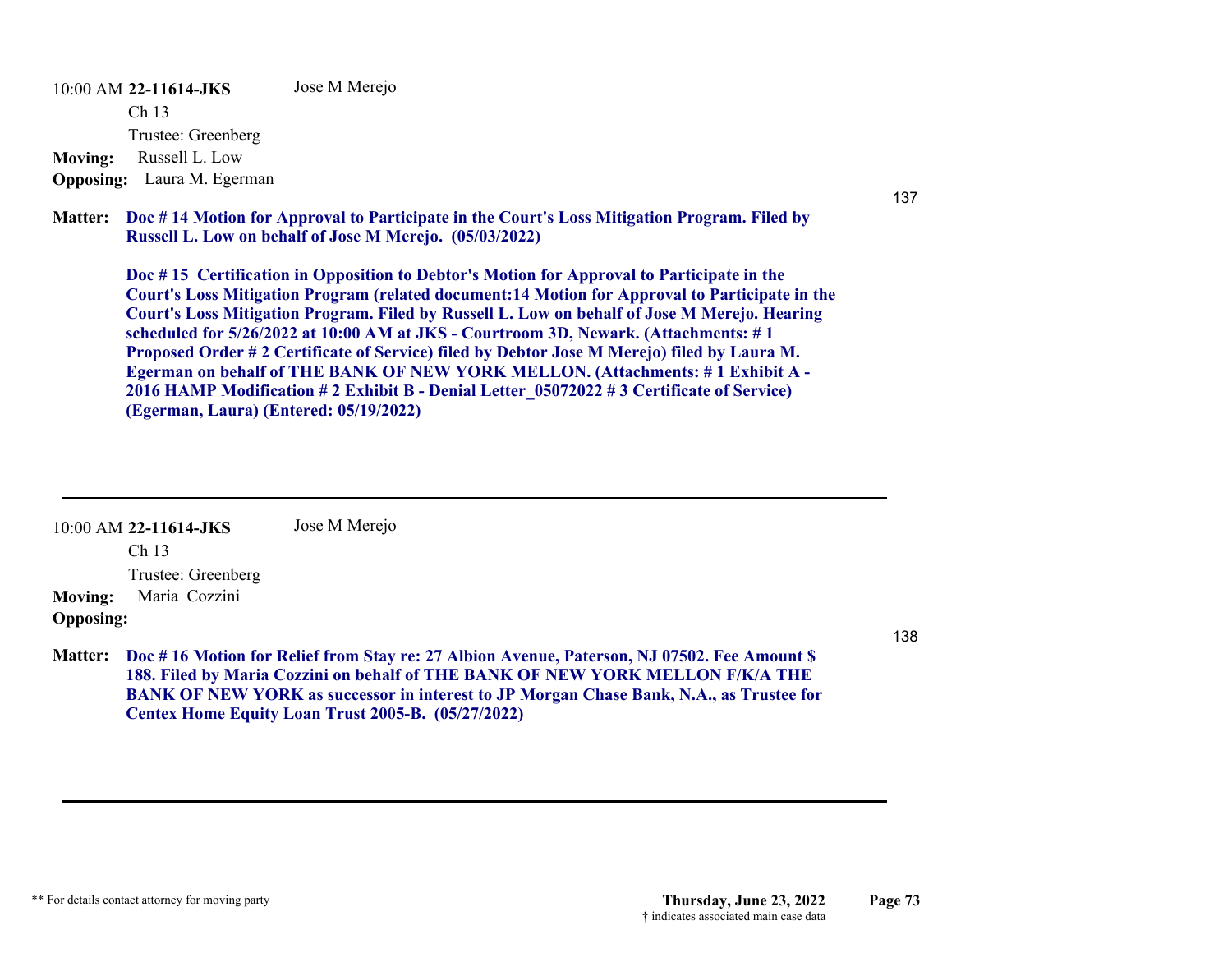10:00 AM **22-11614-JKS** Jose M Merejo

Ch 13

Trustee: Greenberg

**Moving:** Russell L. Low

**Opposing:** Laura M. Egerman

137

**Matter:** **Doc # 14 Motion for Approval to Participate in the Court's Loss Mitigation Program. Filed by Russell L. Low on behalf of Jose M Merejo. (05/03/2022)**

**Doc # 15 Certification in Opposition to Debtor's Motion for Approval to Participate in the Court's Loss Mitigation Program (related document:14 Motion for Approval to Participate in the Court's Loss Mitigation Program. Filed by Russell L. Low on behalf of Jose M Merejo. Hearing scheduled for 5/26/2022 at 10:00 AM at JKS - Courtroom 3D, Newark. (Attachments: # 1 Proposed Order # 2 Certificate of Service) filed by Debtor Jose M Merejo) filed by Laura M. Egerman on behalf of THE BANK OF NEW YORK MELLON. (Attachments: # 1 Exhibit A - 2016 HAMP Modification # 2 Exhibit B - Denial Letter_05072022 # 3 Certificate of Service) (Egerman, Laura) (Entered: 05/19/2022)**

---

10:00 AM **22-11614-JKS** Jose M Merejo

Ch 13

Trustee: Greenberg

**Moving:** Maria Cozzini

**Opposing:**

138

**Matter:** **Doc # 16 Motion for Relief from Stay re: 27 Albion Avenue, Paterson, NJ 07502. Fee Amount $ 188. Filed by Maria Cozzini on behalf of THE BANK OF NEW YORK MELLON F/K/A THE BANK OF NEW YORK as successor in interest to JP Morgan Chase Bank, N.A., as Trustee for Centex Home Equity Loan Trust 2005-B. (05/27/2022)**

---

** For details contact attorney for moving party

**Thursday, June 23, 2022**

† indicates associated main case data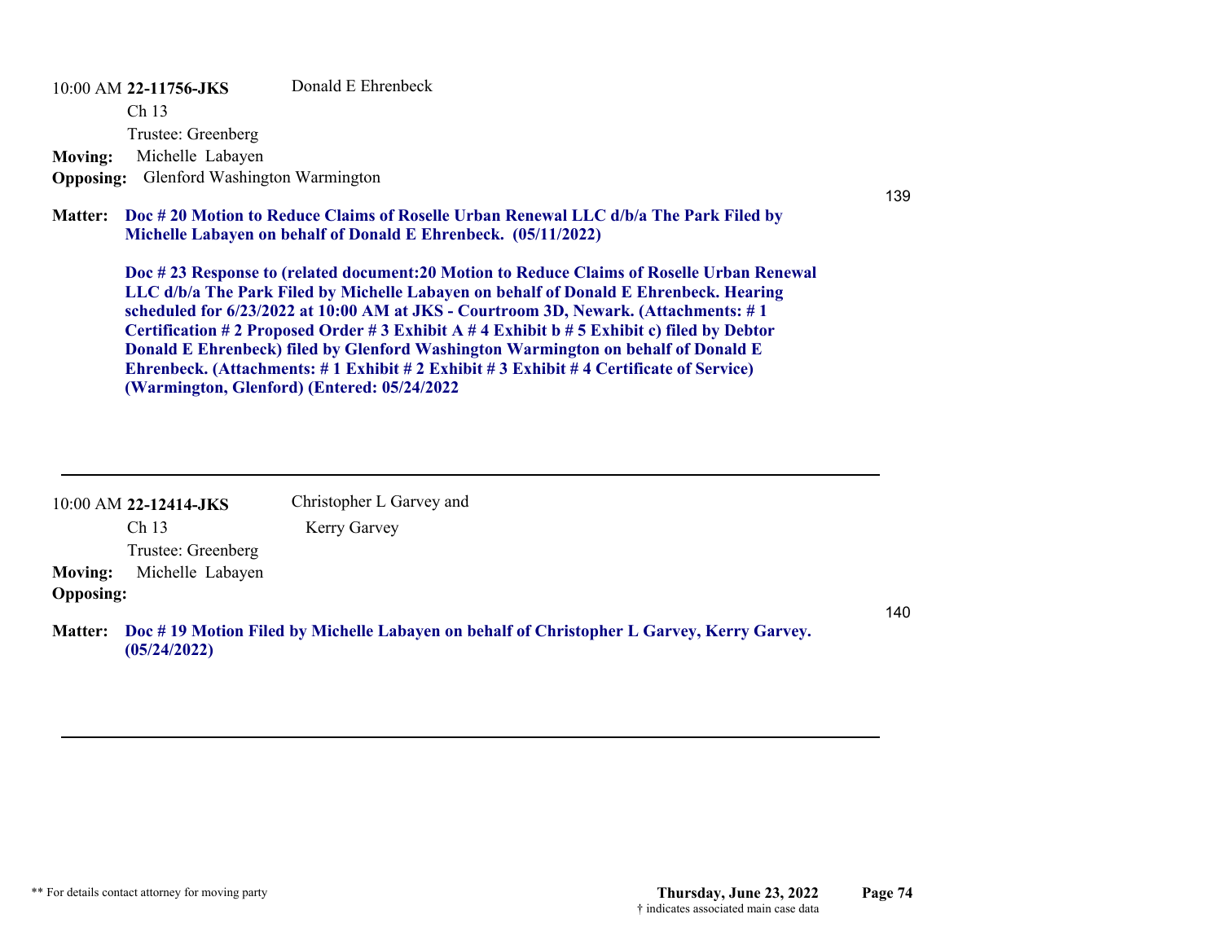10:00 AM **22-11756-JKS** Donald E Ehrenbeck

Ch 13

Trustee: Greenberg

**Moving:** Michelle Labayen

**Opposing:** Glenford Washington Warmington

139

**Matter:** **Doc # 20 Motion to Reduce Claims of Roselle Urban Renewal LLC d/b/a The Park Filed by Michelle Labayen on behalf of Donald E Ehrenbeck. (05/11/2022)**

**Doc # 23 Response to (related document:20 Motion to Reduce Claims of Roselle Urban Renewal LLC d/b/a The Park Filed by Michelle Labayen on behalf of Donald E Ehrenbeck. Hearing scheduled for 6/23/2022 at 10:00 AM at JKS - Courtroom 3D, Newark. (Attachments: # 1 Certification # 2 Proposed Order # 3 Exhibit A # 4 Exhibit b # 5 Exhibit c) filed by Debtor Donald E Ehrenbeck) filed by Glenford Washington Warmington on behalf of Donald E Ehrenbeck. (Attachments: # 1 Exhibit # 2 Exhibit # 3 Exhibit # 4 Certificate of Service) (Warmington, Glenford) (Entered: 05/24/2022)**

---

10:00 AM **22-12414-JKS** Christopher L Garvey and Kerry Garvey

Ch 13

Trustee: Greenberg

**Moving:** Michelle Labayen

**Opposing:**

140

**Matter:** **Doc # 19 Motion Filed by Michelle Labayen on behalf of Christopher L Garvey, Kerry Garvey. (05/24/2022)**

---

** For details contact attorney for moving party

† indicates associated main case data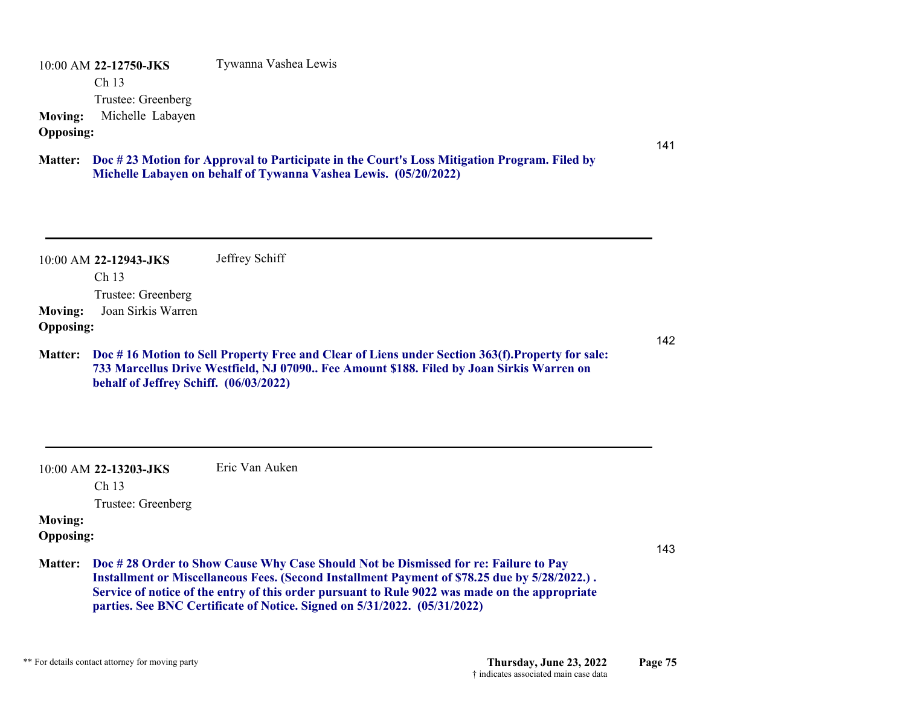10:00 AM **22-12750-JKS** Tywanna Vashea Lewis

Ch 13

Trustee: Greenberg

**Moving:** Michelle Labayen

**Opposing:**

141

**Matter:** **Doc # 23 Motion for Approval to Participate in the Court's Loss Mitigation Program. Filed by Michelle Labayen on behalf of Tywanna Vashea Lewis. (05/20/2022)**

---

10:00 AM **22-12943-JKS** Jeffrey Schiff

Ch 13

Trustee: Greenberg

**Moving:** Joan Sirkis Warren

**Opposing:**

142

**Matter:** **Doc # 16 Motion to Sell Property Free and Clear of Liens under Section 363(f).Property for sale: 733 Marcellus Drive Westfield, NJ 07090.. Fee Amount $188. Filed by Joan Sirkis Warren on behalf of Jeffrey Schiff. (06/03/2022)**

---

10:00 AM **22-13203-JKS** Eric Van Auken

Ch 13

Trustee: Greenberg

**Moving:**

**Opposing:**

143

**Matter:** **Doc # 28 Order to Show Cause Why Case Should Not be Dismissed for re: Failure to Pay Installment or Miscellaneous Fees. (Second Installment Payment of $78.25 due by 5/28/2022.) . Service of notice of the entry of this order pursuant to Rule 9022 was made on the appropriate parties. See BNC Certificate of Notice. Signed on 5/31/2022. (05/31/2022)**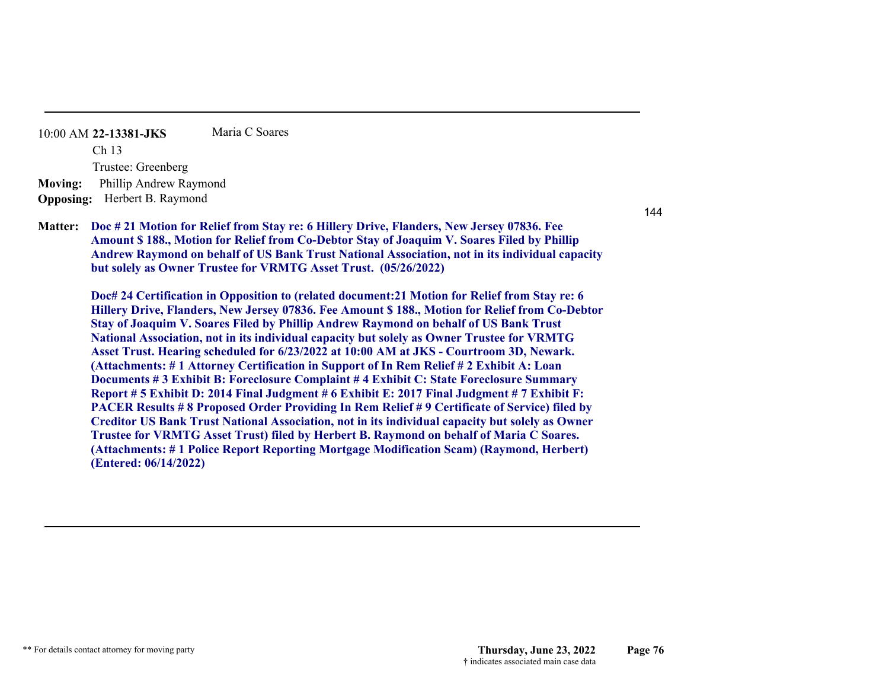10:00 AM **22-13381-JKS** Maria C Soares

Ch 13

Trustee: Greenberg

**Moving:** Phillip Andrew Raymond

**Opposing:** Herbert B. Raymond

144

**Matter:** **Doc # 21 Motion for Relief from Stay re: 6 Hillery Drive, Flanders, New Jersey 07836. Fee Amount $ 188., Motion for Relief from Co-Debtor Stay of Joaquim V. Soares Filed by Phillip Andrew Raymond on behalf of US Bank Trust National Association, not in its individual capacity but solely as Owner Trustee for VRMTG Asset Trust. (05/26/2022)**

**Doc# 24 Certification in Opposition to (related document:21 Motion for Relief from Stay re: 6 Hillery Drive, Flanders, New Jersey 07836. Fee Amount $ 188., Motion for Relief from Co-Debtor Stay of Joaquim V. Soares Filed by Phillip Andrew Raymond on behalf of US Bank Trust National Association, not in its individual capacity but solely as Owner Trustee for VRMTG Asset Trust. Hearing scheduled for 6/23/2022 at 10:00 AM at JKS - Courtroom 3D, Newark. (Attachments: # 1 Attorney Certification in Support of In Rem Relief # 2 Exhibit A: Loan Documents # 3 Exhibit B: Foreclosure Complaint # 4 Exhibit C: State Foreclosure Summary Report # 5 Exhibit D: 2014 Final Judgment # 6 Exhibit E: 2017 Final Judgment # 7 Exhibit F: PACER Results # 8 Proposed Order Providing In Rem Relief # 9 Certificate of Service) filed by Creditor US Bank Trust National Association, not in its individual capacity but solely as Owner Trustee for VRMTG Asset Trust) filed by Herbert B. Raymond on behalf of Maria C Soares. (Attachments: # 1 Police Report Reporting Mortgage Modification Scam) (Raymond, Herbert) (Entered: 06/14/2022)**

** For details contact attorney for moving party

**Thursday, June 23, 2022**

† indicates associated main case data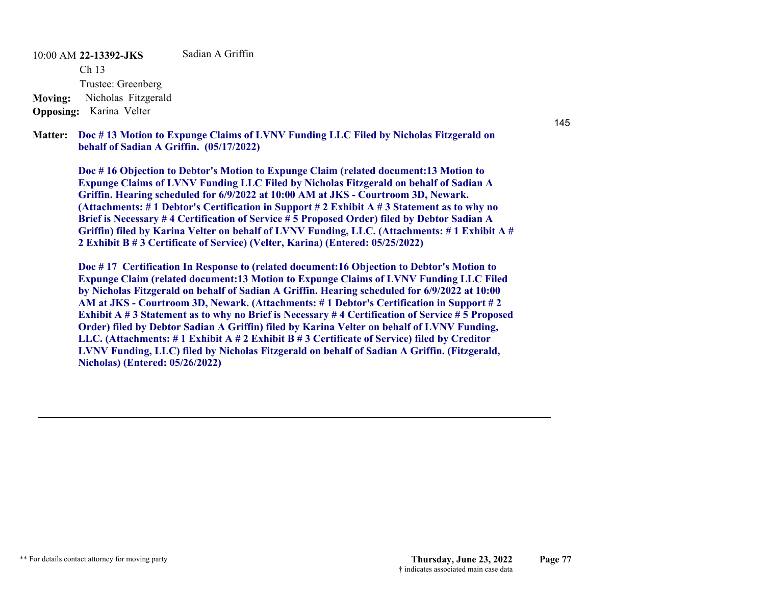10:00 AM **22-13392-JKS** Sadian A Griffin

Ch 13

Trustee: Greenberg

**Moving:** Nicholas Fitzgerald

**Opposing:** Karina Velter

145

**Matter:** **Doc # 13 Motion to Expunge Claims of LVNV Funding LLC Filed by Nicholas Fitzgerald on behalf of Sadian A Griffin. (05/17/2022)**

**Doc # 16 Objection to Debtor's Motion to Expunge Claim (related document:13 Motion to Expunge Claims of LVNV Funding LLC Filed by Nicholas Fitzgerald on behalf of Sadian A Griffin. Hearing scheduled for 6/9/2022 at 10:00 AM at JKS - Courtroom 3D, Newark. (Attachments: # 1 Debtor's Certification in Support # 2 Exhibit A # 3 Statement as to why no Brief is Necessary # 4 Certification of Service # 5 Proposed Order) filed by Debtor Sadian A Griffin) filed by Karina Velter on behalf of LVNV Funding, LLC. (Attachments: # 1 Exhibit A # 2 Exhibit B # 3 Certificate of Service) (Velter, Karina) (Entered: 05/25/2022)**

**Doc # 17 Certification In Response to (related document:16 Objection to Debtor's Motion to Expunge Claim (related document:13 Motion to Expunge Claims of LVNV Funding LLC Filed by Nicholas Fitzgerald on behalf of Sadian A Griffin. Hearing scheduled for 6/9/2022 at 10:00 AM at JKS - Courtroom 3D, Newark. (Attachments: # 1 Debtor's Certification in Support # 2 Exhibit A # 3 Statement as to why no Brief is Necessary # 4 Certification of Service # 5 Proposed Order) filed by Debtor Sadian A Griffin) filed by Karina Velter on behalf of LVNV Funding, LLC. (Attachments: # 1 Exhibit A # 2 Exhibit B # 3 Certificate of Service) filed by Creditor LVNV Funding, LLC) filed by Nicholas Fitzgerald on behalf of Sadian A Griffin. (Fitzgerald, Nicholas) (Entered: 05/26/2022)**

---

** For details contact attorney for moving party

**Thursday, June 23, 2022**

† indicates associated main case data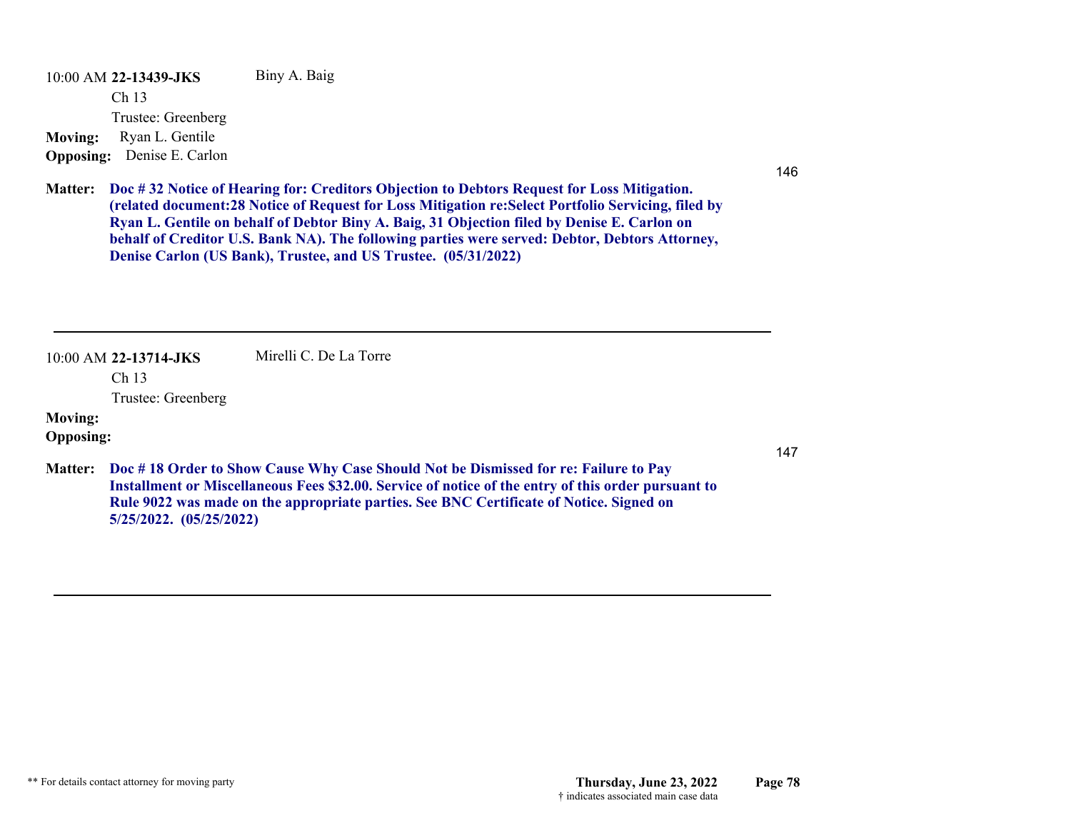10:00 AM **22-13439-JKS** Biny A. Baig

Ch 13

Trustee: Greenberg

**Moving:** Ryan L. Gentile

**Opposing:** Denise E. Carlon

146

**Matter:** **Doc # 32 Notice of Hearing for: Creditors Objection to Debtors Request for Loss Mitigation. (related document:28 Notice of Request for Loss Mitigation re:Select Portfolio Servicing, filed by Ryan L. Gentile on behalf of Debtor Biny A. Baig, 31 Objection filed by Denise E. Carlon on behalf of Creditor U.S. Bank NA). The following parties were served: Debtor, Debtors Attorney, Denise Carlon (US Bank), Trustee, and US Trustee. (05/31/2022)**

---

10:00 AM **22-13714-JKS** Mirelli C. De La Torre

Ch 13

Trustee: Greenberg

**Moving:**

**Opposing:**

147

**Matter:** **Doc # 18 Order to Show Cause Why Case Should Not be Dismissed for re: Failure to Pay Installment or Miscellaneous Fees $32.00. Service of notice of the entry of this order pursuant to Rule 9022 was made on the appropriate parties. See BNC Certificate of Notice. Signed on 5/25/2022. (05/25/2022)**

---

** For details contact attorney for moving party

† indicates associated main case data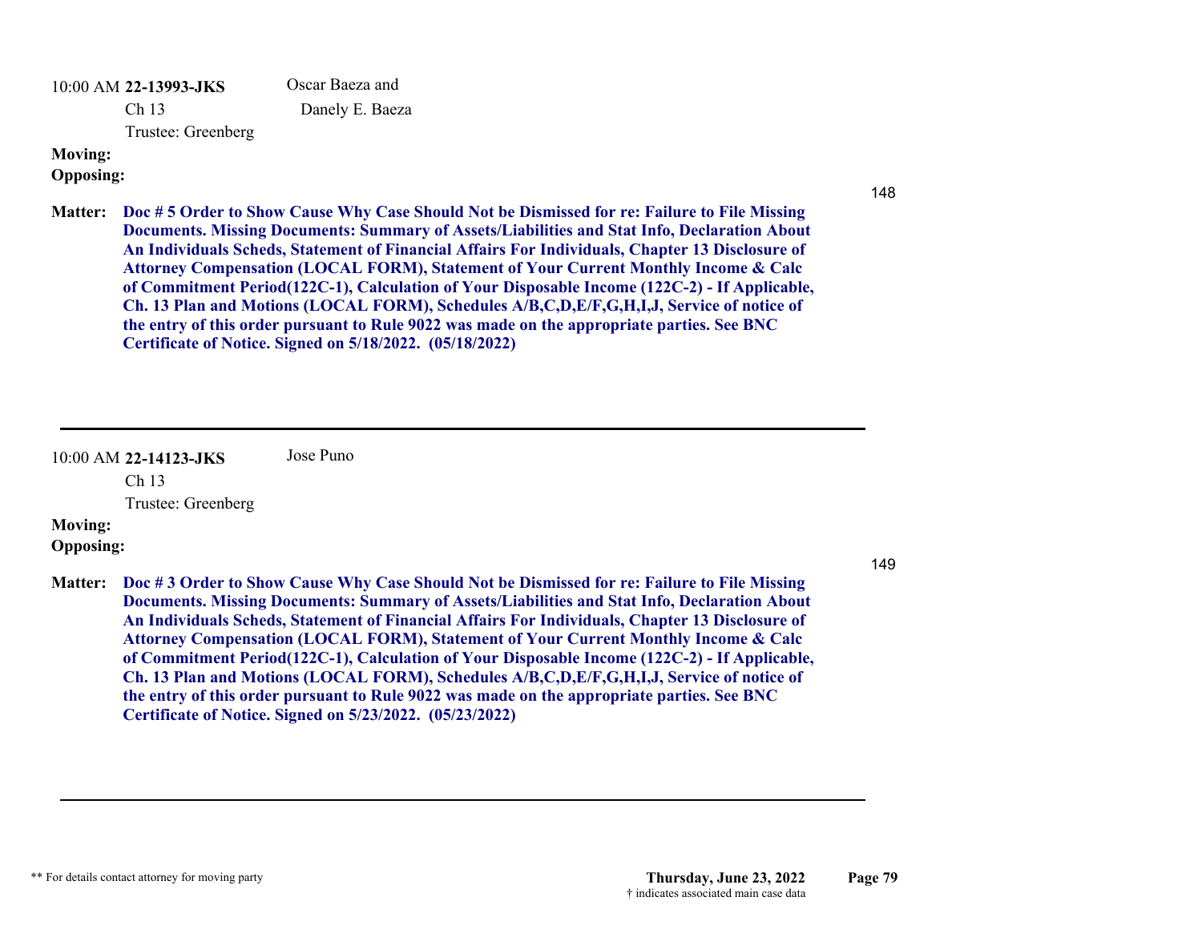10:00 AM **22-13993-JKS** Oscar Baeza and Danely E. Baeza

Ch 13

Trustee: Greenberg

**Moving:**

**Opposing:**

148

**Matter:** **Doc # 5 Order to Show Cause Why Case Should Not be Dismissed for re: Failure to File Missing Documents. Missing Documents: Summary of Assets/Liabilities and Stat Info, Declaration About An Individuals Scheds, Statement of Financial Affairs For Individuals, Chapter 13 Disclosure of Attorney Compensation (LOCAL FORM), Statement of Your Current Monthly Income & Calc of Commitment Period(122C-1), Calculation of Your Disposable Income (122C-2) - If Applicable, Ch. 13 Plan and Motions (LOCAL FORM), Schedules A/B,C,D,E/F,G,H,I,J, Service of notice of the entry of this order pursuant to Rule 9022 was made on the appropriate parties. See BNC Certificate of Notice. Signed on 5/18/2022. (05/18/2022)**

---

10:00 AM **22-14123-JKS** Jose Puno

Ch 13

Trustee: Greenberg

**Moving:**

**Opposing:**

149

**Matter:** **Doc # 3 Order to Show Cause Why Case Should Not be Dismissed for re: Failure to File Missing Documents. Missing Documents: Summary of Assets/Liabilities and Stat Info, Declaration About An Individuals Scheds, Statement of Financial Affairs For Individuals, Chapter 13 Disclosure of Attorney Compensation (LOCAL FORM), Statement of Your Current Monthly Income & Calc of Commitment Period(122C-1), Calculation of Your Disposable Income (122C-2) - If Applicable, Ch. 13 Plan and Motions (LOCAL FORM), Schedules A/B,C,D,E/F,G,H,I,J, Service of notice of the entry of this order pursuant to Rule 9022 was made on the appropriate parties. See BNC Certificate of Notice. Signed on 5/23/2022. (05/23/2022)**

---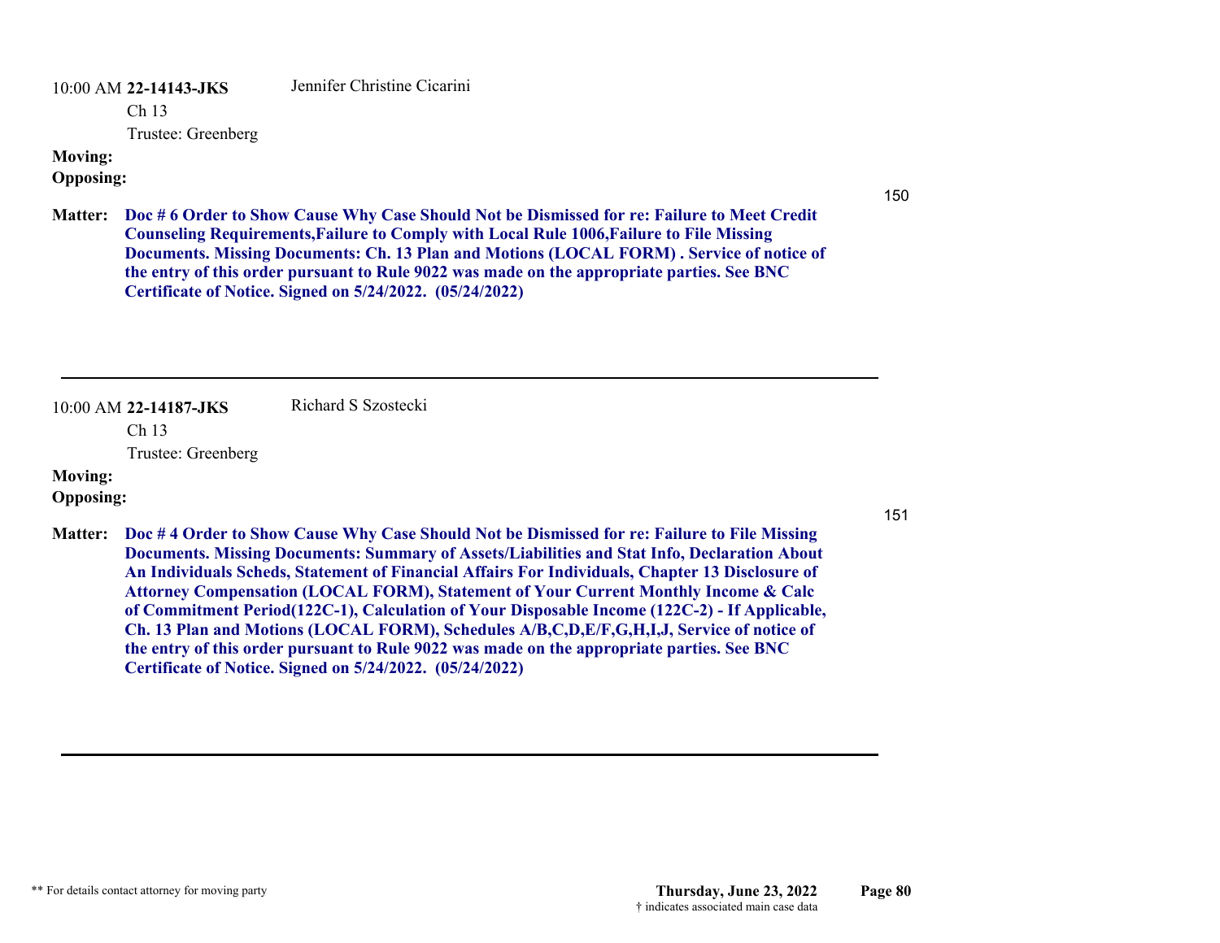10:00 AM **22-14143-JKS** Jennifer Christine Cicarini

Ch 13

Trustee: Greenberg

**Moving:**

**Opposing:**

150

**Matter:** **Doc # 6 Order to Show Cause Why Case Should Not be Dismissed for re: Failure to Meet Credit Counseling Requirements,Failure to Comply with Local Rule 1006,Failure to File Missing Documents. Missing Documents: Ch. 13 Plan and Motions (LOCAL FORM) . Service of notice of the entry of this order pursuant to Rule 9022 was made on the appropriate parties. See BNC Certificate of Notice. Signed on 5/24/2022. (05/24/2022)**

---

10:00 AM **22-14187-JKS** Richard S Szostecki

Ch 13

Trustee: Greenberg

**Moving:**

**Opposing:**

151

**Matter:** **Doc # 4 Order to Show Cause Why Case Should Not be Dismissed for re: Failure to File Missing Documents. Missing Documents: Summary of Assets/Liabilities and Stat Info, Declaration About An Individuals Scheds, Statement of Financial Affairs For Individuals, Chapter 13 Disclosure of Attorney Compensation (LOCAL FORM), Statement of Your Current Monthly Income & Calc of Commitment Period(122C-1), Calculation of Your Disposable Income (122C-2) - If Applicable, Ch. 13 Plan and Motions (LOCAL FORM), Schedules A/B,C,D,E/F,G,H,I,J, Service of notice of the entry of this order pursuant to Rule 9022 was made on the appropriate parties. See BNC Certificate of Notice. Signed on 5/24/2022. (05/24/2022)**

---

** For details contact attorney for moving party

**Thursday, June 23, 2022**

† indicates associated main case data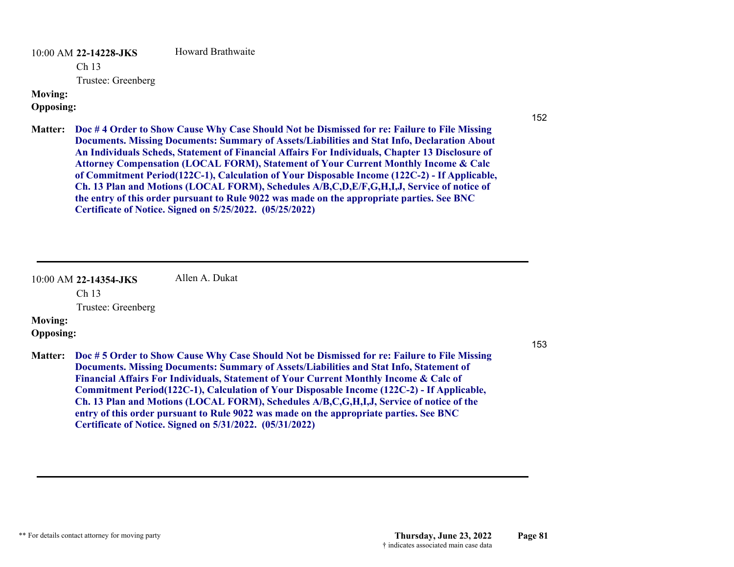10:00 AM **22-14228-JKS** Howard Brathwaite

Ch 13

Trustee: Greenberg

**Moving:**

**Opposing:**

152

**Matter:** **Doc # 4 Order to Show Cause Why Case Should Not be Dismissed for re: Failure to File Missing Documents. Missing Documents: Summary of Assets/Liabilities and Stat Info, Declaration About An Individuals Scheds, Statement of Financial Affairs For Individuals, Chapter 13 Disclosure of Attorney Compensation (LOCAL FORM), Statement of Your Current Monthly Income & Calc of Commitment Period(122C-1), Calculation of Your Disposable Income (122C-2) - If Applicable, Ch. 13 Plan and Motions (LOCAL FORM), Schedules A/B,C,D,E/F,G,H,I,J, Service of notice of the entry of this order pursuant to Rule 9022 was made on the appropriate parties. See BNC Certificate of Notice. Signed on 5/25/2022. (05/25/2022)**

---

10:00 AM **22-14354-JKS** Allen A. Dukat

Ch 13

Trustee: Greenberg

**Moving:**

**Opposing:**

153

**Matter:** **Doc # 5 Order to Show Cause Why Case Should Not be Dismissed for re: Failure to File Missing Documents. Missing Documents: Summary of Assets/Liabilities and Stat Info, Statement of Financial Affairs For Individuals, Statement of Your Current Monthly Income & Calc of Commitment Period(122C-1), Calculation of Your Disposable Income (122C-2) - If Applicable, Ch. 13 Plan and Motions (LOCAL FORM), Schedules A/B,C,G,H,I,J, Service of notice of the entry of this order pursuant to Rule 9022 was made on the appropriate parties. See BNC Certificate of Notice. Signed on 5/31/2022. (05/31/2022)**

---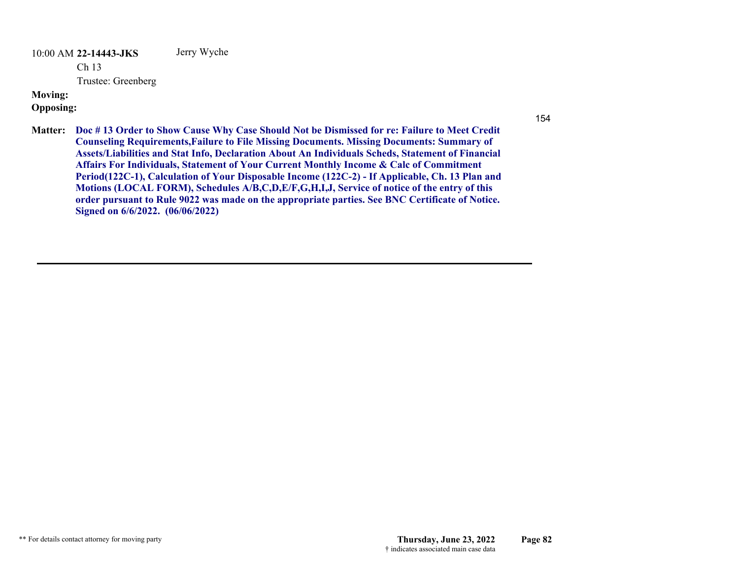10:00 AM **22-14443-JKS** Jerry Wyche

Ch 13

Trustee: Greenberg

**Moving:**

**Opposing:**

154

**Matter:** **Doc # 13 Order to Show Cause Why Case Should Not be Dismissed for re: Failure to Meet Credit Counseling Requirements,Failure to File Missing Documents. Missing Documents: Summary of Assets/Liabilities and Stat Info, Declaration About An Individuals Scheds, Statement of Financial Affairs For Individuals, Statement of Your Current Monthly Income & Calc of Commitment Period(122C-1), Calculation of Your Disposable Income (122C-2) - If Applicable, Ch. 13 Plan and Motions (LOCAL FORM), Schedules A/B,C,D,E/F,G,H,I,J, Service of notice of the entry of this order pursuant to Rule 9022 was made on the appropriate parties. See BNC Certificate of Notice. Signed on 6/6/2022. (06/06/2022)**

---

** For details contact attorney for moving party

**Thursday, June 23, 2022**

† indicates associated main case data